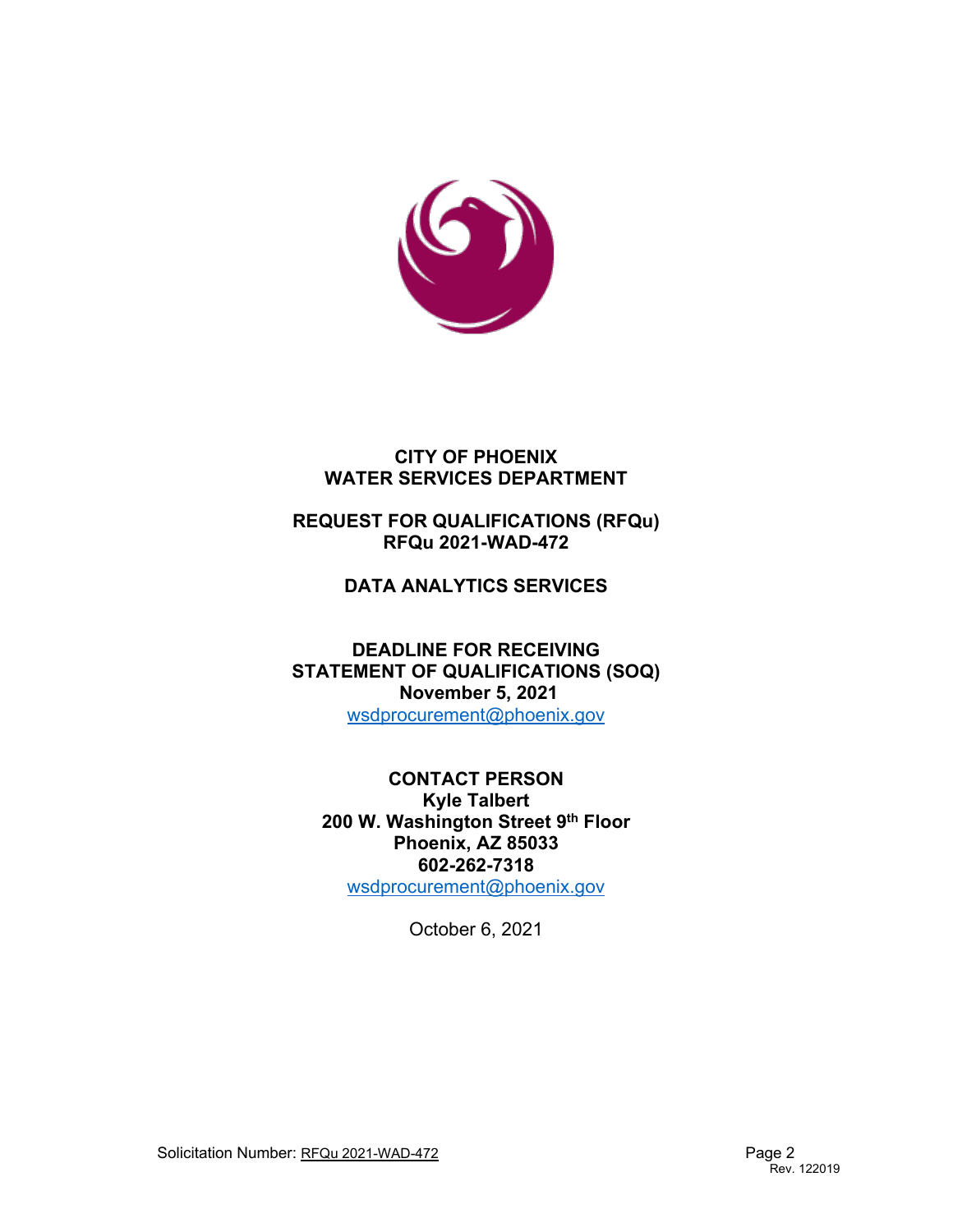**CITY OF PHOENIX**
**WATER SERVICES DEPARTMENT**

**REQUEST FOR QUALIFICATIONS (RFQu)**
**RFQu 2021-WAD-472**

**DATA ANALYTICS SERVICES**

**DEADLINE FOR RECEIVING**
**STATEMENT OF QUALIFICATIONS (SOQ)**
**November 5, 2021**
wsdprocurement@phoenix.gov

**CONTACT PERSON**
**Kyle Talbert**
**200 W. Washington Street 9th Floor**
**Phoenix, AZ 85033**
**602-262-7318**
wsdprocurement@phoenix.gov

October 6, 2021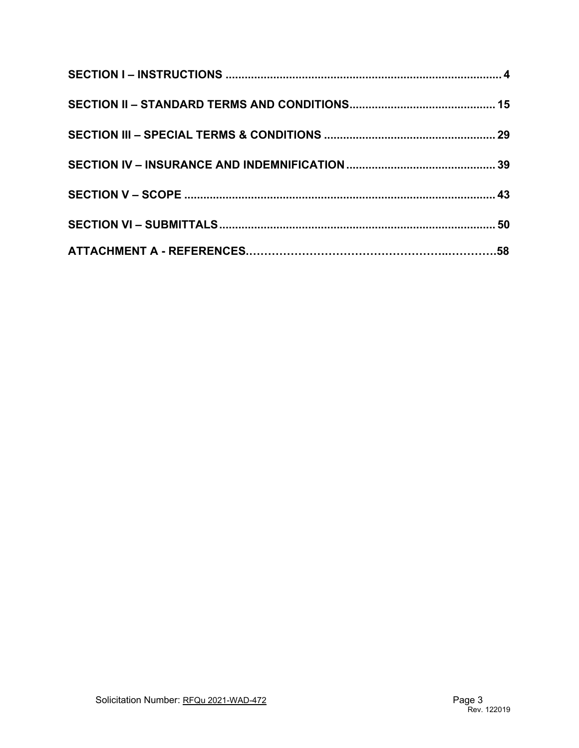**SECTION I – INSTRUCTIONS ........................................................................................ 4**

**SECTION II – STANDARD TERMS AND CONDITIONS............................................. 15**

**SECTION III – SPECIAL TERMS & CONDITIONS ...................................................... 29**

**SECTION IV – INSURANCE AND INDEMNIFICATION ............................................... 39**

**SECTION V – SCOPE .................................................................................................. 43**

**SECTION VI – SUBMITTALS ....................................................................................... 50**

**ATTACHMENT A - REFERENCES…………………………………………………..…………58**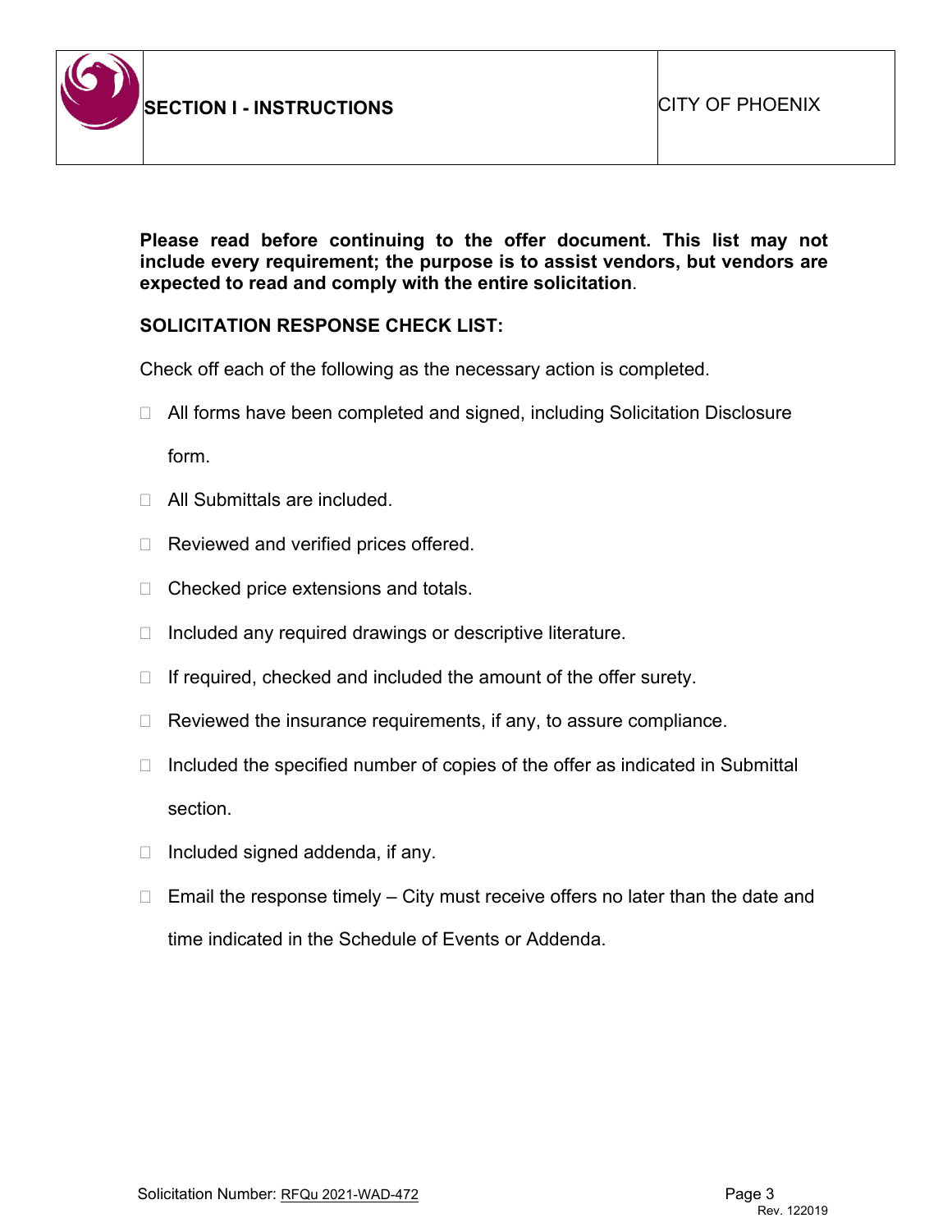# SECTION I - INSTRUCTIONS

CITY OF PHOENIX

**Please read before continuing to the offer document. This list may not include every requirement; the purpose is to assist vendors, but vendors are expected to read and comply with the entire solicitation**.

**SOLICITATION RESPONSE CHECK LIST:**

Check off each of the following as the necessary action is completed.

- ☐ All forms have been completed and signed, including Solicitation Disclosure form.
- ☐ All Submittals are included.
- ☐ Reviewed and verified prices offered.
- ☐ Checked price extensions and totals.
- ☐ Included any required drawings or descriptive literature.
- ☐ If required, checked and included the amount of the offer surety.
- ☐ Reviewed the insurance requirements, if any, to assure compliance.
- ☐ Included the specified number of copies of the offer as indicated in Submittal section.
- ☐ Included signed addenda, if any.
- ☐ Email the response timely – City must receive offers no later than the date and time indicated in the Schedule of Events or Addenda.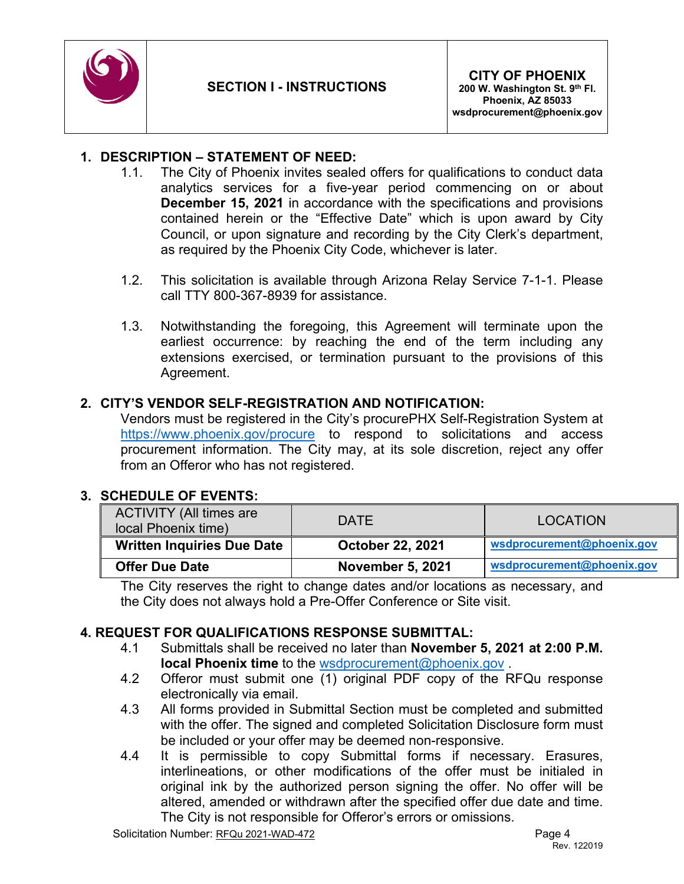| | SECTION I - INSTRUCTIONS | CITY OF PHOENIX<br>200 W. Washington St. 9th Fl.<br>Phoenix, AZ 85033<br>wsdprocurement@phoenix.gov |
|---|---|---|

## 1. DESCRIPTION – STATEMENT OF NEED:

1.1. The City of Phoenix invites sealed offers for qualifications to conduct data analytics services for a five-year period commencing on or about **December 15, 2021** in accordance with the specifications and provisions contained herein or the "Effective Date" which is upon award by City Council, or upon signature and recording by the City Clerk's department, as required by the Phoenix City Code, whichever is later.

1.2. This solicitation is available through Arizona Relay Service 7-1-1. Please call TTY 800-367-8939 for assistance.

1.3. Notwithstanding the foregoing, this Agreement will terminate upon the earliest occurrence: by reaching the end of the term including any extensions exercised, or termination pursuant to the provisions of this Agreement.

## 2. CITY'S VENDOR SELF-REGISTRATION AND NOTIFICATION:

Vendors must be registered in the City's procurePHX Self-Registration System at https://www.phoenix.gov/procure to respond to solicitations and access procurement information. The City may, at its sole discretion, reject any offer from an Offeror who has not registered.

## 3. SCHEDULE OF EVENTS:

| ACTIVITY (All times are local Phoenix time) | DATE | LOCATION |
|---|---|---|
| **Written Inquiries Due Date** | **October 22, 2021** | wsdprocurement@phoenix.gov |
| **Offer Due Date** | **November 5, 2021** | wsdprocurement@phoenix.gov |

The City reserves the right to change dates and/or locations as necessary, and the City does not always hold a Pre-Offer Conference or Site visit.

## 4. REQUEST FOR QUALIFICATIONS RESPONSE SUBMITTAL:

4.1 Submittals shall be received no later than **November 5, 2021 at 2:00 P.M. local Phoenix time** to the wsdprocurement@phoenix.gov .

4.2 Offeror must submit one (1) original PDF copy of the RFQu response electronically via email.

4.3 All forms provided in Submittal Section must be completed and submitted with the offer. The signed and completed Solicitation Disclosure form must be included or your offer may be deemed non-responsive.

4.4 It is permissible to copy Submittal forms if necessary. Erasures, interlineations, or other modifications of the offer must be initialed in original ink by the authorized person signing the offer. No offer will be altered, amended or withdrawn after the specified offer due date and time. The City is not responsible for Offeror's errors or omissions.

Solicitation Number: RFQu 2021-WAD-472

Rev. 122019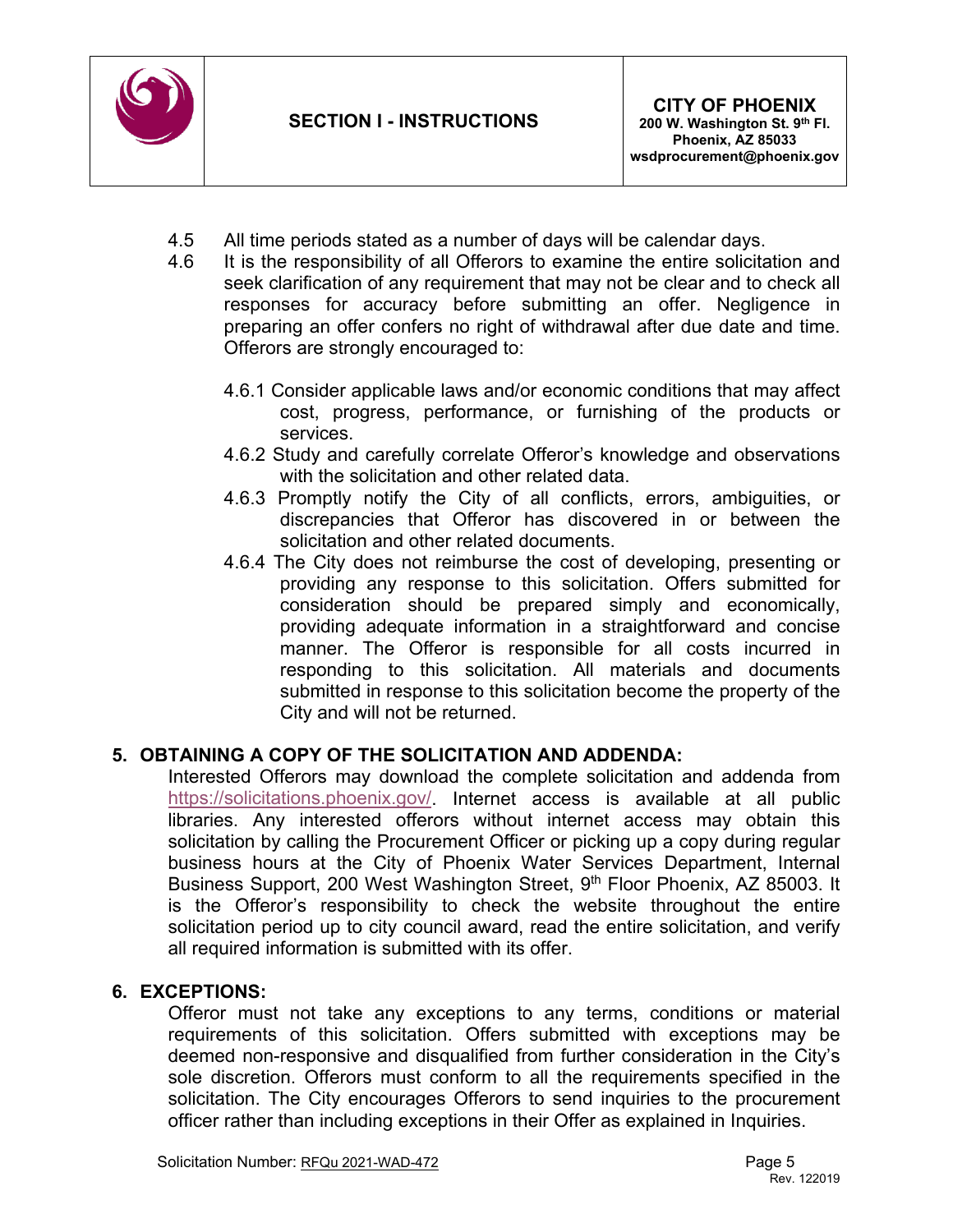4.5 All time periods stated as a number of days will be calendar days.

4.6 It is the responsibility of all Offerors to examine the entire solicitation and seek clarification of any requirement that may not be clear and to check all responses for accuracy before submitting an offer. Negligence in preparing an offer confers no right of withdrawal after due date and time. Offerors are strongly encouraged to:

4.6.1 Consider applicable laws and/or economic conditions that may affect cost, progress, performance, or furnishing of the products or services.

4.6.2 Study and carefully correlate Offeror's knowledge and observations with the solicitation and other related data.

4.6.3 Promptly notify the City of all conflicts, errors, ambiguities, or discrepancies that Offeror has discovered in or between the solicitation and other related documents.

4.6.4 The City does not reimburse the cost of developing, presenting or providing any response to this solicitation. Offers submitted for consideration should be prepared simply and economically, providing adequate information in a straightforward and concise manner. The Offeror is responsible for all costs incurred in responding to this solicitation. All materials and documents submitted in response to this solicitation become the property of the City and will not be returned.

## 5. OBTAINING A COPY OF THE SOLICITATION AND ADDENDA:

Interested Offerors may download the complete solicitation and addenda from https://solicitations.phoenix.gov/. Internet access is available at all public libraries. Any interested offerors without internet access may obtain this solicitation by calling the Procurement Officer or picking up a copy during regular business hours at the City of Phoenix Water Services Department, Internal Business Support, 200 West Washington Street, 9th Floor Phoenix, AZ 85003. It is the Offeror's responsibility to check the website throughout the entire solicitation period up to city council award, read the entire solicitation, and verify all required information is submitted with its offer.

## 6. EXCEPTIONS:

Offeror must not take any exceptions to any terms, conditions or material requirements of this solicitation. Offers submitted with exceptions may be deemed non-responsive and disqualified from further consideration in the City's sole discretion. Offerors must conform to all the requirements specified in the solicitation. The City encourages Offerors to send inquiries to the procurement officer rather than including exceptions in their Offer as explained in Inquiries.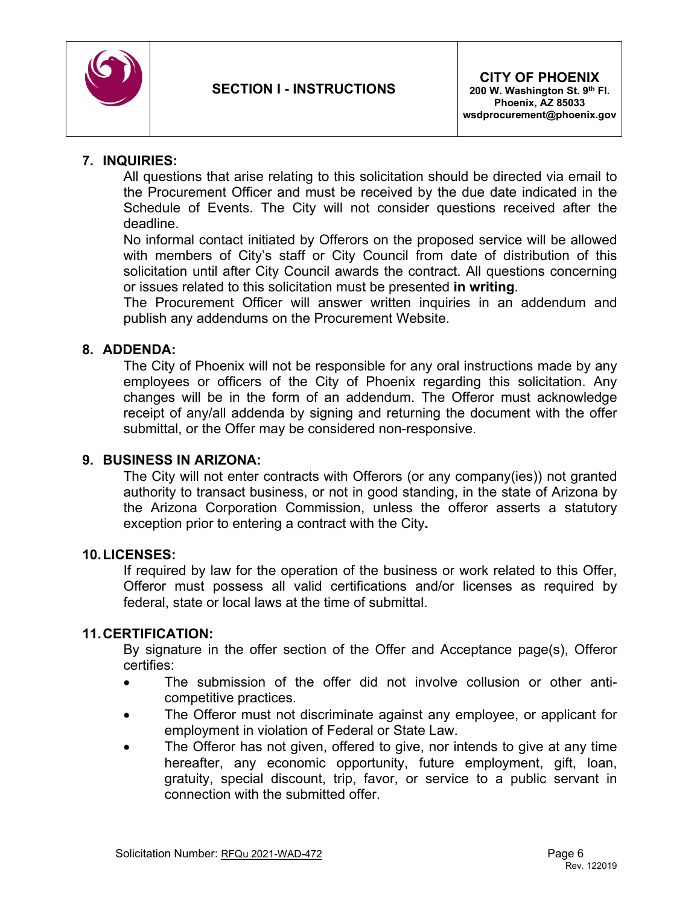## 7. INQUIRIES:

All questions that arise relating to this solicitation should be directed via email to the Procurement Officer and must be received by the due date indicated in the Schedule of Events. The City will not consider questions received after the deadline.

No informal contact initiated by Offerors on the proposed service will be allowed with members of City's staff or City Council from date of distribution of this solicitation until after City Council awards the contract. All questions concerning or issues related to this solicitation must be presented **in writing**.

The Procurement Officer will answer written inquiries in an addendum and publish any addendums on the Procurement Website.

## 8. ADDENDA:

The City of Phoenix will not be responsible for any oral instructions made by any employees or officers of the City of Phoenix regarding this solicitation. Any changes will be in the form of an addendum. The Offeror must acknowledge receipt of any/all addenda by signing and returning the document with the offer submittal, or the Offer may be considered non-responsive.

## 9. BUSINESS IN ARIZONA:

The City will not enter contracts with Offerors (or any company(ies)) not granted authority to transact business, or not in good standing, in the state of Arizona by the Arizona Corporation Commission, unless the offeror asserts a statutory exception prior to entering a contract with the City**.**

## 10. LICENSES:

If required by law for the operation of the business or work related to this Offer, Offeror must possess all valid certifications and/or licenses as required by federal, state or local laws at the time of submittal.

## 11. CERTIFICATION:

By signature in the offer section of the Offer and Acceptance page(s), Offeror certifies:

- The submission of the offer did not involve collusion or other anti-competitive practices.
- The Offeror must not discriminate against any employee, or applicant for employment in violation of Federal or State Law.
- The Offeror has not given, offered to give, nor intends to give at any time hereafter, any economic opportunity, future employment, gift, loan, gratuity, special discount, trip, favor, or service to a public servant in connection with the submitted offer.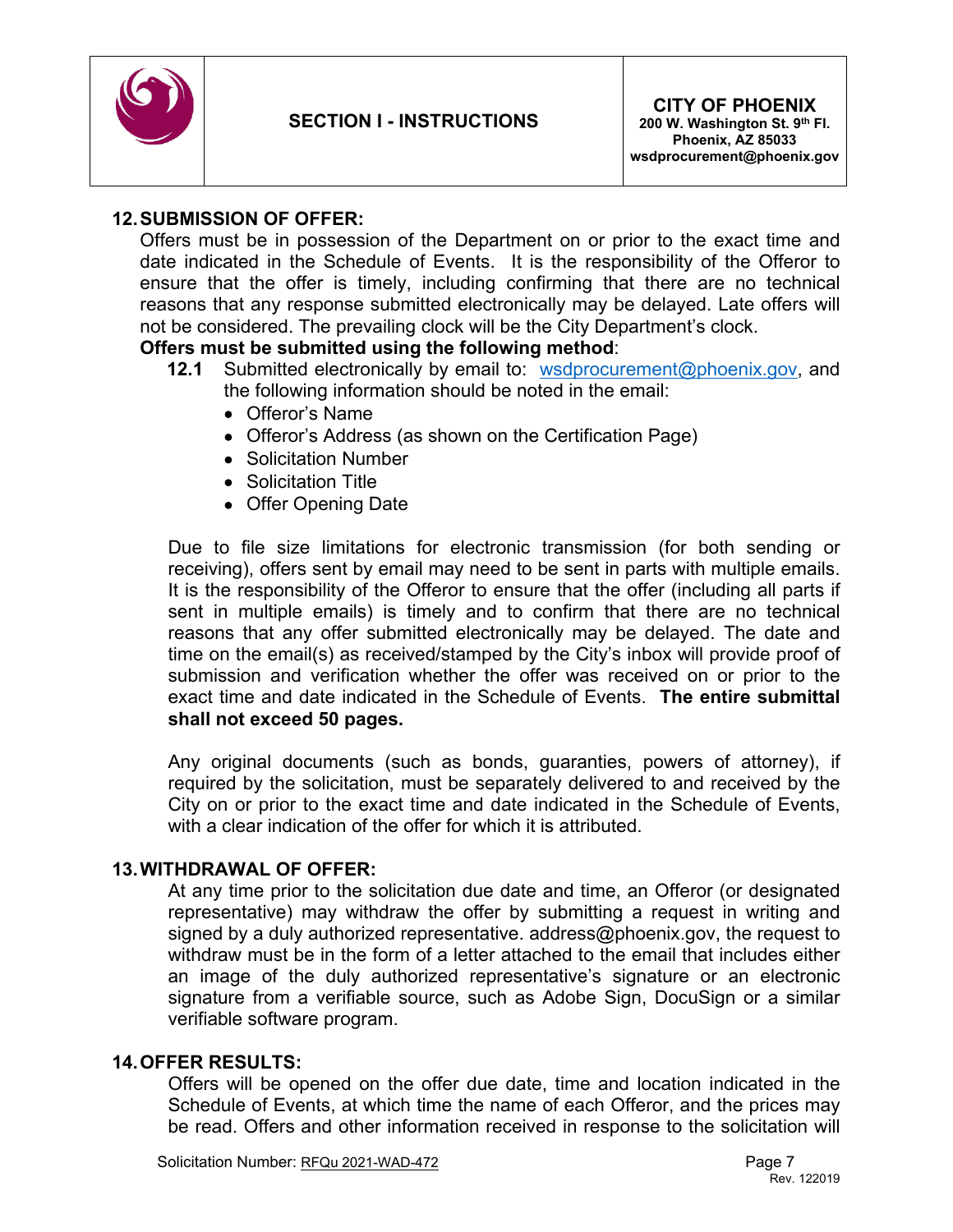## 12. SUBMISSION OF OFFER:

Offers must be in possession of the Department on or prior to the exact time and date indicated in the Schedule of Events. It is the responsibility of the Offeror to ensure that the offer is timely, including confirming that there are no technical reasons that any response submitted electronically may be delayed. Late offers will not be considered. The prevailing clock will be the City Department's clock.

**Offers must be submitted using the following method**:

**12.1** Submitted electronically by email to: wsdprocurement@phoenix.gov, and the following information should be noted in the email:

- Offeror's Name
- Offeror's Address (as shown on the Certification Page)
- Solicitation Number
- Solicitation Title
- Offer Opening Date

Due to file size limitations for electronic transmission (for both sending or receiving), offers sent by email may need to be sent in parts with multiple emails. It is the responsibility of the Offeror to ensure that the offer (including all parts if sent in multiple emails) is timely and to confirm that there are no technical reasons that any offer submitted electronically may be delayed. The date and time on the email(s) as received/stamped by the City's inbox will provide proof of submission and verification whether the offer was received on or prior to the exact time and date indicated in the Schedule of Events. **The entire submittal shall not exceed 50 pages.**

Any original documents (such as bonds, guaranties, powers of attorney), if required by the solicitation, must be separately delivered to and received by the City on or prior to the exact time and date indicated in the Schedule of Events, with a clear indication of the offer for which it is attributed.

## 13. WITHDRAWAL OF OFFER:

At any time prior to the solicitation due date and time, an Offeror (or designated representative) may withdraw the offer by submitting a request in writing and signed by a duly authorized representative. address@phoenix.gov, the request to withdraw must be in the form of a letter attached to the email that includes either an image of the duly authorized representative's signature or an electronic signature from a verifiable source, such as Adobe Sign, DocuSign or a similar verifiable software program.

## 14. OFFER RESULTS:

Offers will be opened on the offer due date, time and location indicated in the Schedule of Events, at which time the name of each Offeror, and the prices may be read. Offers and other information received in response to the solicitation will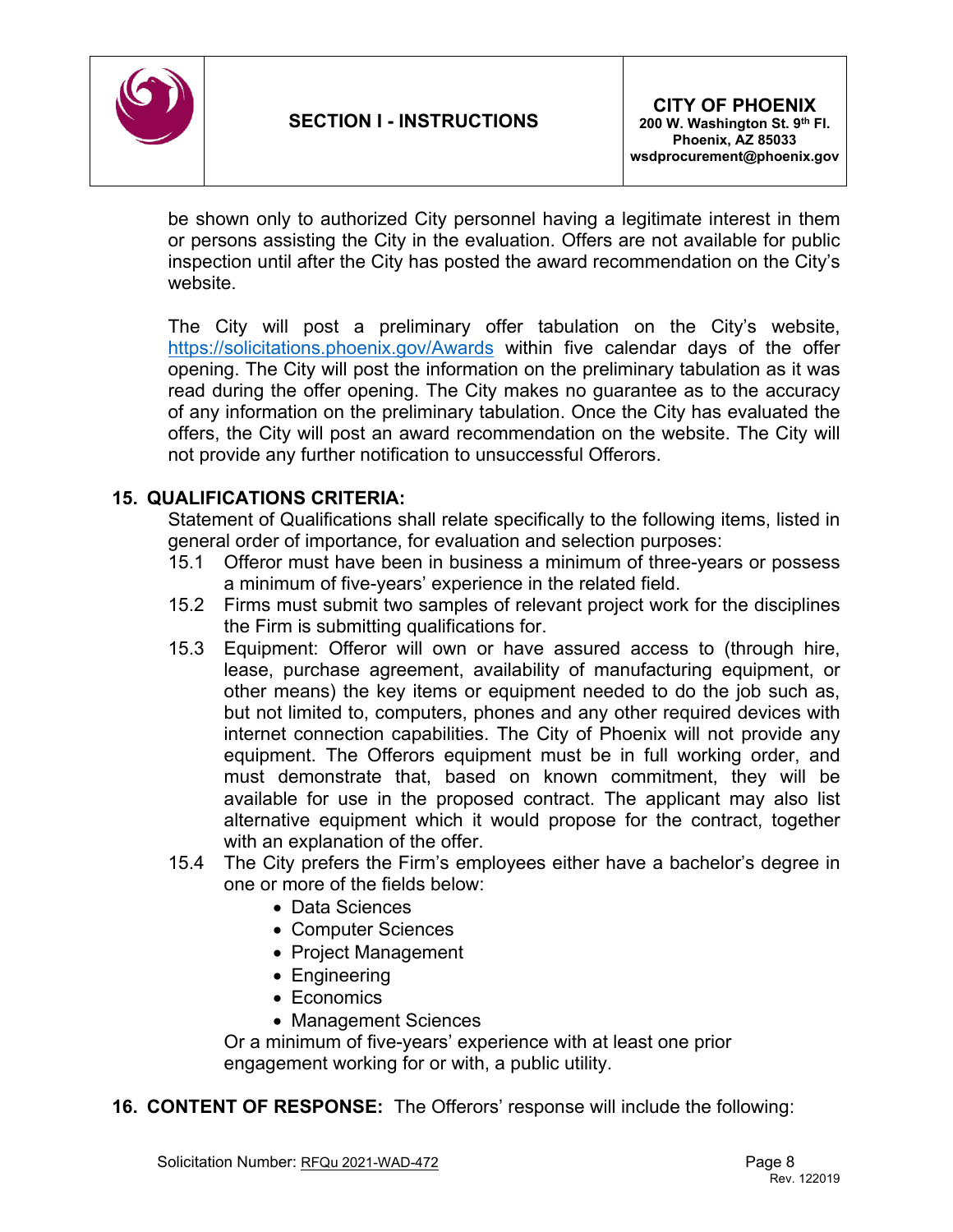be shown only to authorized City personnel having a legitimate interest in them or persons assisting the City in the evaluation. Offers are not available for public inspection until after the City has posted the award recommendation on the City's website.

The City will post a preliminary offer tabulation on the City's website, https://solicitations.phoenix.gov/Awards within five calendar days of the offer opening. The City will post the information on the preliminary tabulation as it was read during the offer opening. The City makes no guarantee as to the accuracy of any information on the preliminary tabulation. Once the City has evaluated the offers, the City will post an award recommendation on the website. The City will not provide any further notification to unsuccessful Offerors.

**15. QUALIFICATIONS CRITERIA:**

Statement of Qualifications shall relate specifically to the following items, listed in general order of importance, for evaluation and selection purposes:

15.1 Offeror must have been in business a minimum of three-years or possess a minimum of five-years' experience in the related field.

15.2 Firms must submit two samples of relevant project work for the disciplines the Firm is submitting qualifications for.

15.3 Equipment: Offeror will own or have assured access to (through hire, lease, purchase agreement, availability of manufacturing equipment, or other means) the key items or equipment needed to do the job such as, but not limited to, computers, phones and any other required devices with internet connection capabilities. The City of Phoenix will not provide any equipment. The Offerors equipment must be in full working order, and must demonstrate that, based on known commitment, they will be available for use in the proposed contract. The applicant may also list alternative equipment which it would propose for the contract, together with an explanation of the offer.

15.4 The City prefers the Firm's employees either have a bachelor's degree in one or more of the fields below:

- Data Sciences
- Computer Sciences
- Project Management
- Engineering
- Economics
- Management Sciences

Or a minimum of five-years' experience with at least one prior engagement working for or with, a public utility.

**16. CONTENT OF RESPONSE:** The Offerors' response will include the following: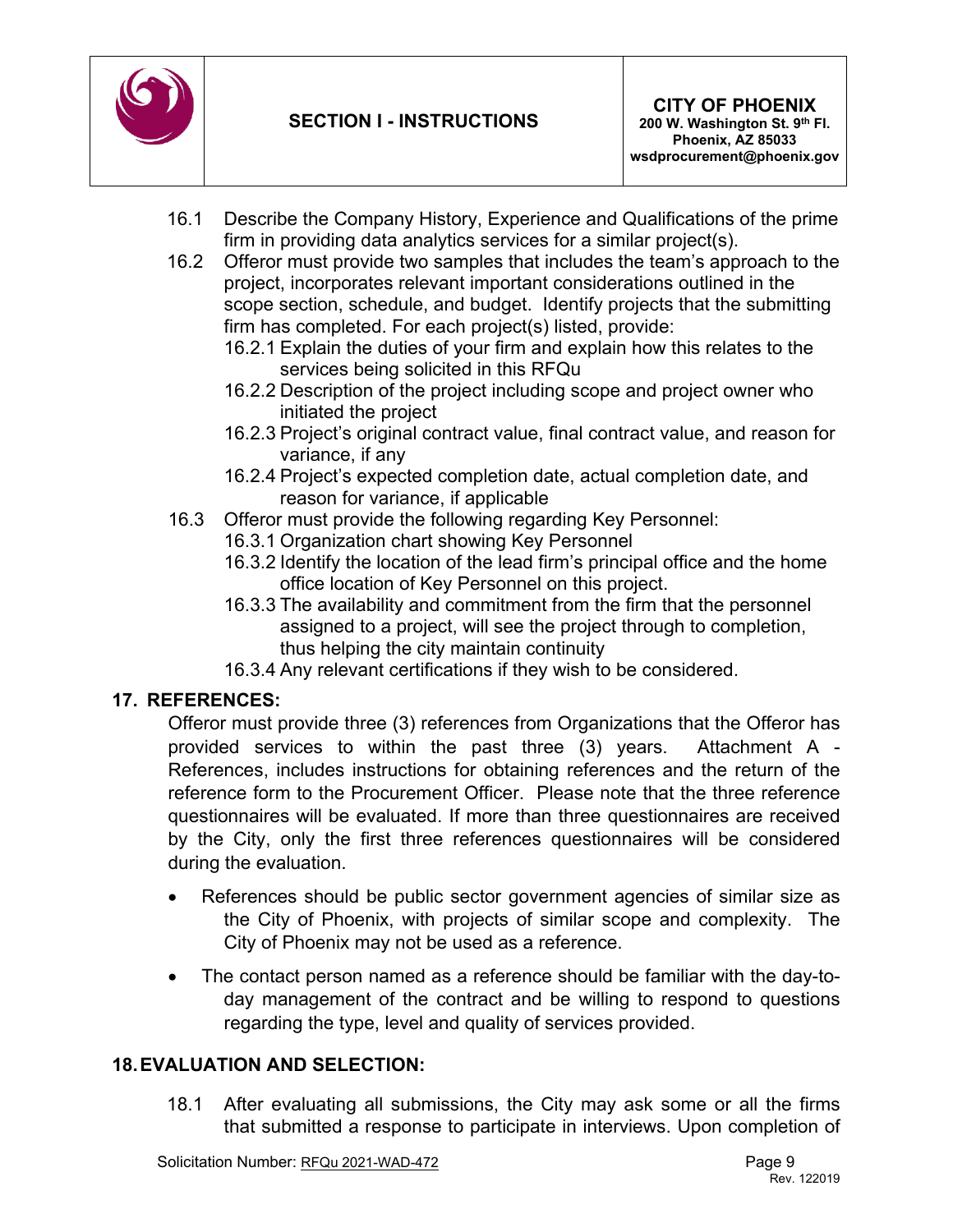16.1 Describe the Company History, Experience and Qualifications of the prime firm in providing data analytics services for a similar project(s).

16.2 Offeror must provide two samples that includes the team's approach to the project, incorporates relevant important considerations outlined in the scope section, schedule, and budget. Identify projects that the submitting firm has completed. For each project(s) listed, provide:

- 16.2.1 Explain the duties of your firm and explain how this relates to the services being solicited in this RFQu
- 16.2.2 Description of the project including scope and project owner who initiated the project
- 16.2.3 Project's original contract value, final contract value, and reason for variance, if any
- 16.2.4 Project's expected completion date, actual completion date, and reason for variance, if applicable

16.3 Offeror must provide the following regarding Key Personnel:

- 16.3.1 Organization chart showing Key Personnel
- 16.3.2 Identify the location of the lead firm's principal office and the home office location of Key Personnel on this project.
- 16.3.3 The availability and commitment from the firm that the personnel assigned to a project, will see the project through to completion, thus helping the city maintain continuity
- 16.3.4 Any relevant certifications if they wish to be considered.

## 17. REFERENCES:

Offeror must provide three (3) references from Organizations that the Offeror has provided services to within the past three (3) years. Attachment A - References, includes instructions for obtaining references and the return of the reference form to the Procurement Officer. Please note that the three reference questionnaires will be evaluated. If more than three questionnaires are received by the City, only the first three references questionnaires will be considered during the evaluation.

- References should be public sector government agencies of similar size as the City of Phoenix, with projects of similar scope and complexity. The City of Phoenix may not be used as a reference.
- The contact person named as a reference should be familiar with the day-to-day management of the contract and be willing to respond to questions regarding the type, level and quality of services provided.

## 18. EVALUATION AND SELECTION:

18.1 After evaluating all submissions, the City may ask some or all the firms that submitted a response to participate in interviews. Upon completion of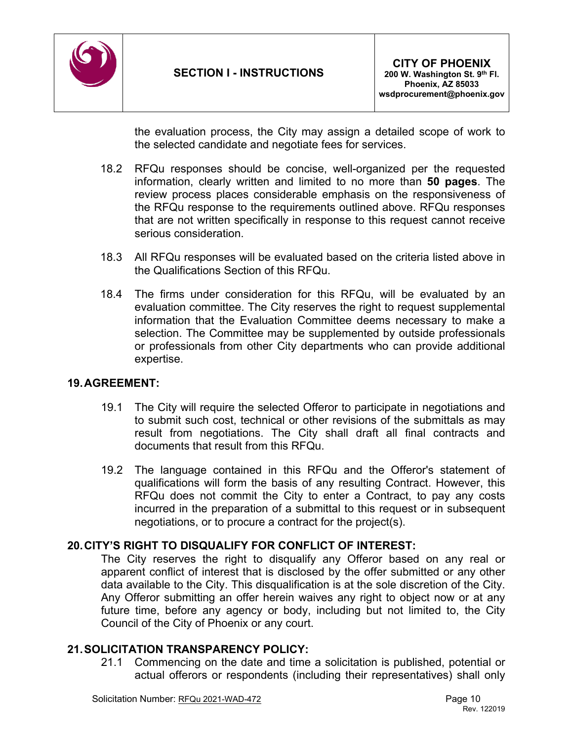the evaluation process, the City may assign a detailed scope of work to the selected candidate and negotiate fees for services.

18.2 RFQu responses should be concise, well-organized per the requested information, clearly written and limited to no more than **50 pages**. The review process places considerable emphasis on the responsiveness of the RFQu response to the requirements outlined above. RFQu responses that are not written specifically in response to this request cannot receive serious consideration.

18.3 All RFQu responses will be evaluated based on the criteria listed above in the Qualifications Section of this RFQu.

18.4 The firms under consideration for this RFQu, will be evaluated by an evaluation committee. The City reserves the right to request supplemental information that the Evaluation Committee deems necessary to make a selection. The Committee may be supplemented by outside professionals or professionals from other City departments who can provide additional expertise.

## 19. AGREEMENT:

19.1 The City will require the selected Offeror to participate in negotiations and to submit such cost, technical or other revisions of the submittals as may result from negotiations. The City shall draft all final contracts and documents that result from this RFQu.

19.2 The language contained in this RFQu and the Offeror's statement of qualifications will form the basis of any resulting Contract. However, this RFQu does not commit the City to enter a Contract, to pay any costs incurred in the preparation of a submittal to this request or in subsequent negotiations, or to procure a contract for the project(s).

## 20. CITY'S RIGHT TO DISQUALIFY FOR CONFLICT OF INTEREST:

The City reserves the right to disqualify any Offeror based on any real or apparent conflict of interest that is disclosed by the offer submitted or any other data available to the City. This disqualification is at the sole discretion of the City. Any Offeror submitting an offer herein waives any right to object now or at any future time, before any agency or body, including but not limited to, the City Council of the City of Phoenix or any court.

## 21. SOLICITATION TRANSPARENCY POLICY:

21.1 Commencing on the date and time a solicitation is published, potential or actual offerors or respondents (including their representatives) shall only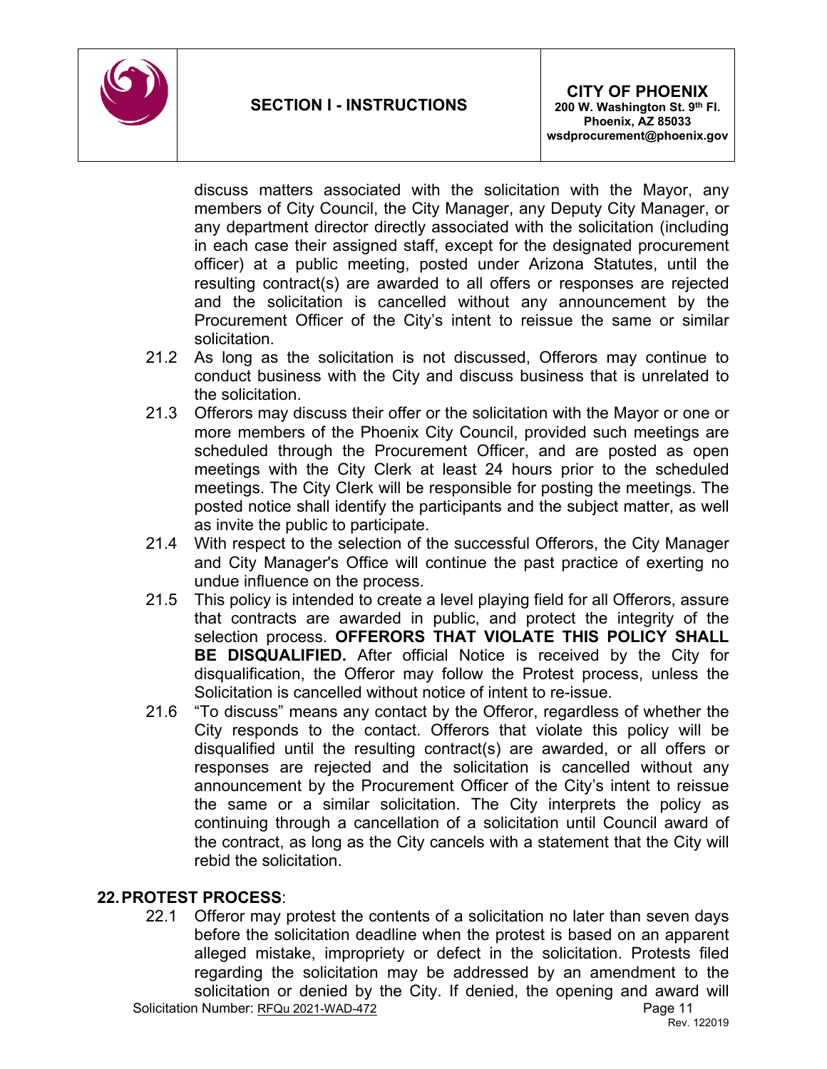discuss matters associated with the solicitation with the Mayor, any members of City Council, the City Manager, any Deputy City Manager, or any department director directly associated with the solicitation (including in each case their assigned staff, except for the designated procurement officer) at a public meeting, posted under Arizona Statutes, until the resulting contract(s) are awarded to all offers or responses are rejected and the solicitation is cancelled without any announcement by the Procurement Officer of the City's intent to reissue the same or similar solicitation.

21.2 As long as the solicitation is not discussed, Offerors may continue to conduct business with the City and discuss business that is unrelated to the solicitation.

21.3 Offerors may discuss their offer or the solicitation with the Mayor or one or more members of the Phoenix City Council, provided such meetings are scheduled through the Procurement Officer, and are posted as open meetings with the City Clerk at least 24 hours prior to the scheduled meetings. The City Clerk will be responsible for posting the meetings. The posted notice shall identify the participants and the subject matter, as well as invite the public to participate.

21.4 With respect to the selection of the successful Offerors, the City Manager and City Manager's Office will continue the past practice of exerting no undue influence on the process.

21.5 This policy is intended to create a level playing field for all Offerors, assure that contracts are awarded in public, and protect the integrity of the selection process. **OFFERORS THAT VIOLATE THIS POLICY SHALL BE DISQUALIFIED.** After official Notice is received by the City for disqualification, the Offeror may follow the Protest process, unless the Solicitation is cancelled without notice of intent to re-issue.

21.6 "To discuss" means any contact by the Offeror, regardless of whether the City responds to the contact. Offerors that violate this policy will be disqualified until the resulting contract(s) are awarded, or all offers or responses are rejected and the solicitation is cancelled without any announcement by the Procurement Officer of the City's intent to reissue the same or a similar solicitation. The City interprets the policy as continuing through a cancellation of a solicitation until Council award of the contract, as long as the City cancels with a statement that the City will rebid the solicitation.

## 22. PROTEST PROCESS:

22.1 Offeror may protest the contents of a solicitation no later than seven days before the solicitation deadline when the protest is based on an apparent alleged mistake, impropriety or defect in the solicitation. Protests filed regarding the solicitation may be addressed by an amendment to the solicitation or denied by the City. If denied, the opening and award will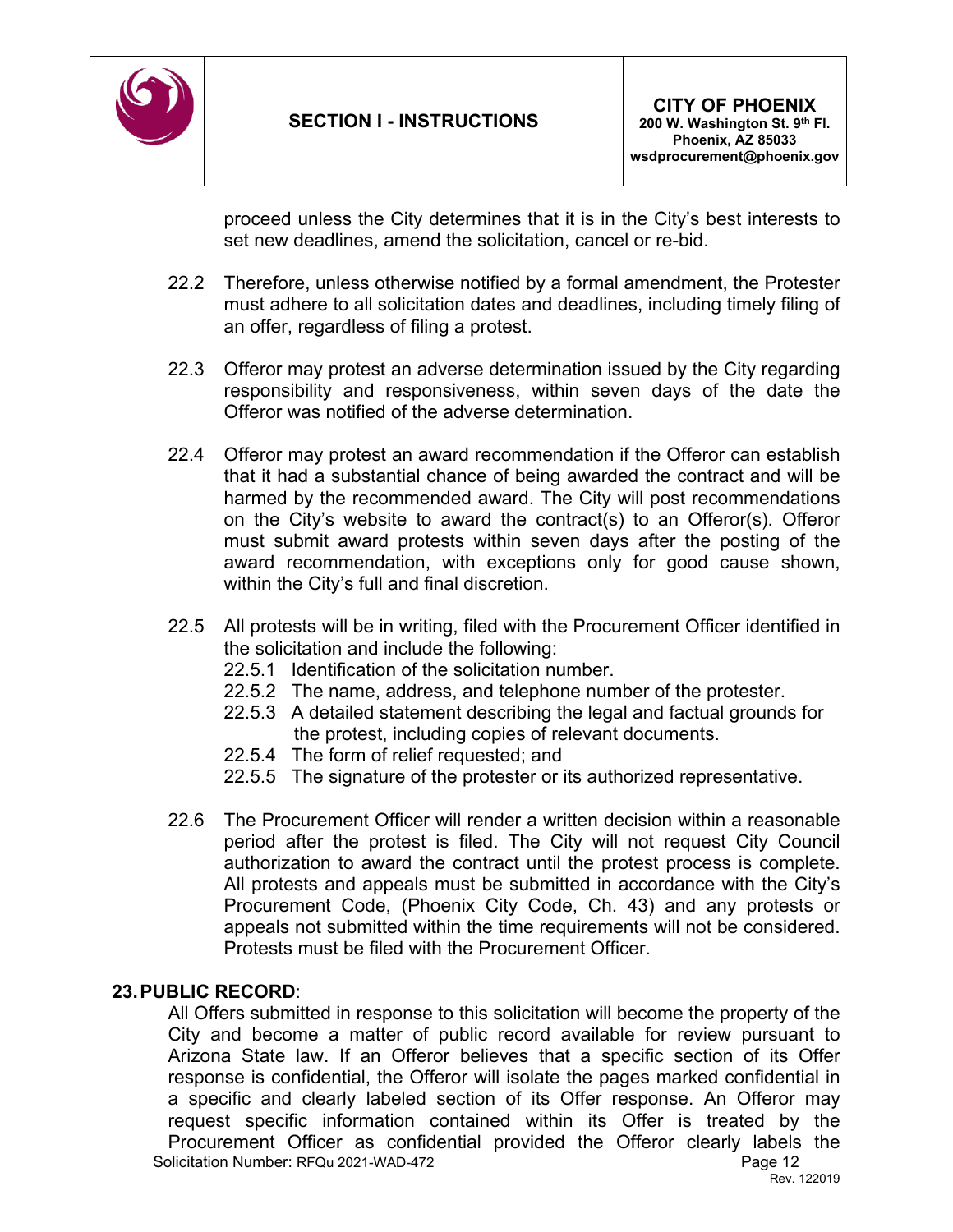proceed unless the City determines that it is in the City's best interests to set new deadlines, amend the solicitation, cancel or re-bid.

22.2 Therefore, unless otherwise notified by a formal amendment, the Protester must adhere to all solicitation dates and deadlines, including timely filing of an offer, regardless of filing a protest.

22.3 Offeror may protest an adverse determination issued by the City regarding responsibility and responsiveness, within seven days of the date the Offeror was notified of the adverse determination.

22.4 Offeror may protest an award recommendation if the Offeror can establish that it had a substantial chance of being awarded the contract and will be harmed by the recommended award. The City will post recommendations on the City's website to award the contract(s) to an Offeror(s). Offeror must submit award protests within seven days after the posting of the award recommendation, with exceptions only for good cause shown, within the City's full and final discretion.

22.5 All protests will be in writing, filed with the Procurement Officer identified in the solicitation and include the following:
- 22.5.1 Identification of the solicitation number.
- 22.5.2 The name, address, and telephone number of the protester.
- 22.5.3 A detailed statement describing the legal and factual grounds for the protest, including copies of relevant documents.
- 22.5.4 The form of relief requested; and
- 22.5.5 The signature of the protester or its authorized representative.

22.6 The Procurement Officer will render a written decision within a reasonable period after the protest is filed. The City will not request City Council authorization to award the contract until the protest process is complete. All protests and appeals must be submitted in accordance with the City's Procurement Code, (Phoenix City Code, Ch. 43) and any protests or appeals not submitted within the time requirements will not be considered. Protests must be filed with the Procurement Officer.

## 23. PUBLIC RECORD:

All Offers submitted in response to this solicitation will become the property of the City and become a matter of public record available for review pursuant to Arizona State law. If an Offeror believes that a specific section of its Offer response is confidential, the Offeror will isolate the pages marked confidential in a specific and clearly labeled section of its Offer response. An Offeror may request specific information contained within its Offer is treated by the Procurement Officer as confidential provided the Offeror clearly labels the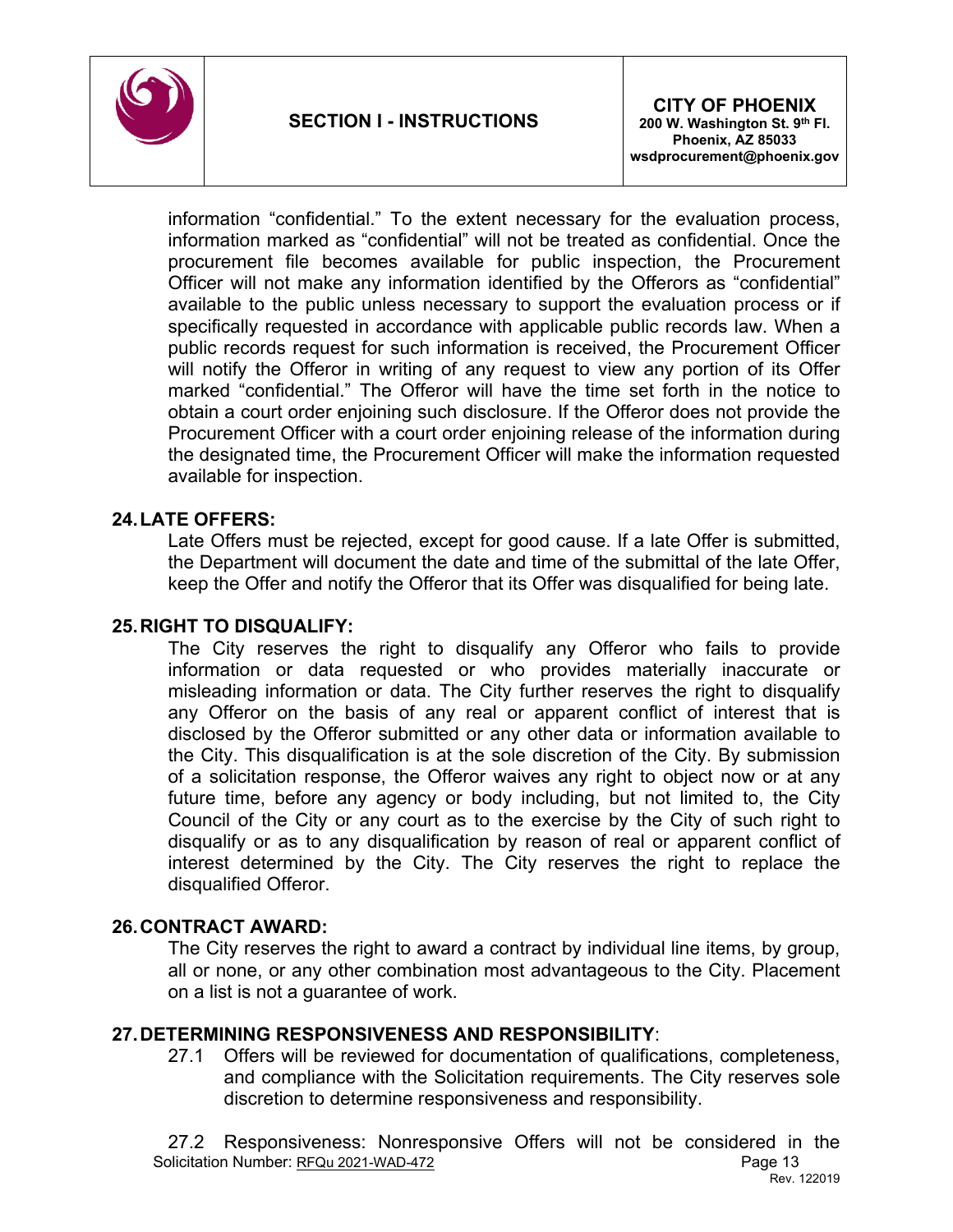information "confidential." To the extent necessary for the evaluation process, information marked as "confidential" will not be treated as confidential. Once the procurement file becomes available for public inspection, the Procurement Officer will not make any information identified by the Offerors as "confidential" available to the public unless necessary to support the evaluation process or if specifically requested in accordance with applicable public records law. When a public records request for such information is received, the Procurement Officer will notify the Offeror in writing of any request to view any portion of its Offer marked "confidential." The Offeror will have the time set forth in the notice to obtain a court order enjoining such disclosure. If the Offeror does not provide the Procurement Officer with a court order enjoining release of the information during the designated time, the Procurement Officer will make the information requested available for inspection.

## 24. LATE OFFERS:

Late Offers must be rejected, except for good cause. If a late Offer is submitted, the Department will document the date and time of the submittal of the late Offer, keep the Offer and notify the Offeror that its Offer was disqualified for being late.

## 25. RIGHT TO DISQUALIFY:

The City reserves the right to disqualify any Offeror who fails to provide information or data requested or who provides materially inaccurate or misleading information or data. The City further reserves the right to disqualify any Offeror on the basis of any real or apparent conflict of interest that is disclosed by the Offeror submitted or any other data or information available to the City. This disqualification is at the sole discretion of the City. By submission of a solicitation response, the Offeror waives any right to object now or at any future time, before any agency or body including, but not limited to, the City Council of the City or any court as to the exercise by the City of such right to disqualify or as to any disqualification by reason of real or apparent conflict of interest determined by the City. The City reserves the right to replace the disqualified Offeror.

## 26. CONTRACT AWARD:

The City reserves the right to award a contract by individual line items, by group, all or none, or any other combination most advantageous to the City. Placement on a list is not a guarantee of work.

## 27. DETERMINING RESPONSIVENESS AND RESPONSIBILITY:

27.1 Offers will be reviewed for documentation of qualifications, completeness, and compliance with the Solicitation requirements. The City reserves sole discretion to determine responsiveness and responsibility.

27.2 Responsiveness: Nonresponsive Offers will not be considered in the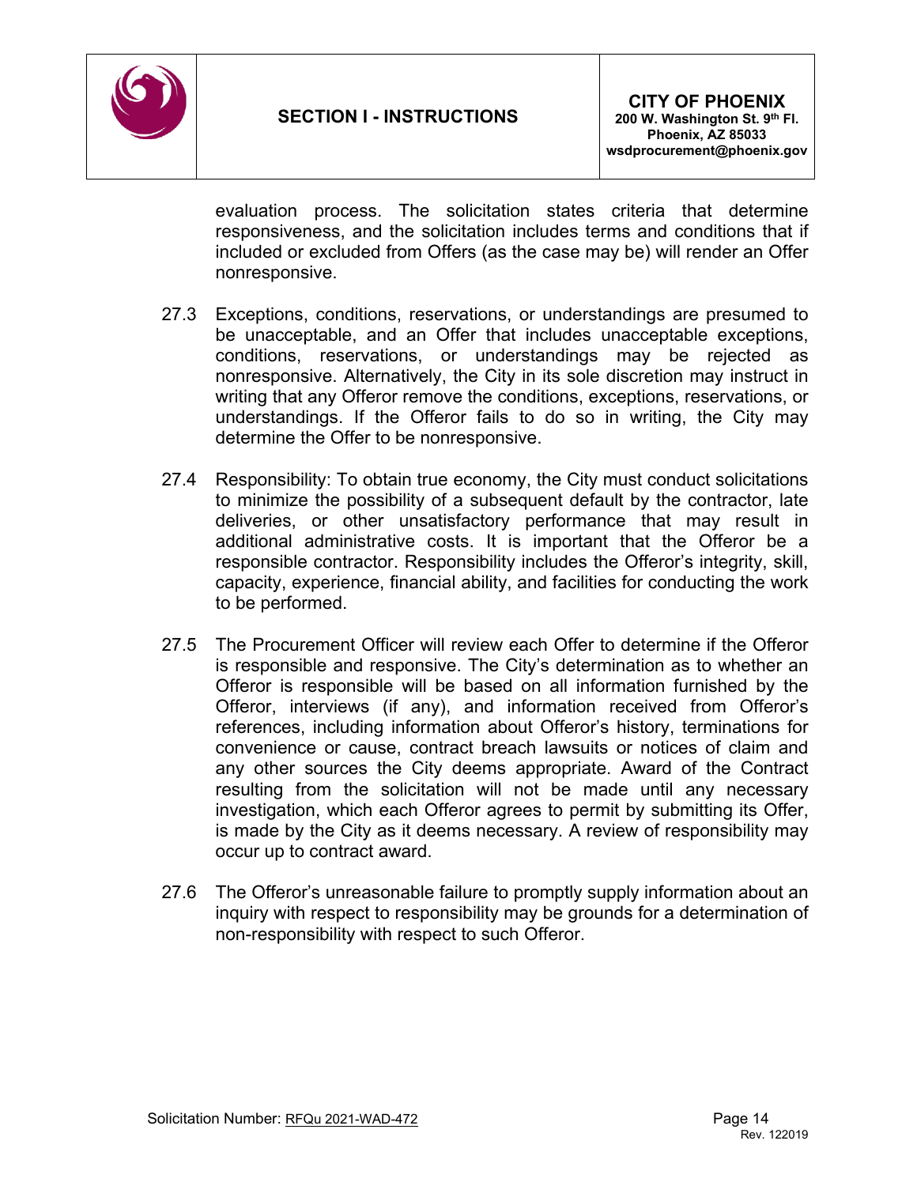evaluation process. The solicitation states criteria that determine responsiveness, and the solicitation includes terms and conditions that if included or excluded from Offers (as the case may be) will render an Offer nonresponsive.

27.3 Exceptions, conditions, reservations, or understandings are presumed to be unacceptable, and an Offer that includes unacceptable exceptions, conditions, reservations, or understandings may be rejected as nonresponsive. Alternatively, the City in its sole discretion may instruct in writing that any Offeror remove the conditions, exceptions, reservations, or understandings. If the Offeror fails to do so in writing, the City may determine the Offer to be nonresponsive.

27.4 Responsibility: To obtain true economy, the City must conduct solicitations to minimize the possibility of a subsequent default by the contractor, late deliveries, or other unsatisfactory performance that may result in additional administrative costs. It is important that the Offeror be a responsible contractor. Responsibility includes the Offeror's integrity, skill, capacity, experience, financial ability, and facilities for conducting the work to be performed.

27.5 The Procurement Officer will review each Offer to determine if the Offeror is responsible and responsive. The City's determination as to whether an Offeror is responsible will be based on all information furnished by the Offeror, interviews (if any), and information received from Offeror's references, including information about Offeror's history, terminations for convenience or cause, contract breach lawsuits or notices of claim and any other sources the City deems appropriate. Award of the Contract resulting from the solicitation will not be made until any necessary investigation, which each Offeror agrees to permit by submitting its Offer, is made by the City as it deems necessary. A review of responsibility may occur up to contract award.

27.6 The Offeror's unreasonable failure to promptly supply information about an inquiry with respect to responsibility may be grounds for a determination of non-responsibility with respect to such Offeror.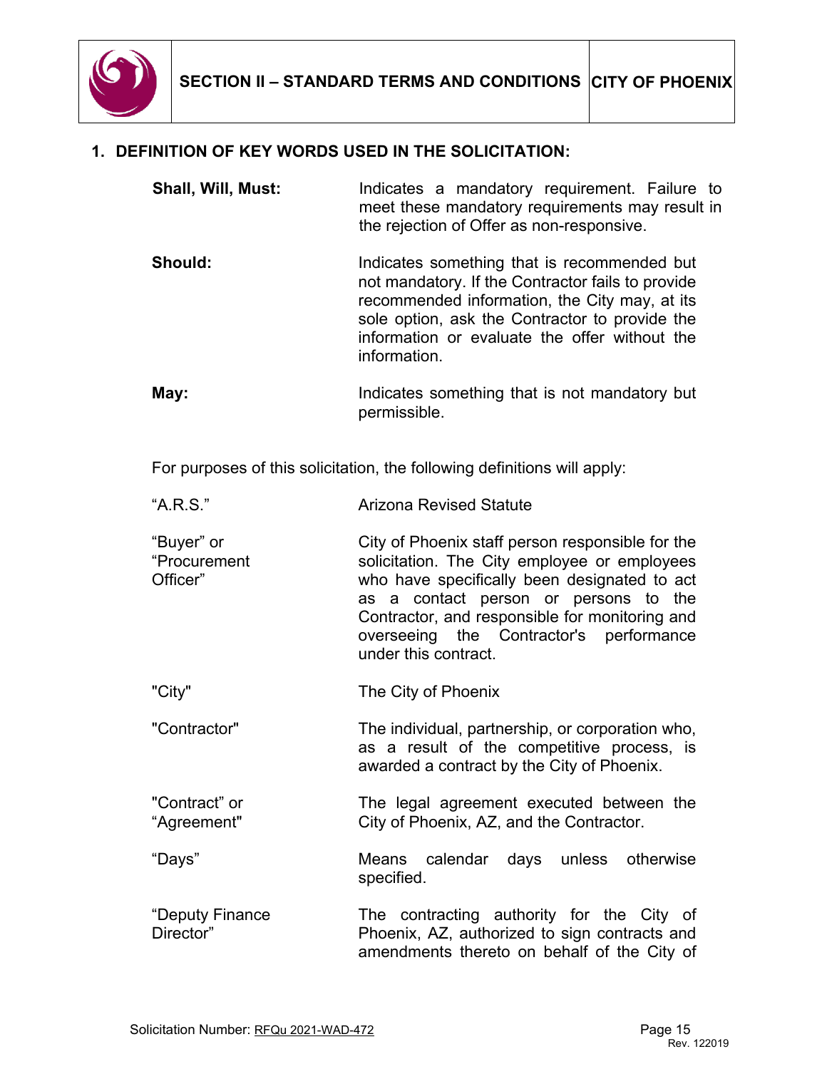## SECTION II – STANDARD TERMS AND CONDITIONS

### 1. DEFINITION OF KEY WORDS USED IN THE SOLICITATION:

| | |
|---|---|
| **Shall, Will, Must:** | Indicates a mandatory requirement. Failure to meet these mandatory requirements may result in the rejection of Offer as non-responsive. |
| **Should:** | Indicates something that is recommended but not mandatory. If the Contractor fails to provide recommended information, the City may, at its sole option, ask the Contractor to provide the information or evaluate the offer without the information. |
| **May:** | Indicates something that is not mandatory but permissible. |

For purposes of this solicitation, the following definitions will apply:

| | |
|---|---|
| "A.R.S." | Arizona Revised Statute |
| "Buyer" or "Procurement Officer" | City of Phoenix staff person responsible for the solicitation. The City employee or employees who have specifically been designated to act as a contact person or persons to the Contractor, and responsible for monitoring and overseeing the Contractor's performance under this contract. |
| "City" | The City of Phoenix |
| "Contractor" | The individual, partnership, or corporation who, as a result of the competitive process, is awarded a contract by the City of Phoenix. |
| "Contract" or "Agreement" | The legal agreement executed between the City of Phoenix, AZ, and the Contractor. |
| "Days" | Means calendar days unless otherwise specified. |
| "Deputy Finance Director" | The contracting authority for the City of Phoenix, AZ, authorized to sign contracts and amendments thereto on behalf of the City of |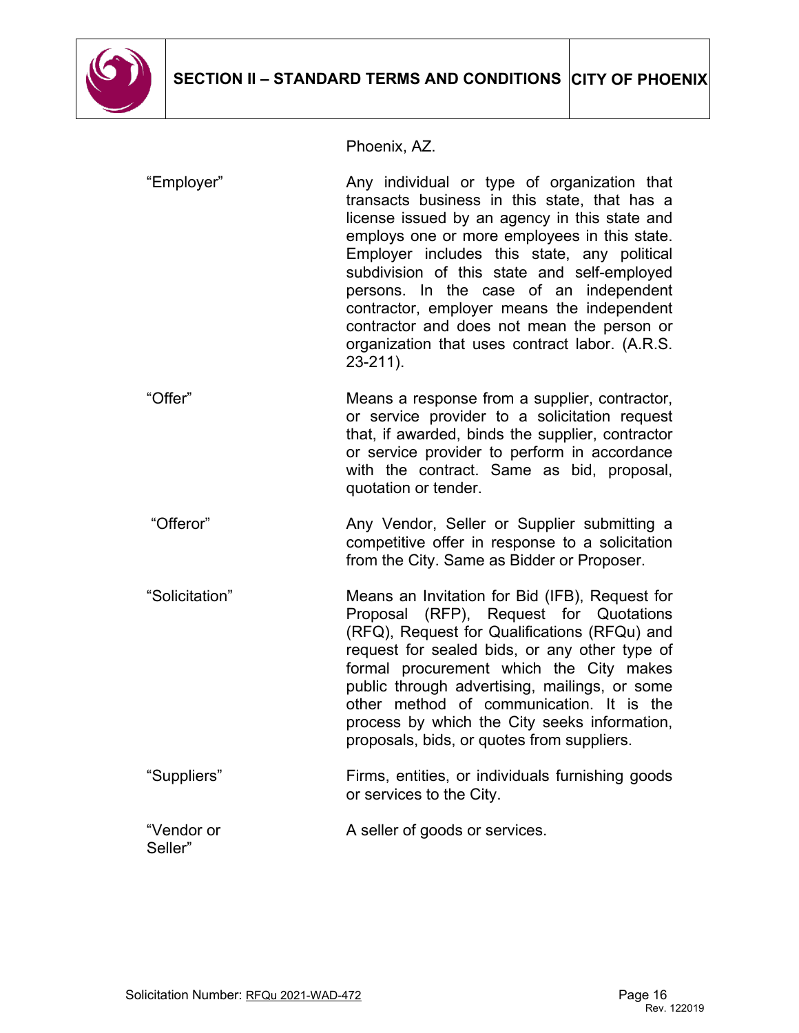Phoenix, AZ.

| | |
|---|---|
| "Employer" | Any individual or type of organization that transacts business in this state, that has a license issued by an agency in this state and employs one or more employees in this state. Employer includes this state, any political subdivision of this state and self-employed persons. In the case of an independent contractor, employer means the independent contractor and does not mean the person or organization that uses contract labor. (A.R.S. 23-211). |
| "Offer" | Means a response from a supplier, contractor, or service provider to a solicitation request that, if awarded, binds the supplier, contractor or service provider to perform in accordance with the contract. Same as bid, proposal, quotation or tender. |
| "Offeror" | Any Vendor, Seller or Supplier submitting a competitive offer in response to a solicitation from the City. Same as Bidder or Proposer. |
| "Solicitation" | Means an Invitation for Bid (IFB), Request for Proposal (RFP), Request for Quotations (RFQ), Request for Qualifications (RFQu) and request for sealed bids, or any other type of formal procurement which the City makes public through advertising, mailings, or some other method of communication. It is the process by which the City seeks information, proposals, bids, or quotes from suppliers. |
| "Suppliers" | Firms, entities, or individuals furnishing goods or services to the City. |
| "Vendor or Seller" | A seller of goods or services. |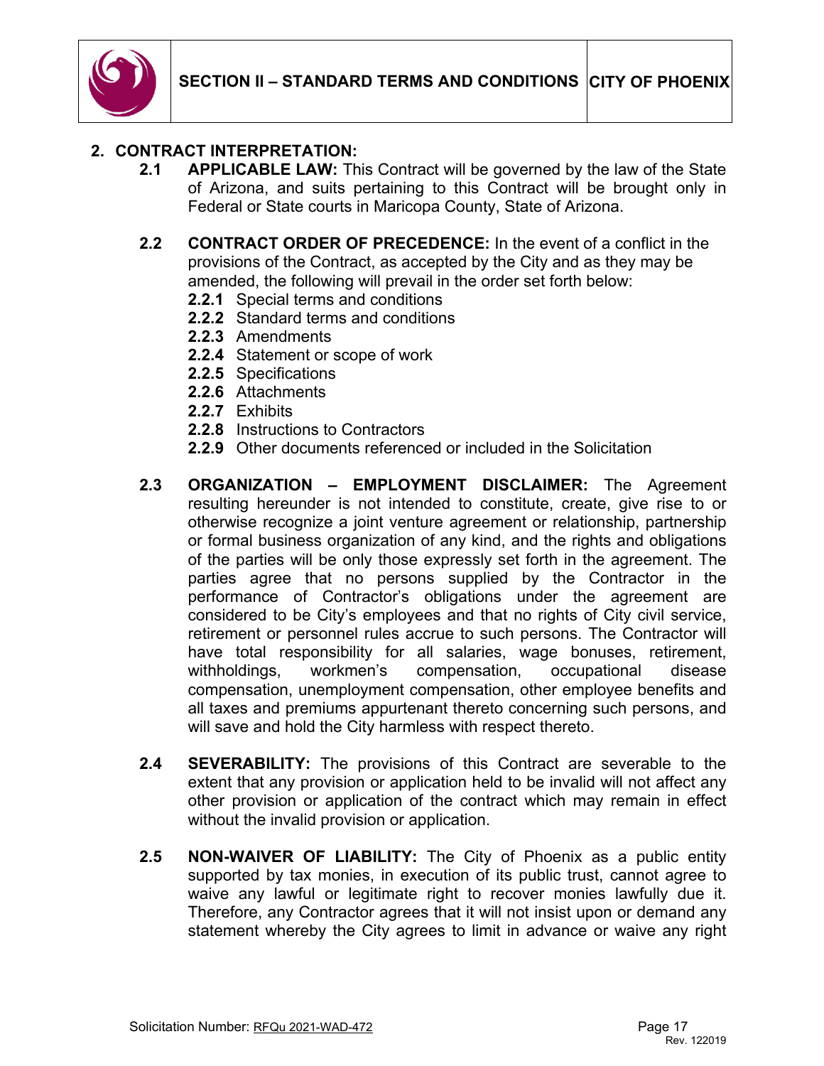## 2. CONTRACT INTERPRETATION:

**2.1 APPLICABLE LAW:** This Contract will be governed by the law of the State of Arizona, and suits pertaining to this Contract will be brought only in Federal or State courts in Maricopa County, State of Arizona.

**2.2 CONTRACT ORDER OF PRECEDENCE:** In the event of a conflict in the provisions of the Contract, as accepted by the City and as they may be amended, the following will prevail in the order set forth below:

- **2.2.1** Special terms and conditions
- **2.2.2** Standard terms and conditions
- **2.2.3** Amendments
- **2.2.4** Statement or scope of work
- **2.2.5** Specifications
- **2.2.6** Attachments
- **2.2.7** Exhibits
- **2.2.8** Instructions to Contractors
- **2.2.9** Other documents referenced or included in the Solicitation

**2.3 ORGANIZATION – EMPLOYMENT DISCLAIMER:** The Agreement resulting hereunder is not intended to constitute, create, give rise to or otherwise recognize a joint venture agreement or relationship, partnership or formal business organization of any kind, and the rights and obligations of the parties will be only those expressly set forth in the agreement. The parties agree that no persons supplied by the Contractor in the performance of Contractor's obligations under the agreement are considered to be City's employees and that no rights of City civil service, retirement or personnel rules accrue to such persons. The Contractor will have total responsibility for all salaries, wage bonuses, retirement, withholdings, workmen's compensation, occupational disease compensation, unemployment compensation, other employee benefits and all taxes and premiums appurtenant thereto concerning such persons, and will save and hold the City harmless with respect thereto.

**2.4 SEVERABILITY:** The provisions of this Contract are severable to the extent that any provision or application held to be invalid will not affect any other provision or application of the contract which may remain in effect without the invalid provision or application.

**2.5 NON-WAIVER OF LIABILITY:** The City of Phoenix as a public entity supported by tax monies, in execution of its public trust, cannot agree to waive any lawful or legitimate right to recover monies lawfully due it. Therefore, any Contractor agrees that it will not insist upon or demand any statement whereby the City agrees to limit in advance or waive any right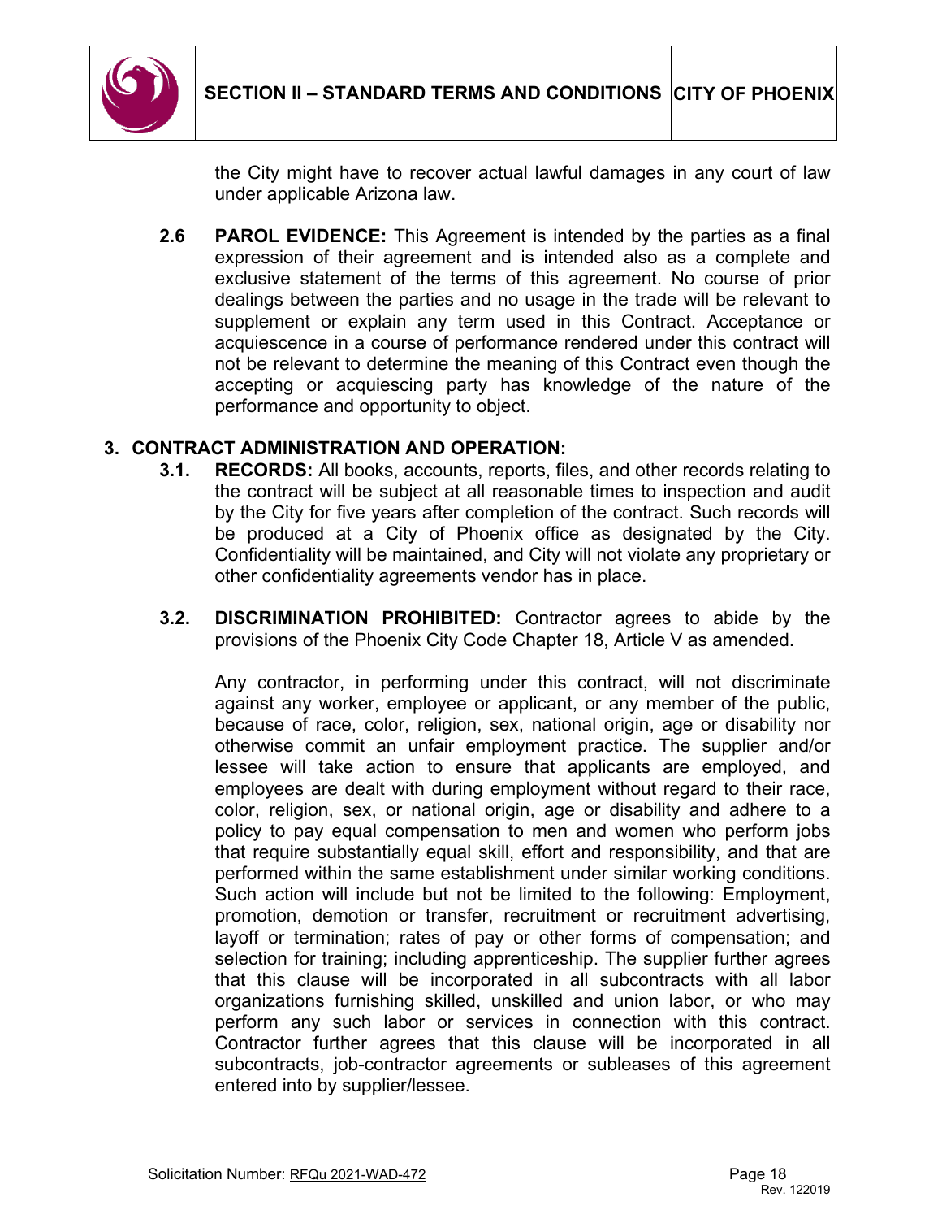the City might have to recover actual lawful damages in any court of law under applicable Arizona law.

**2.6 PAROL EVIDENCE:** This Agreement is intended by the parties as a final expression of their agreement and is intended also as a complete and exclusive statement of the terms of this agreement. No course of prior dealings between the parties and no usage in the trade will be relevant to supplement or explain any term used in this Contract. Acceptance or acquiescence in a course of performance rendered under this contract will not be relevant to determine the meaning of this Contract even though the accepting or acquiescing party has knowledge of the nature of the performance and opportunity to object.

## 3. CONTRACT ADMINISTRATION AND OPERATION:

**3.1. RECORDS:** All books, accounts, reports, files, and other records relating to the contract will be subject at all reasonable times to inspection and audit by the City for five years after completion of the contract. Such records will be produced at a City of Phoenix office as designated by the City. Confidentiality will be maintained, and City will not violate any proprietary or other confidentiality agreements vendor has in place.

**3.2. DISCRIMINATION PROHIBITED:** Contractor agrees to abide by the provisions of the Phoenix City Code Chapter 18, Article V as amended.

Any contractor, in performing under this contract, will not discriminate against any worker, employee or applicant, or any member of the public, because of race, color, religion, sex, national origin, age or disability nor otherwise commit an unfair employment practice. The supplier and/or lessee will take action to ensure that applicants are employed, and employees are dealt with during employment without regard to their race, color, religion, sex, or national origin, age or disability and adhere to a policy to pay equal compensation to men and women who perform jobs that require substantially equal skill, effort and responsibility, and that are performed within the same establishment under similar working conditions. Such action will include but not be limited to the following: Employment, promotion, demotion or transfer, recruitment or recruitment advertising, layoff or termination; rates of pay or other forms of compensation; and selection for training; including apprenticeship. The supplier further agrees that this clause will be incorporated in all subcontracts with all labor organizations furnishing skilled, unskilled and union labor, or who may perform any such labor or services in connection with this contract. Contractor further agrees that this clause will be incorporated in all subcontracts, job-contractor agreements or subleases of this agreement entered into by supplier/lessee.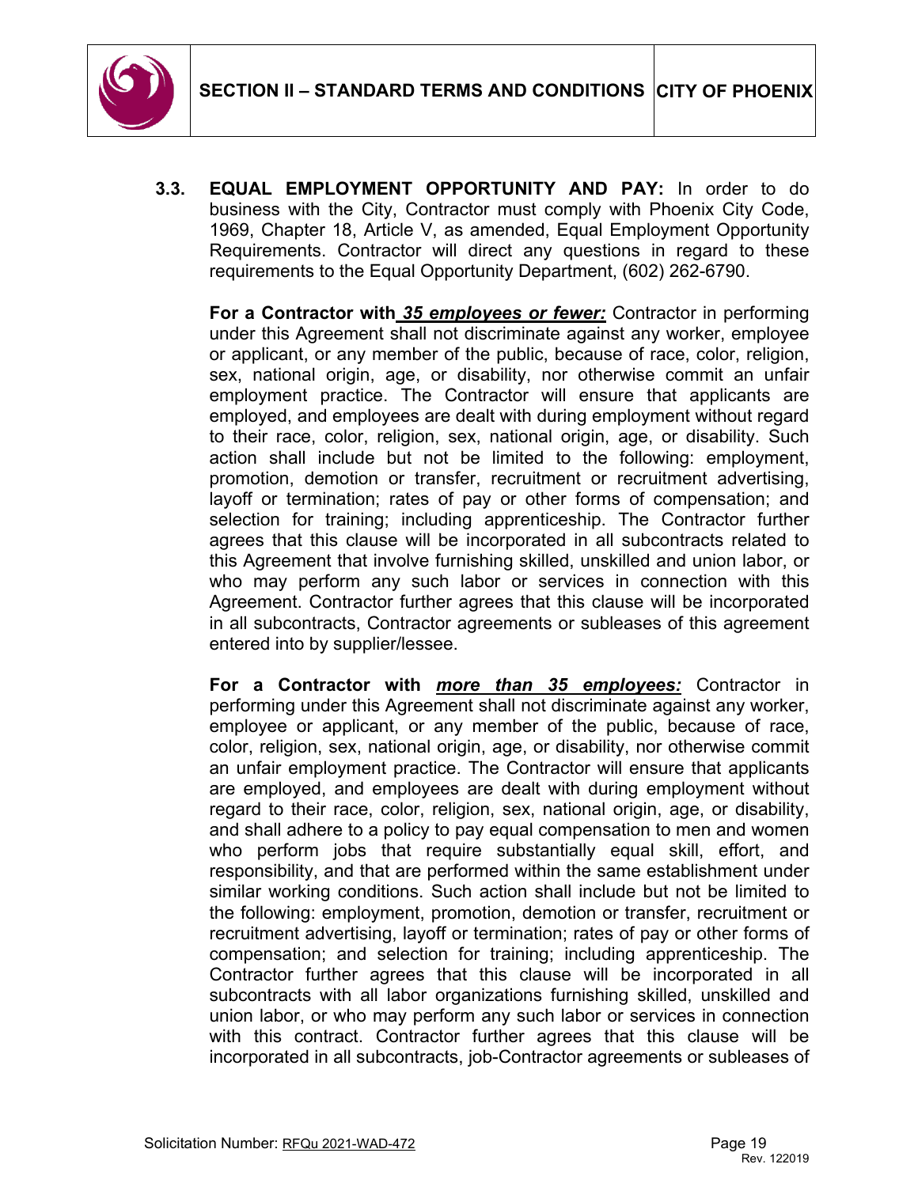**3.3. EQUAL EMPLOYMENT OPPORTUNITY AND PAY:** In order to do business with the City, Contractor must comply with Phoenix City Code, 1969, Chapter 18, Article V, as amended, Equal Employment Opportunity Requirements. Contractor will direct any questions in regard to these requirements to the Equal Opportunity Department, (602) 262-6790.

**For a Contractor with *35 employees or fewer:*** Contractor in performing under this Agreement shall not discriminate against any worker, employee or applicant, or any member of the public, because of race, color, religion, sex, national origin, age, or disability, nor otherwise commit an unfair employment practice. The Contractor will ensure that applicants are employed, and employees are dealt with during employment without regard to their race, color, religion, sex, national origin, age, or disability. Such action shall include but not be limited to the following: employment, promotion, demotion or transfer, recruitment or recruitment advertising, layoff or termination; rates of pay or other forms of compensation; and selection for training; including apprenticeship. The Contractor further agrees that this clause will be incorporated in all subcontracts related to this Agreement that involve furnishing skilled, unskilled and union labor, or who may perform any such labor or services in connection with this Agreement. Contractor further agrees that this clause will be incorporated in all subcontracts, Contractor agreements or subleases of this agreement entered into by supplier/lessee.

**For a Contractor with *more than 35 employees:*** Contractor in performing under this Agreement shall not discriminate against any worker, employee or applicant, or any member of the public, because of race, color, religion, sex, national origin, age, or disability, nor otherwise commit an unfair employment practice. The Contractor will ensure that applicants are employed, and employees are dealt with during employment without regard to their race, color, religion, sex, national origin, age, or disability, and shall adhere to a policy to pay equal compensation to men and women who perform jobs that require substantially equal skill, effort, and responsibility, and that are performed within the same establishment under similar working conditions. Such action shall include but not be limited to the following: employment, promotion, demotion or transfer, recruitment or recruitment advertising, layoff or termination; rates of pay or other forms of compensation; and selection for training; including apprenticeship. The Contractor further agrees that this clause will be incorporated in all subcontracts with all labor organizations furnishing skilled, unskilled and union labor, or who may perform any such labor or services in connection with this contract. Contractor further agrees that this clause will be incorporated in all subcontracts, job-Contractor agreements or subleases of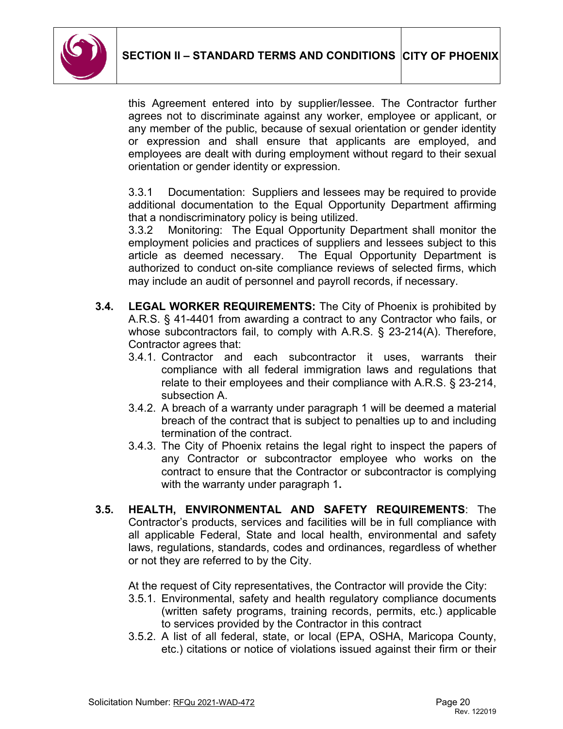this Agreement entered into by supplier/lessee. The Contractor further agrees not to discriminate against any worker, employee or applicant, or any member of the public, because of sexual orientation or gender identity or expression and shall ensure that applicants are employed, and employees are dealt with during employment without regard to their sexual orientation or gender identity or expression.

3.3.1 Documentation: Suppliers and lessees may be required to provide additional documentation to the Equal Opportunity Department affirming that a nondiscriminatory policy is being utilized.

3.3.2 Monitoring: The Equal Opportunity Department shall monitor the employment policies and practices of suppliers and lessees subject to this article as deemed necessary. The Equal Opportunity Department is authorized to conduct on-site compliance reviews of selected firms, which may include an audit of personnel and payroll records, if necessary.

**3.4. LEGAL WORKER REQUIREMENTS:** The City of Phoenix is prohibited by A.R.S. § 41-4401 from awarding a contract to any Contractor who fails, or whose subcontractors fail, to comply with A.R.S. § 23-214(A). Therefore, Contractor agrees that:

3.4.1. Contractor and each subcontractor it uses, warrants their compliance with all federal immigration laws and regulations that relate to their employees and their compliance with A.R.S. § 23-214, subsection A.

3.4.2. A breach of a warranty under paragraph 1 will be deemed a material breach of the contract that is subject to penalties up to and including termination of the contract.

3.4.3. The City of Phoenix retains the legal right to inspect the papers of any Contractor or subcontractor employee who works on the contract to ensure that the Contractor or subcontractor is complying with the warranty under paragraph 1.

**3.5. HEALTH, ENVIRONMENTAL AND SAFETY REQUIREMENTS**: The Contractor's products, services and facilities will be in full compliance with all applicable Federal, State and local health, environmental and safety laws, regulations, standards, codes and ordinances, regardless of whether or not they are referred to by the City.

At the request of City representatives, the Contractor will provide the City:

3.5.1. Environmental, safety and health regulatory compliance documents (written safety programs, training records, permits, etc.) applicable to services provided by the Contractor in this contract

3.5.2. A list of all federal, state, or local (EPA, OSHA, Maricopa County, etc.) citations or notice of violations issued against their firm or their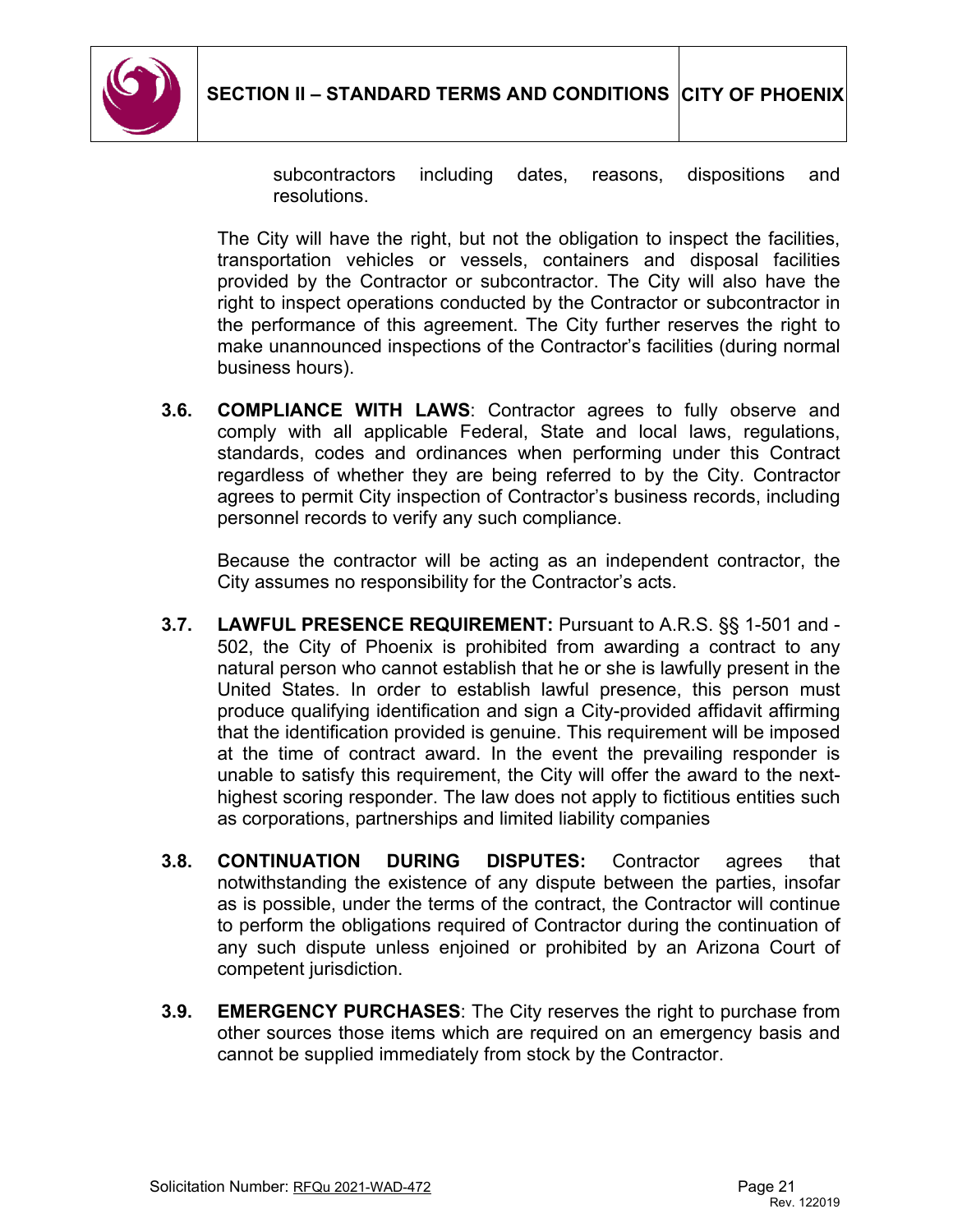subcontractors including dates, reasons, dispositions and resolutions.

The City will have the right, but not the obligation to inspect the facilities, transportation vehicles or vessels, containers and disposal facilities provided by the Contractor or subcontractor. The City will also have the right to inspect operations conducted by the Contractor or subcontractor in the performance of this agreement. The City further reserves the right to make unannounced inspections of the Contractor's facilities (during normal business hours).

**3.6. COMPLIANCE WITH LAWS**: Contractor agrees to fully observe and comply with all applicable Federal, State and local laws, regulations, standards, codes and ordinances when performing under this Contract regardless of whether they are being referred to by the City. Contractor agrees to permit City inspection of Contractor's business records, including personnel records to verify any such compliance.

Because the contractor will be acting as an independent contractor, the City assumes no responsibility for the Contractor's acts.

**3.7. LAWFUL PRESENCE REQUIREMENT:** Pursuant to A.R.S. §§ 1-501 and -502, the City of Phoenix is prohibited from awarding a contract to any natural person who cannot establish that he or she is lawfully present in the United States. In order to establish lawful presence, this person must produce qualifying identification and sign a City-provided affidavit affirming that the identification provided is genuine. This requirement will be imposed at the time of contract award. In the event the prevailing responder is unable to satisfy this requirement, the City will offer the award to the next-highest scoring responder. The law does not apply to fictitious entities such as corporations, partnerships and limited liability companies

**3.8. CONTINUATION DURING DISPUTES:** Contractor agrees that notwithstanding the existence of any dispute between the parties, insofar as is possible, under the terms of the contract, the Contractor will continue to perform the obligations required of Contractor during the continuation of any such dispute unless enjoined or prohibited by an Arizona Court of competent jurisdiction.

**3.9. EMERGENCY PURCHASES**: The City reserves the right to purchase from other sources those items which are required on an emergency basis and cannot be supplied immediately from stock by the Contractor.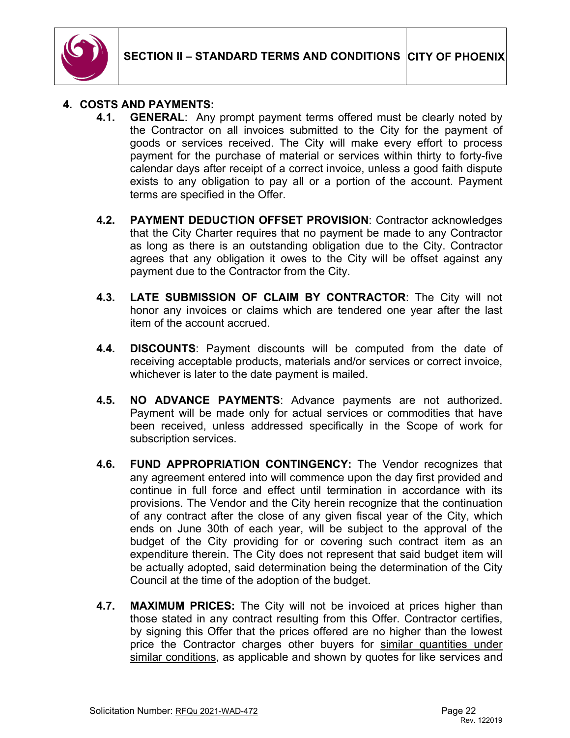## 4. COSTS AND PAYMENTS:

**4.1. GENERAL**: Any prompt payment terms offered must be clearly noted by the Contractor on all invoices submitted to the City for the payment of goods or services received. The City will make every effort to process payment for the purchase of material or services within thirty to forty-five calendar days after receipt of a correct invoice, unless a good faith dispute exists to any obligation to pay all or a portion of the account. Payment terms are specified in the Offer.

**4.2. PAYMENT DEDUCTION OFFSET PROVISION**: Contractor acknowledges that the City Charter requires that no payment be made to any Contractor as long as there is an outstanding obligation due to the City. Contractor agrees that any obligation it owes to the City will be offset against any payment due to the Contractor from the City.

**4.3. LATE SUBMISSION OF CLAIM BY CONTRACTOR**: The City will not honor any invoices or claims which are tendered one year after the last item of the account accrued.

**4.4. DISCOUNTS**: Payment discounts will be computed from the date of receiving acceptable products, materials and/or services or correct invoice, whichever is later to the date payment is mailed.

**4.5. NO ADVANCE PAYMENTS**: Advance payments are not authorized. Payment will be made only for actual services or commodities that have been received, unless addressed specifically in the Scope of work for subscription services.

**4.6. FUND APPROPRIATION CONTINGENCY:** The Vendor recognizes that any agreement entered into will commence upon the day first provided and continue in full force and effect until termination in accordance with its provisions. The Vendor and the City herein recognize that the continuation of any contract after the close of any given fiscal year of the City, which ends on June 30th of each year, will be subject to the approval of the budget of the City providing for or covering such contract item as an expenditure therein. The City does not represent that said budget item will be actually adopted, said determination being the determination of the City Council at the time of the adoption of the budget.

**4.7. MAXIMUM PRICES:** The City will not be invoiced at prices higher than those stated in any contract resulting from this Offer. Contractor certifies, by signing this Offer that the prices offered are no higher than the lowest price the Contractor charges other buyers for similar quantities under similar conditions, as applicable and shown by quotes for like services and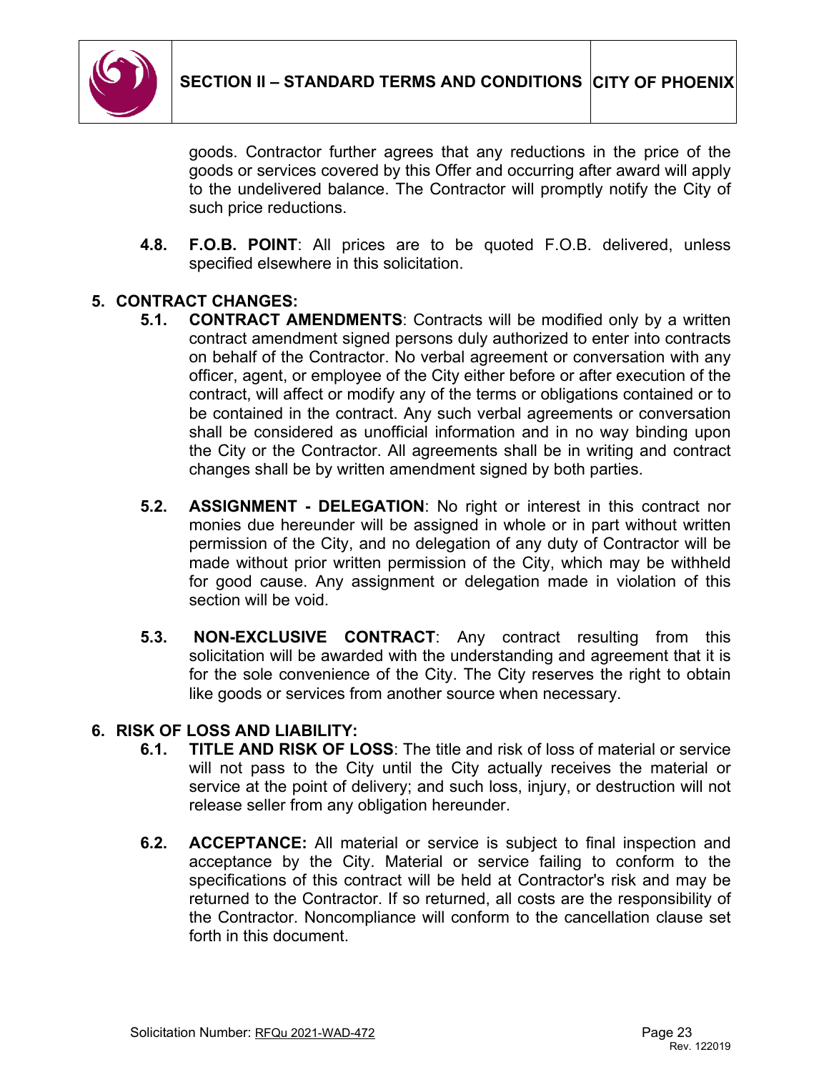goods. Contractor further agrees that any reductions in the price of the goods or services covered by this Offer and occurring after award will apply to the undelivered balance. The Contractor will promptly notify the City of such price reductions.

**4.8. F.O.B. POINT**: All prices are to be quoted F.O.B. delivered, unless specified elsewhere in this solicitation.

## 5. CONTRACT CHANGES:

**5.1. CONTRACT AMENDMENTS**: Contracts will be modified only by a written contract amendment signed persons duly authorized to enter into contracts on behalf of the Contractor. No verbal agreement or conversation with any officer, agent, or employee of the City either before or after execution of the contract, will affect or modify any of the terms or obligations contained or to be contained in the contract. Any such verbal agreements or conversation shall be considered as unofficial information and in no way binding upon the City or the Contractor. All agreements shall be in writing and contract changes shall be by written amendment signed by both parties.

**5.2. ASSIGNMENT - DELEGATION**: No right or interest in this contract nor monies due hereunder will be assigned in whole or in part without written permission of the City, and no delegation of any duty of Contractor will be made without prior written permission of the City, which may be withheld for good cause. Any assignment or delegation made in violation of this section will be void.

**5.3. NON-EXCLUSIVE CONTRACT**: Any contract resulting from this solicitation will be awarded with the understanding and agreement that it is for the sole convenience of the City. The City reserves the right to obtain like goods or services from another source when necessary.

## 6. RISK OF LOSS AND LIABILITY:

**6.1. TITLE AND RISK OF LOSS**: The title and risk of loss of material or service will not pass to the City until the City actually receives the material or service at the point of delivery; and such loss, injury, or destruction will not release seller from any obligation hereunder.

**6.2. ACCEPTANCE:** All material or service is subject to final inspection and acceptance by the City. Material or service failing to conform to the specifications of this contract will be held at Contractor's risk and may be returned to the Contractor. If so returned, all costs are the responsibility of the Contractor. Noncompliance will conform to the cancellation clause set forth in this document.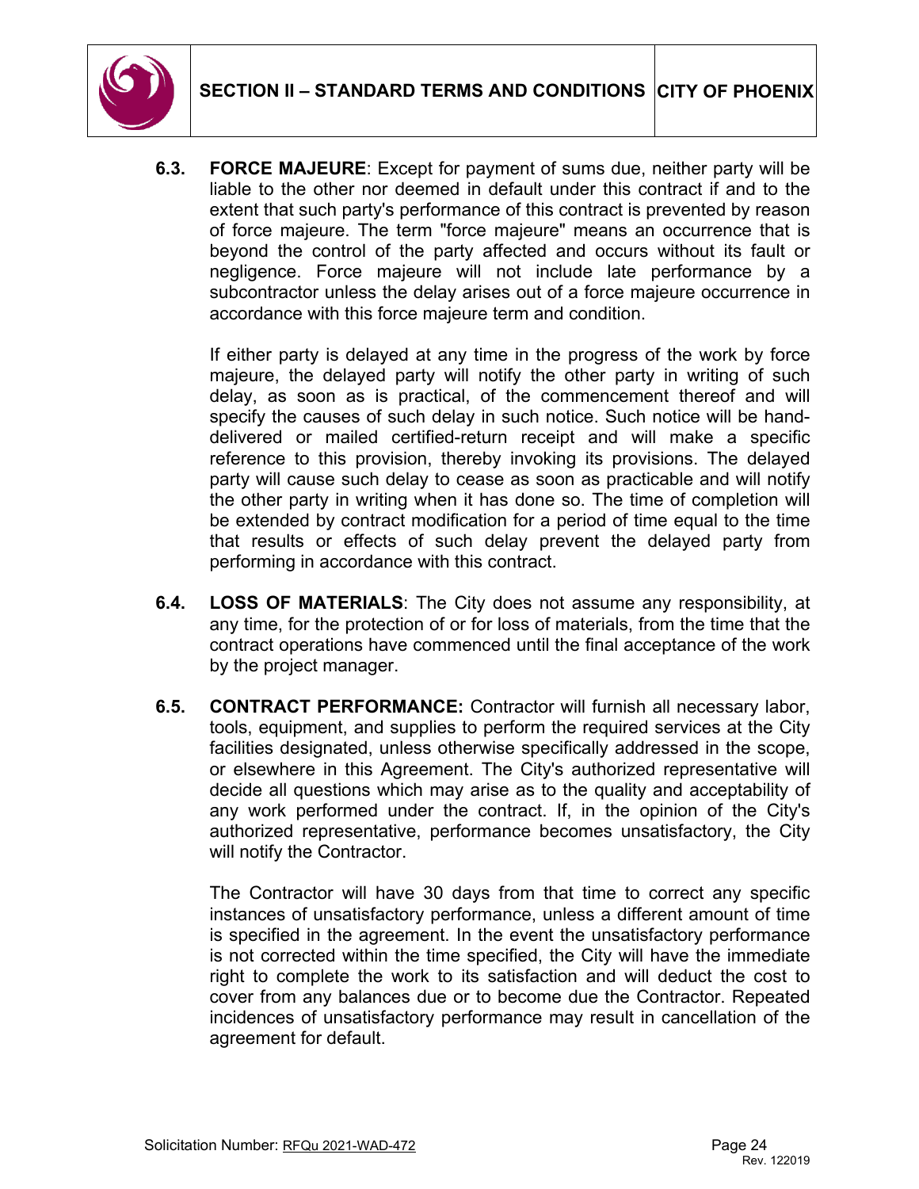**6.3. FORCE MAJEURE**: Except for payment of sums due, neither party will be liable to the other nor deemed in default under this contract if and to the extent that such party's performance of this contract is prevented by reason of force majeure. The term "force majeure" means an occurrence that is beyond the control of the party affected and occurs without its fault or negligence. Force majeure will not include late performance by a subcontractor unless the delay arises out of a force majeure occurrence in accordance with this force majeure term and condition.

If either party is delayed at any time in the progress of the work by force majeure, the delayed party will notify the other party in writing of such delay, as soon as is practical, of the commencement thereof and will specify the causes of such delay in such notice. Such notice will be hand-delivered or mailed certified-return receipt and will make a specific reference to this provision, thereby invoking its provisions. The delayed party will cause such delay to cease as soon as practicable and will notify the other party in writing when it has done so. The time of completion will be extended by contract modification for a period of time equal to the time that results or effects of such delay prevent the delayed party from performing in accordance with this contract.

**6.4. LOSS OF MATERIALS**: The City does not assume any responsibility, at any time, for the protection of or for loss of materials, from the time that the contract operations have commenced until the final acceptance of the work by the project manager.

**6.5. CONTRACT PERFORMANCE:** Contractor will furnish all necessary labor, tools, equipment, and supplies to perform the required services at the City facilities designated, unless otherwise specifically addressed in the scope, or elsewhere in this Agreement. The City's authorized representative will decide all questions which may arise as to the quality and acceptability of any work performed under the contract. If, in the opinion of the City's authorized representative, performance becomes unsatisfactory, the City will notify the Contractor.

The Contractor will have 30 days from that time to correct any specific instances of unsatisfactory performance, unless a different amount of time is specified in the agreement. In the event the unsatisfactory performance is not corrected within the time specified, the City will have the immediate right to complete the work to its satisfaction and will deduct the cost to cover from any balances due or to become due the Contractor. Repeated incidences of unsatisfactory performance may result in cancellation of the agreement for default.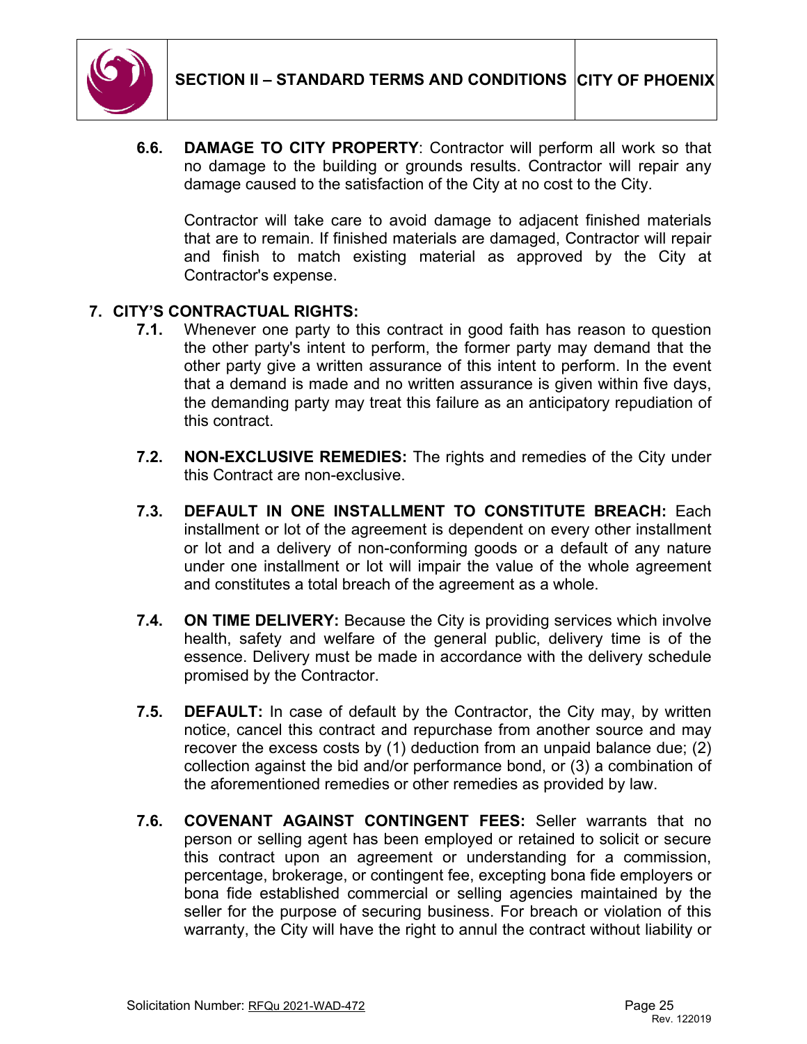**6.6. DAMAGE TO CITY PROPERTY**: Contractor will perform all work so that no damage to the building or grounds results. Contractor will repair any damage caused to the satisfaction of the City at no cost to the City.

Contractor will take care to avoid damage to adjacent finished materials that are to remain. If finished materials are damaged, Contractor will repair and finish to match existing material as approved by the City at Contractor's expense.

## 7. CITY'S CONTRACTUAL RIGHTS:

**7.1.** Whenever one party to this contract in good faith has reason to question the other party's intent to perform, the former party may demand that the other party give a written assurance of this intent to perform. In the event that a demand is made and no written assurance is given within five days, the demanding party may treat this failure as an anticipatory repudiation of this contract.

**7.2. NON-EXCLUSIVE REMEDIES:** The rights and remedies of the City under this Contract are non-exclusive.

**7.3. DEFAULT IN ONE INSTALLMENT TO CONSTITUTE BREACH:** Each installment or lot of the agreement is dependent on every other installment or lot and a delivery of non-conforming goods or a default of any nature under one installment or lot will impair the value of the whole agreement and constitutes a total breach of the agreement as a whole.

**7.4. ON TIME DELIVERY:** Because the City is providing services which involve health, safety and welfare of the general public, delivery time is of the essence. Delivery must be made in accordance with the delivery schedule promised by the Contractor.

**7.5. DEFAULT:** In case of default by the Contractor, the City may, by written notice, cancel this contract and repurchase from another source and may recover the excess costs by (1) deduction from an unpaid balance due; (2) collection against the bid and/or performance bond, or (3) a combination of the aforementioned remedies or other remedies as provided by law.

**7.6. COVENANT AGAINST CONTINGENT FEES:** Seller warrants that no person or selling agent has been employed or retained to solicit or secure this contract upon an agreement or understanding for a commission, percentage, brokerage, or contingent fee, excepting bona fide employers or bona fide established commercial or selling agencies maintained by the seller for the purpose of securing business. For breach or violation of this warranty, the City will have the right to annul the contract without liability or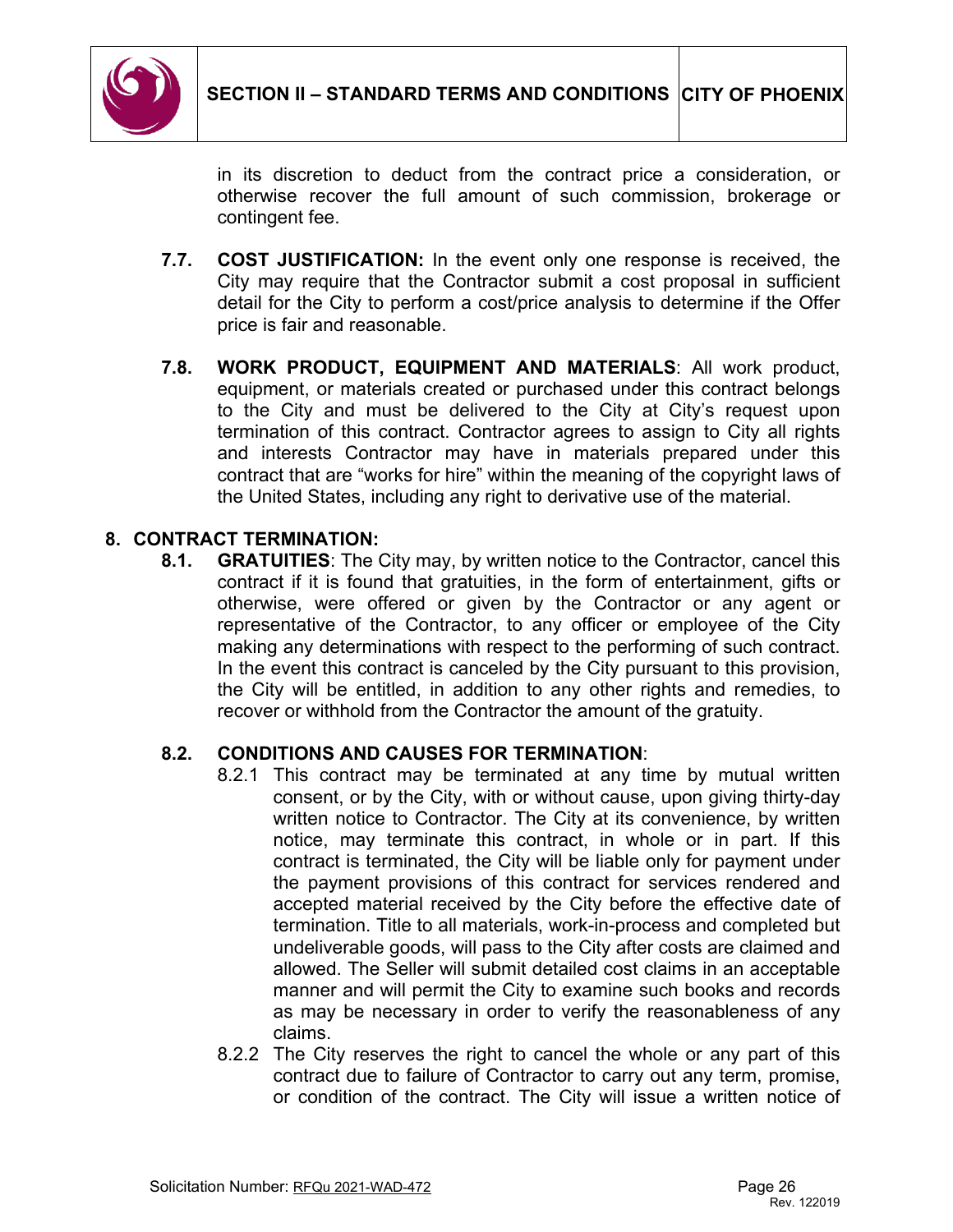in its discretion to deduct from the contract price a consideration, or otherwise recover the full amount of such commission, brokerage or contingent fee.

**7.7. COST JUSTIFICATION:** In the event only one response is received, the City may require that the Contractor submit a cost proposal in sufficient detail for the City to perform a cost/price analysis to determine if the Offer price is fair and reasonable.

**7.8. WORK PRODUCT, EQUIPMENT AND MATERIALS**: All work product, equipment, or materials created or purchased under this contract belongs to the City and must be delivered to the City at City's request upon termination of this contract. Contractor agrees to assign to City all rights and interests Contractor may have in materials prepared under this contract that are "works for hire" within the meaning of the copyright laws of the United States, including any right to derivative use of the material.

## 8. CONTRACT TERMINATION:

**8.1. GRATUITIES**: The City may, by written notice to the Contractor, cancel this contract if it is found that gratuities, in the form of entertainment, gifts or otherwise, were offered or given by the Contractor or any agent or representative of the Contractor, to any officer or employee of the City making any determinations with respect to the performing of such contract. In the event this contract is canceled by the City pursuant to this provision, the City will be entitled, in addition to any other rights and remedies, to recover or withhold from the Contractor the amount of the gratuity.

**8.2. CONDITIONS AND CAUSES FOR TERMINATION**:

8.2.1 This contract may be terminated at any time by mutual written consent, or by the City, with or without cause, upon giving thirty-day written notice to Contractor. The City at its convenience, by written notice, may terminate this contract, in whole or in part. If this contract is terminated, the City will be liable only for payment under the payment provisions of this contract for services rendered and accepted material received by the City before the effective date of termination. Title to all materials, work-in-process and completed but undeliverable goods, will pass to the City after costs are claimed and allowed. The Seller will submit detailed cost claims in an acceptable manner and will permit the City to examine such books and records as may be necessary in order to verify the reasonableness of any claims.

8.2.2 The City reserves the right to cancel the whole or any part of this contract due to failure of Contractor to carry out any term, promise, or condition of the contract. The City will issue a written notice of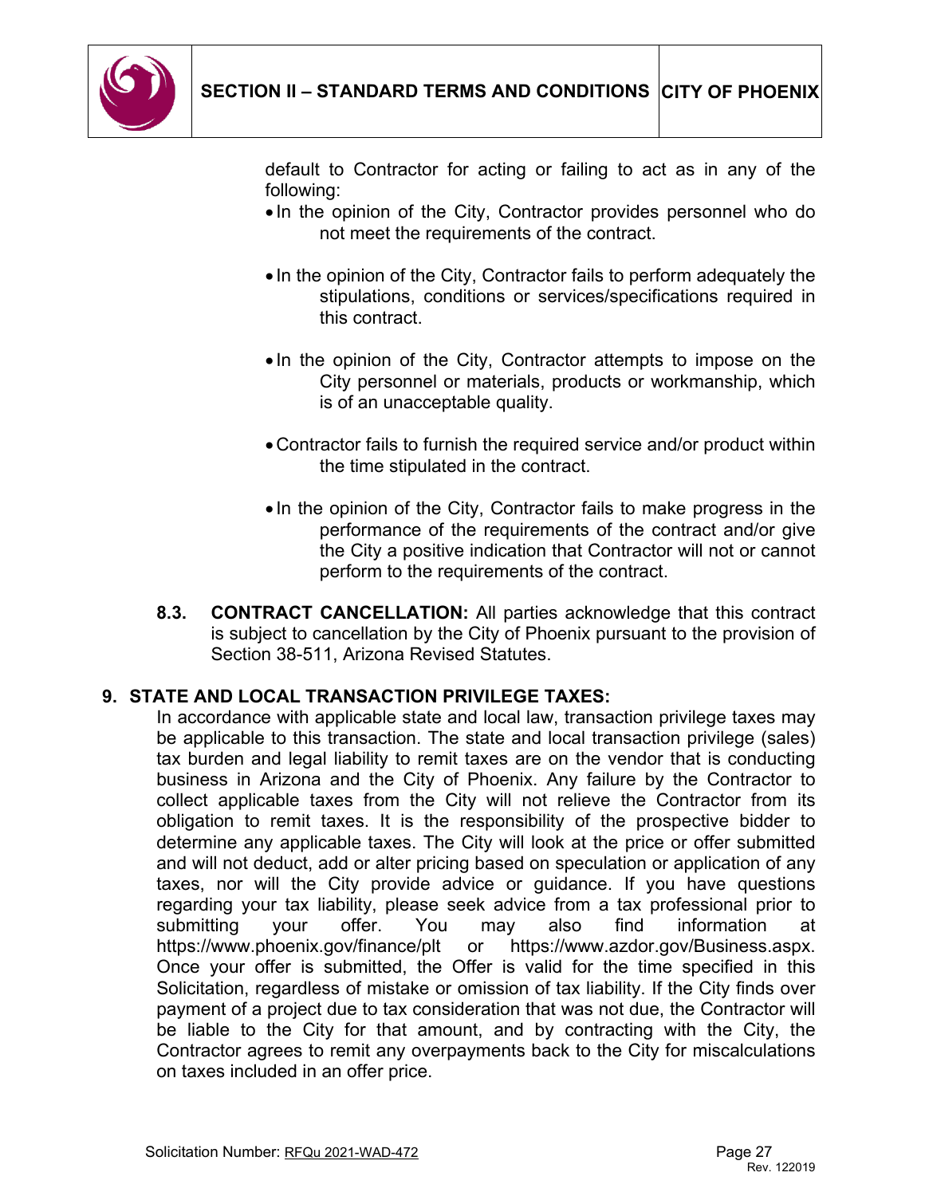default to Contractor for acting or failing to act as in any of the following:

- In the opinion of the City, Contractor provides personnel who do not meet the requirements of the contract.
- In the opinion of the City, Contractor fails to perform adequately the stipulations, conditions or services/specifications required in this contract.
- In the opinion of the City, Contractor attempts to impose on the City personnel or materials, products or workmanship, which is of an unacceptable quality.
- Contractor fails to furnish the required service and/or product within the time stipulated in the contract.
- In the opinion of the City, Contractor fails to make progress in the performance of the requirements of the contract and/or give the City a positive indication that Contractor will not or cannot perform to the requirements of the contract.

**8.3. CONTRACT CANCELLATION:** All parties acknowledge that this contract is subject to cancellation by the City of Phoenix pursuant to the provision of Section 38-511, Arizona Revised Statutes.

## 9. STATE AND LOCAL TRANSACTION PRIVILEGE TAXES:

In accordance with applicable state and local law, transaction privilege taxes may be applicable to this transaction. The state and local transaction privilege (sales) tax burden and legal liability to remit taxes are on the vendor that is conducting business in Arizona and the City of Phoenix. Any failure by the Contractor to collect applicable taxes from the City will not relieve the Contractor from its obligation to remit taxes. It is the responsibility of the prospective bidder to determine any applicable taxes. The City will look at the price or offer submitted and will not deduct, add or alter pricing based on speculation or application of any taxes, nor will the City provide advice or guidance. If you have questions regarding your tax liability, please seek advice from a tax professional prior to submitting your offer. You may also find information at https://www.phoenix.gov/finance/plt or https://www.azdor.gov/Business.aspx. Once your offer is submitted, the Offer is valid for the time specified in this Solicitation, regardless of mistake or omission of tax liability. If the City finds over payment of a project due to tax consideration that was not due, the Contractor will be liable to the City for that amount, and by contracting with the City, the Contractor agrees to remit any overpayments back to the City for miscalculations on taxes included in an offer price.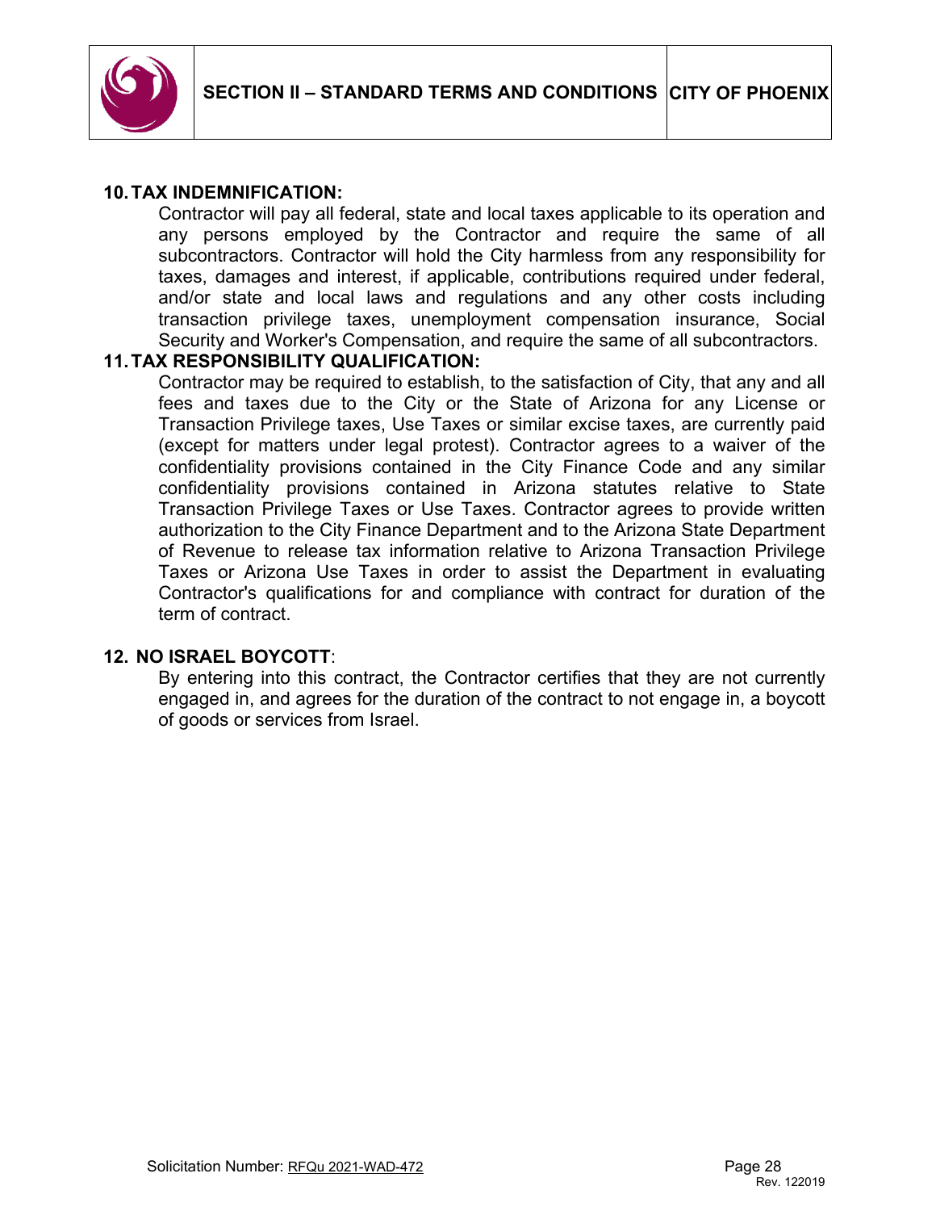**10. TAX INDEMNIFICATION:**

Contractor will pay all federal, state and local taxes applicable to its operation and any persons employed by the Contractor and require the same of all subcontractors. Contractor will hold the City harmless from any responsibility for taxes, damages and interest, if applicable, contributions required under federal, and/or state and local laws and regulations and any other costs including transaction privilege taxes, unemployment compensation insurance, Social Security and Worker's Compensation, and require the same of all subcontractors.

**11. TAX RESPONSIBILITY QUALIFICATION:**

Contractor may be required to establish, to the satisfaction of City, that any and all fees and taxes due to the City or the State of Arizona for any License or Transaction Privilege taxes, Use Taxes or similar excise taxes, are currently paid (except for matters under legal protest). Contractor agrees to a waiver of the confidentiality provisions contained in the City Finance Code and any similar confidentiality provisions contained in Arizona statutes relative to State Transaction Privilege Taxes or Use Taxes. Contractor agrees to provide written authorization to the City Finance Department and to the Arizona State Department of Revenue to release tax information relative to Arizona Transaction Privilege Taxes or Arizona Use Taxes in order to assist the Department in evaluating Contractor's qualifications for and compliance with contract for duration of the term of contract.

**12. NO ISRAEL BOYCOTT**:

By entering into this contract, the Contractor certifies that they are not currently engaged in, and agrees for the duration of the contract to not engage in, a boycott of goods or services from Israel.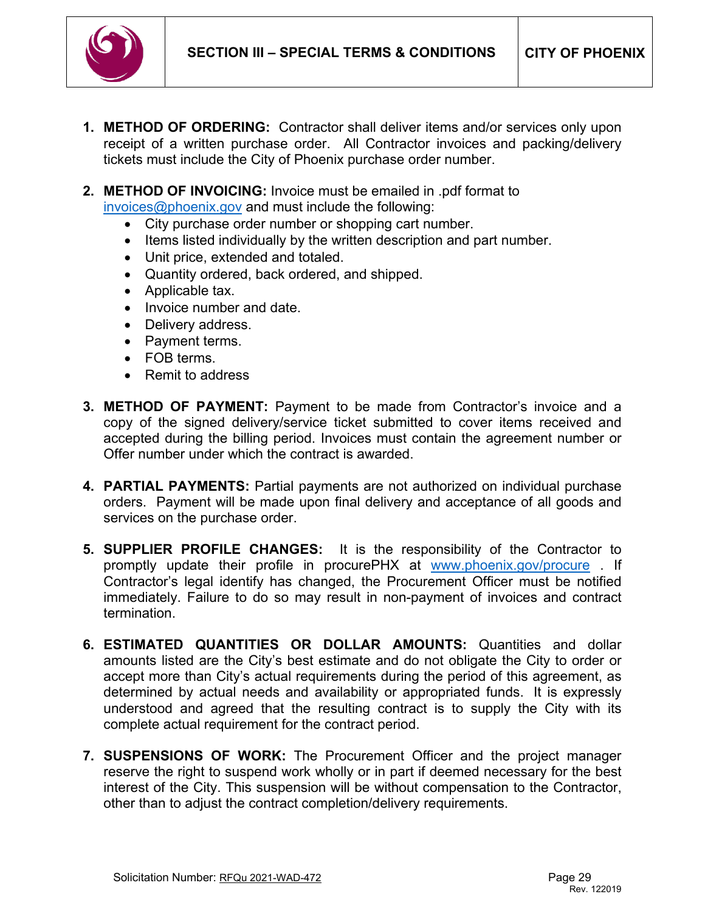## SECTION III – SPECIAL TERMS & CONDITIONS

1. **METHOD OF ORDERING:** Contractor shall deliver items and/or services only upon receipt of a written purchase order. All Contractor invoices and packing/delivery tickets must include the City of Phoenix purchase order number.

2. **METHOD OF INVOICING:** Invoice must be emailed in .pdf format to invoices@phoenix.gov and must include the following:
   - City purchase order number or shopping cart number.
   - Items listed individually by the written description and part number.
   - Unit price, extended and totaled.
   - Quantity ordered, back ordered, and shipped.
   - Applicable tax.
   - Invoice number and date.
   - Delivery address.
   - Payment terms.
   - FOB terms.
   - Remit to address

3. **METHOD OF PAYMENT:** Payment to be made from Contractor's invoice and a copy of the signed delivery/service ticket submitted to cover items received and accepted during the billing period. Invoices must contain the agreement number or Offer number under which the contract is awarded.

4. **PARTIAL PAYMENTS:** Partial payments are not authorized on individual purchase orders. Payment will be made upon final delivery and acceptance of all goods and services on the purchase order.

5. **SUPPLIER PROFILE CHANGES:** It is the responsibility of the Contractor to promptly update their profile in procurePHX at www.phoenix.gov/procure . If Contractor's legal identify has changed, the Procurement Officer must be notified immediately. Failure to do so may result in non-payment of invoices and contract termination.

6. **ESTIMATED QUANTITIES OR DOLLAR AMOUNTS:** Quantities and dollar amounts listed are the City's best estimate and do not obligate the City to order or accept more than City's actual requirements during the period of this agreement, as determined by actual needs and availability or appropriated funds. It is expressly understood and agreed that the resulting contract is to supply the City with its complete actual requirement for the contract period.

7. **SUSPENSIONS OF WORK:** The Procurement Officer and the project manager reserve the right to suspend work wholly or in part if deemed necessary for the best interest of the City. This suspension will be without compensation to the Contractor, other than to adjust the contract completion/delivery requirements.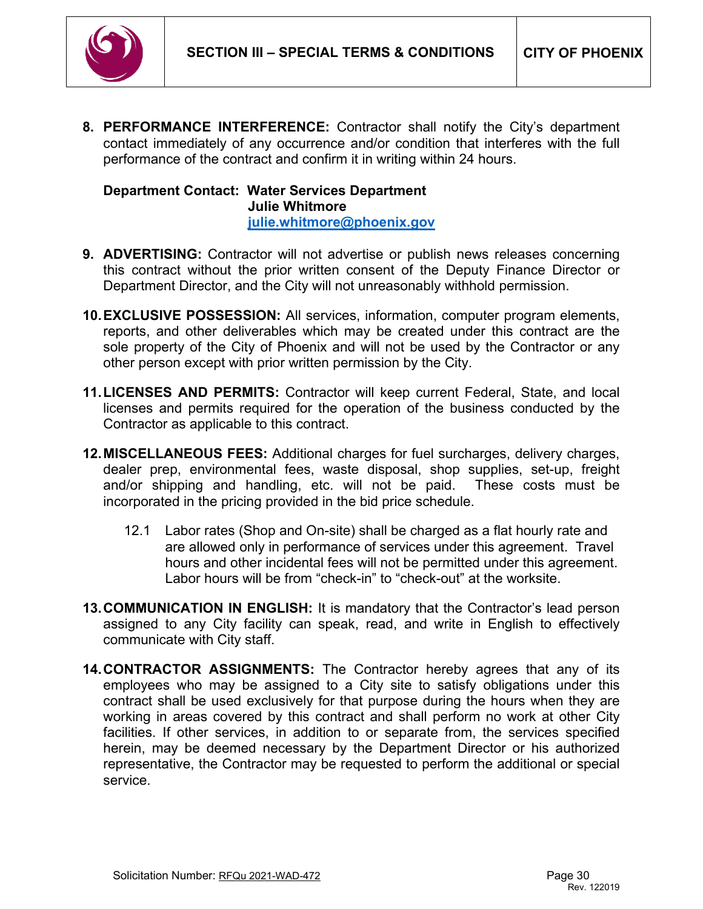8. **PERFORMANCE INTERFERENCE:** Contractor shall notify the City's department contact immediately of any occurrence and/or condition that interferes with the full performance of the contract and confirm it in writing within 24 hours.

   **Department Contact: Water Services Department**
   **Julie Whitmore**
   **julie.whitmore@phoenix.gov**

9. **ADVERTISING:** Contractor will not advertise or publish news releases concerning this contract without the prior written consent of the Deputy Finance Director or Department Director, and the City will not unreasonably withhold permission.

10. **EXCLUSIVE POSSESSION:** All services, information, computer program elements, reports, and other deliverables which may be created under this contract are the sole property of the City of Phoenix and will not be used by the Contractor or any other person except with prior written permission by the City.

11. **LICENSES AND PERMITS:** Contractor will keep current Federal, State, and local licenses and permits required for the operation of the business conducted by the Contractor as applicable to this contract.

12. **MISCELLANEOUS FEES:** Additional charges for fuel surcharges, delivery charges, dealer prep, environmental fees, waste disposal, shop supplies, set-up, freight and/or shipping and handling, etc. will not be paid. These costs must be incorporated in the pricing provided in the bid price schedule.

    12.1 Labor rates (Shop and On-site) shall be charged as a flat hourly rate and are allowed only in performance of services under this agreement. Travel hours and other incidental fees will not be permitted under this agreement. Labor hours will be from "check-in" to "check-out" at the worksite.

13. **COMMUNICATION IN ENGLISH:** It is mandatory that the Contractor's lead person assigned to any City facility can speak, read, and write in English to effectively communicate with City staff.

14. **CONTRACTOR ASSIGNMENTS:** The Contractor hereby agrees that any of its employees who may be assigned to a City site to satisfy obligations under this contract shall be used exclusively for that purpose during the hours when they are working in areas covered by this contract and shall perform no work at other City facilities. If other services, in addition to or separate from, the services specified herein, may be deemed necessary by the Department Director or his authorized representative, the Contractor may be requested to perform the additional or special service.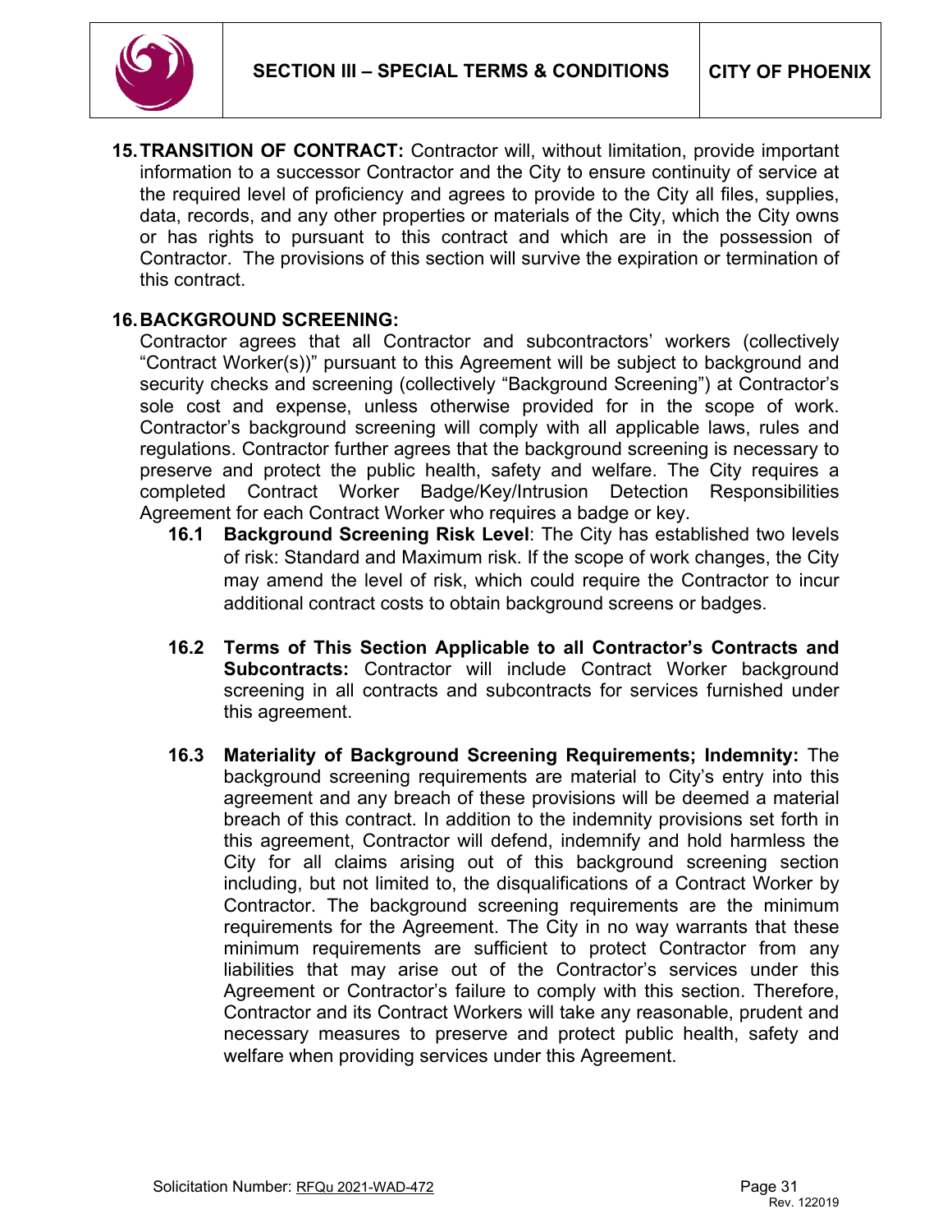**15. TRANSITION OF CONTRACT:** Contractor will, without limitation, provide important information to a successor Contractor and the City to ensure continuity of service at the required level of proficiency and agrees to provide to the City all files, supplies, data, records, and any other properties or materials of the City, which the City owns or has rights to pursuant to this contract and which are in the possession of Contractor. The provisions of this section will survive the expiration or termination of this contract.

**16. BACKGROUND SCREENING:**

Contractor agrees that all Contractor and subcontractors' workers (collectively "Contract Worker(s))" pursuant to this Agreement will be subject to background and security checks and screening (collectively "Background Screening") at Contractor's sole cost and expense, unless otherwise provided for in the scope of work. Contractor's background screening will comply with all applicable laws, rules and regulations. Contractor further agrees that the background screening is necessary to preserve and protect the public health, safety and welfare. The City requires a completed Contract Worker Badge/Key/Intrusion Detection Responsibilities Agreement for each Contract Worker who requires a badge or key.

**16.1 Background Screening Risk Level**: The City has established two levels of risk: Standard and Maximum risk. If the scope of work changes, the City may amend the level of risk, which could require the Contractor to incur additional contract costs to obtain background screens or badges.

**16.2 Terms of This Section Applicable to all Contractor's Contracts and Subcontracts:** Contractor will include Contract Worker background screening in all contracts and subcontracts for services furnished under this agreement.

**16.3 Materiality of Background Screening Requirements; Indemnity:** The background screening requirements are material to City's entry into this agreement and any breach of these provisions will be deemed a material breach of this contract. In addition to the indemnity provisions set forth in this agreement, Contractor will defend, indemnify and hold harmless the City for all claims arising out of this background screening section including, but not limited to, the disqualifications of a Contract Worker by Contractor. The background screening requirements are the minimum requirements for the Agreement. The City in no way warrants that these minimum requirements are sufficient to protect Contractor from any liabilities that may arise out of the Contractor's services under this Agreement or Contractor's failure to comply with this section. Therefore, Contractor and its Contract Workers will take any reasonable, prudent and necessary measures to preserve and protect public health, safety and welfare when providing services under this Agreement.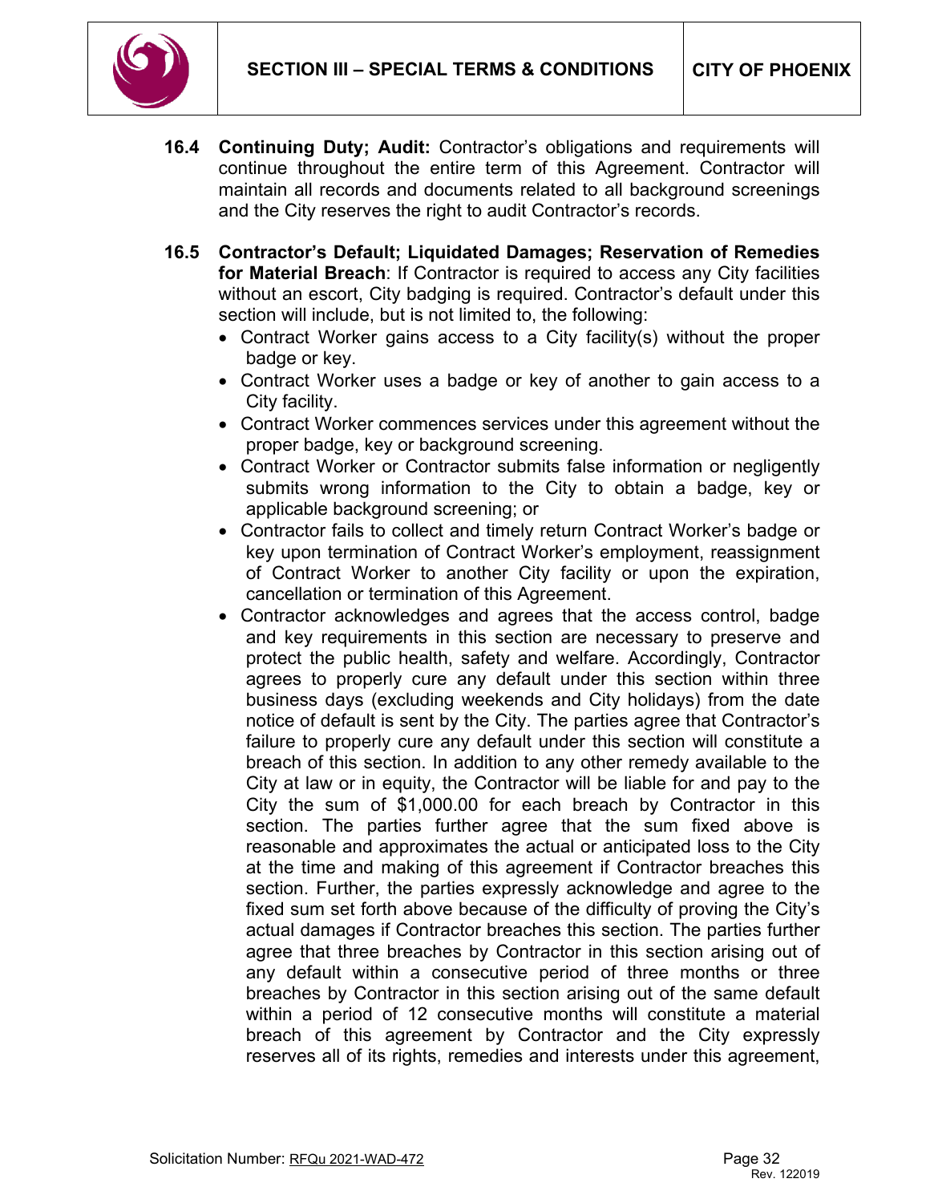**16.4 Continuing Duty; Audit:** Contractor's obligations and requirements will continue throughout the entire term of this Agreement. Contractor will maintain all records and documents related to all background screenings and the City reserves the right to audit Contractor's records.

**16.5 Contractor's Default; Liquidated Damages; Reservation of Remedies for Material Breach**: If Contractor is required to access any City facilities without an escort, City badging is required. Contractor's default under this section will include, but is not limited to, the following:

- Contract Worker gains access to a City facility(s) without the proper badge or key.
- Contract Worker uses a badge or key of another to gain access to a City facility.
- Contract Worker commences services under this agreement without the proper badge, key or background screening.
- Contract Worker or Contractor submits false information or negligently submits wrong information to the City to obtain a badge, key or applicable background screening; or
- Contractor fails to collect and timely return Contract Worker's badge or key upon termination of Contract Worker's employment, reassignment of Contract Worker to another City facility or upon the expiration, cancellation or termination of this Agreement.
- Contractor acknowledges and agrees that the access control, badge and key requirements in this section are necessary to preserve and protect the public health, safety and welfare. Accordingly, Contractor agrees to properly cure any default under this section within three business days (excluding weekends and City holidays) from the date notice of default is sent by the City. The parties agree that Contractor's failure to properly cure any default under this section will constitute a breach of this section. In addition to any other remedy available to the City at law or in equity, the Contractor will be liable for and pay to the City the sum of $1,000.00 for each breach by Contractor in this section. The parties further agree that the sum fixed above is reasonable and approximates the actual or anticipated loss to the City at the time and making of this agreement if Contractor breaches this section. Further, the parties expressly acknowledge and agree to the fixed sum set forth above because of the difficulty of proving the City's actual damages if Contractor breaches this section. The parties further agree that three breaches by Contractor in this section arising out of any default within a consecutive period of three months or three breaches by Contractor in this section arising out of the same default within a period of 12 consecutive months will constitute a material breach of this agreement by Contractor and the City expressly reserves all of its rights, remedies and interests under this agreement,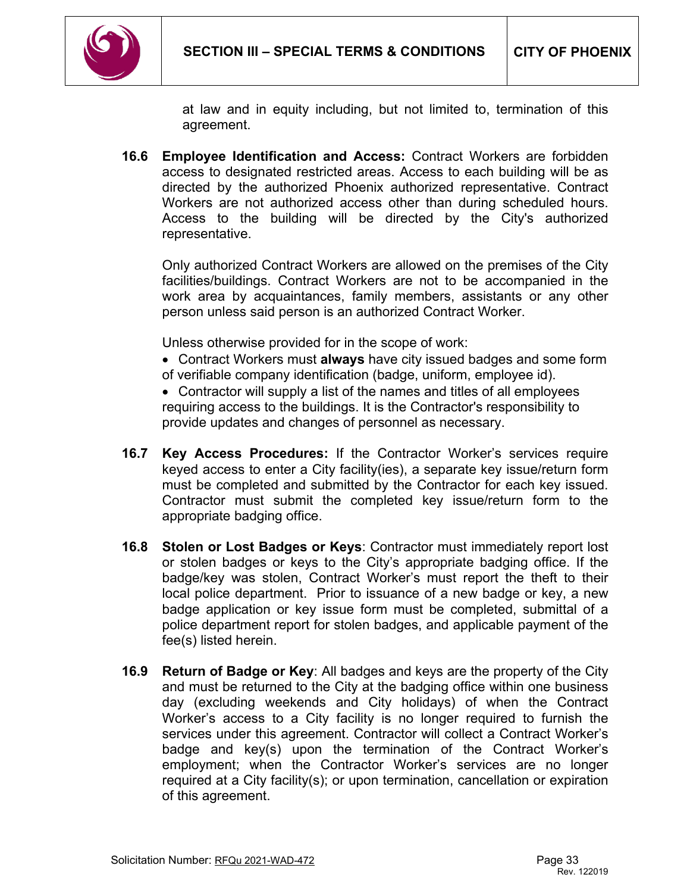at law and in equity including, but not limited to, termination of this agreement.

**16.6 Employee Identification and Access:** Contract Workers are forbidden access to designated restricted areas. Access to each building will be as directed by the authorized Phoenix authorized representative. Contract Workers are not authorized access other than during scheduled hours. Access to the building will be directed by the City's authorized representative.

Only authorized Contract Workers are allowed on the premises of the City facilities/buildings. Contract Workers are not to be accompanied in the work area by acquaintances, family members, assistants or any other person unless said person is an authorized Contract Worker.

Unless otherwise provided for in the scope of work:

- Contract Workers must **always** have city issued badges and some form of verifiable company identification (badge, uniform, employee id).
- Contractor will supply a list of the names and titles of all employees requiring access to the buildings. It is the Contractor's responsibility to provide updates and changes of personnel as necessary.

**16.7 Key Access Procedures:** If the Contractor Worker's services require keyed access to enter a City facility(ies), a separate key issue/return form must be completed and submitted by the Contractor for each key issued. Contractor must submit the completed key issue/return form to the appropriate badging office.

**16.8 Stolen or Lost Badges or Keys**: Contractor must immediately report lost or stolen badges or keys to the City's appropriate badging office. If the badge/key was stolen, Contract Worker's must report the theft to their local police department. Prior to issuance of a new badge or key, a new badge application or key issue form must be completed, submittal of a police department report for stolen badges, and applicable payment of the fee(s) listed herein.

**16.9 Return of Badge or Key**: All badges and keys are the property of the City and must be returned to the City at the badging office within one business day (excluding weekends and City holidays) of when the Contract Worker's access to a City facility is no longer required to furnish the services under this agreement. Contractor will collect a Contract Worker's badge and key(s) upon the termination of the Contract Worker's employment; when the Contractor Worker's services are no longer required at a City facility(s); or upon termination, cancellation or expiration of this agreement.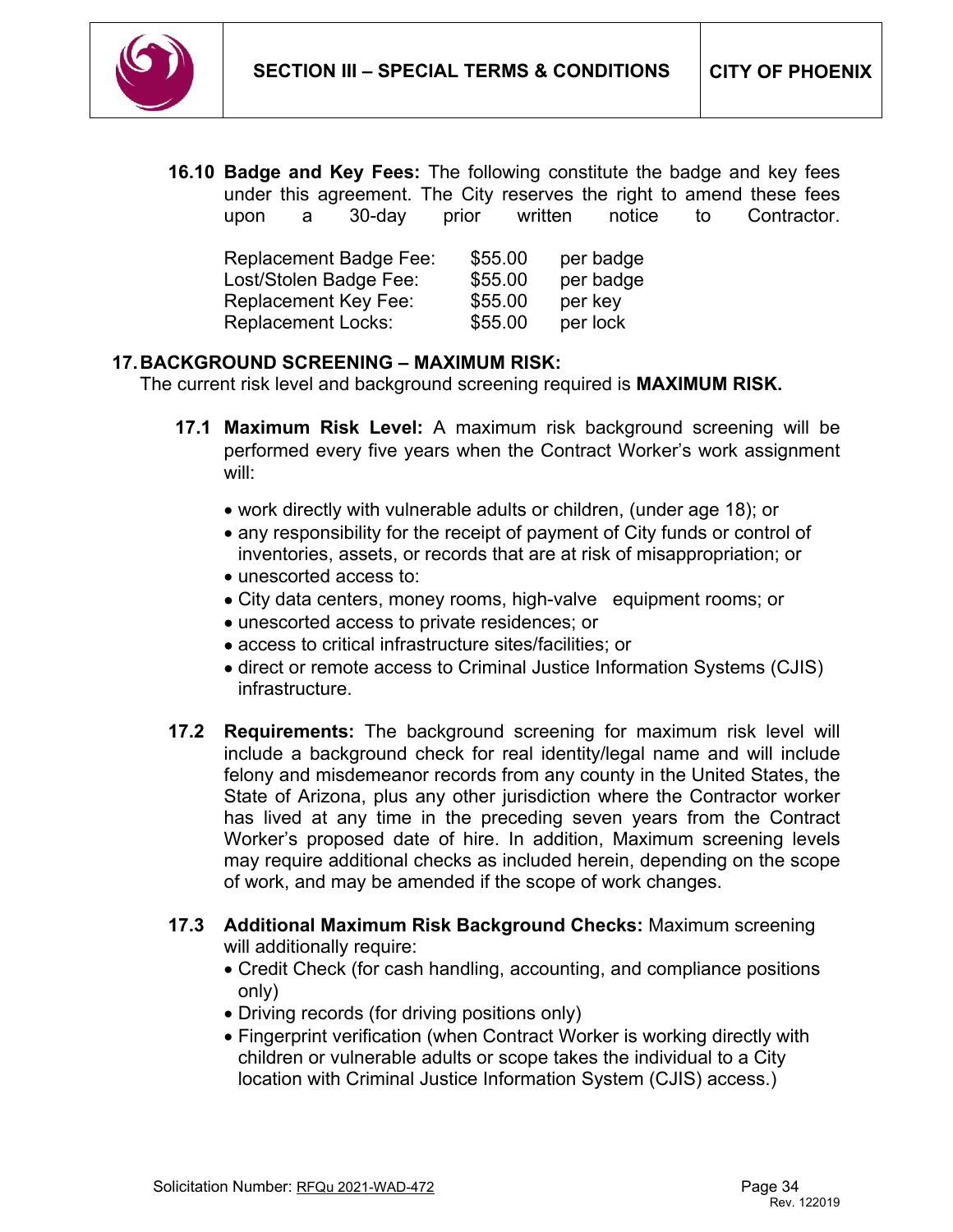**16.10 Badge and Key Fees:** The following constitute the badge and key fees under this agreement. The City reserves the right to amend these fees upon a 30-day prior written notice to Contractor.

| | | |
|---|---|---|
| Replacement Badge Fee: | $55.00 | per badge |
| Lost/Stolen Badge Fee: | $55.00 | per badge |
| Replacement Key Fee: | $55.00 | per key |
| Replacement Locks: | $55.00 | per lock |

## 17. BACKGROUND SCREENING – MAXIMUM RISK:

The current risk level and background screening required is **MAXIMUM RISK.**

**17.1 Maximum Risk Level:** A maximum risk background screening will be performed every five years when the Contract Worker's work assignment will:

- work directly with vulnerable adults or children, (under age 18); or
- any responsibility for the receipt of payment of City funds or control of inventories, assets, or records that are at risk of misappropriation; or
- unescorted access to:
- City data centers, money rooms, high-valve equipment rooms; or
- unescorted access to private residences; or
- access to critical infrastructure sites/facilities; or
- direct or remote access to Criminal Justice Information Systems (CJIS) infrastructure.

**17.2 Requirements:** The background screening for maximum risk level will include a background check for real identity/legal name and will include felony and misdemeanor records from any county in the United States, the State of Arizona, plus any other jurisdiction where the Contractor worker has lived at any time in the preceding seven years from the Contract Worker's proposed date of hire. In addition, Maximum screening levels may require additional checks as included herein, depending on the scope of work, and may be amended if the scope of work changes.

**17.3 Additional Maximum Risk Background Checks:** Maximum screening will additionally require:

- Credit Check (for cash handling, accounting, and compliance positions only)
- Driving records (for driving positions only)
- Fingerprint verification (when Contract Worker is working directly with children or vulnerable adults or scope takes the individual to a City location with Criminal Justice Information System (CJIS) access.)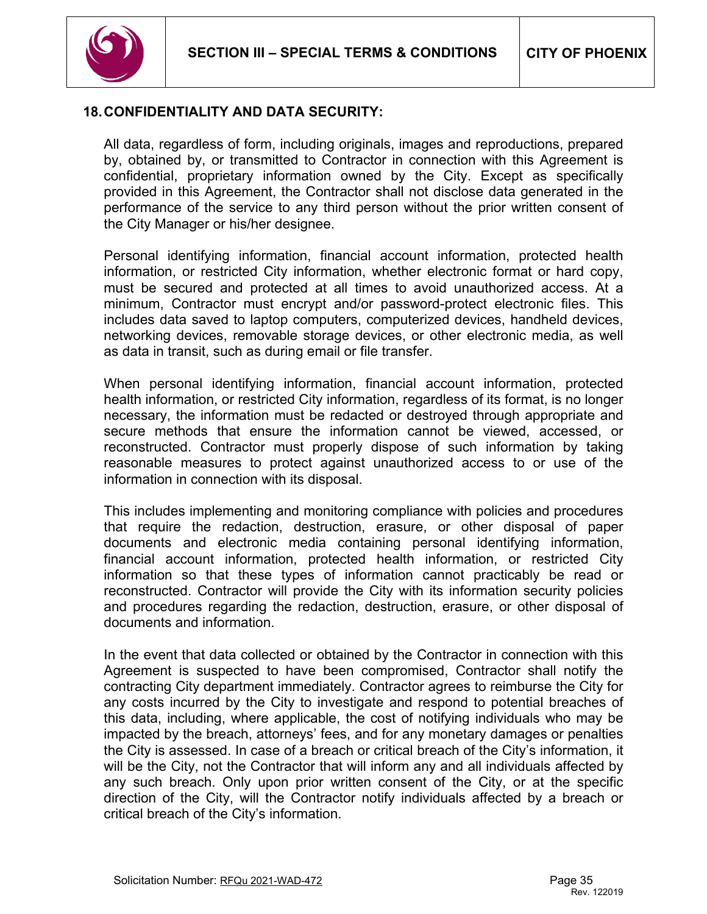## 18. CONFIDENTIALITY AND DATA SECURITY:

All data, regardless of form, including originals, images and reproductions, prepared by, obtained by, or transmitted to Contractor in connection with this Agreement is confidential, proprietary information owned by the City. Except as specifically provided in this Agreement, the Contractor shall not disclose data generated in the performance of the service to any third person without the prior written consent of the City Manager or his/her designee.

Personal identifying information, financial account information, protected health information, or restricted City information, whether electronic format or hard copy, must be secured and protected at all times to avoid unauthorized access. At a minimum, Contractor must encrypt and/or password-protect electronic files. This includes data saved to laptop computers, computerized devices, handheld devices, networking devices, removable storage devices, or other electronic media, as well as data in transit, such as during email or file transfer.

When personal identifying information, financial account information, protected health information, or restricted City information, regardless of its format, is no longer necessary, the information must be redacted or destroyed through appropriate and secure methods that ensure the information cannot be viewed, accessed, or reconstructed. Contractor must properly dispose of such information by taking reasonable measures to protect against unauthorized access to or use of the information in connection with its disposal.

This includes implementing and monitoring compliance with policies and procedures that require the redaction, destruction, erasure, or other disposal of paper documents and electronic media containing personal identifying information, financial account information, protected health information, or restricted City information so that these types of information cannot practicably be read or reconstructed. Contractor will provide the City with its information security policies and procedures regarding the redaction, destruction, erasure, or other disposal of documents and information.

In the event that data collected or obtained by the Contractor in connection with this Agreement is suspected to have been compromised, Contractor shall notify the contracting City department immediately. Contractor agrees to reimburse the City for any costs incurred by the City to investigate and respond to potential breaches of this data, including, where applicable, the cost of notifying individuals who may be impacted by the breach, attorneys' fees, and for any monetary damages or penalties the City is assessed. In case of a breach or critical breach of the City's information, it will be the City, not the Contractor that will inform any and all individuals affected by any such breach. Only upon prior written consent of the City, or at the specific direction of the City, will the Contractor notify individuals affected by a breach or critical breach of the City's information.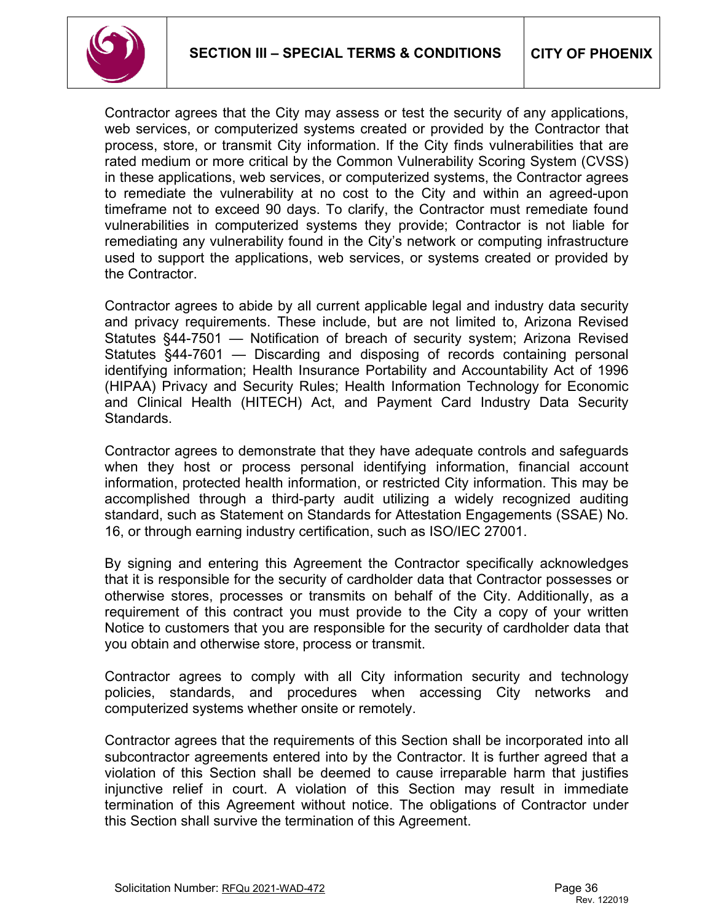Contractor agrees that the City may assess or test the security of any applications, web services, or computerized systems created or provided by the Contractor that process, store, or transmit City information. If the City finds vulnerabilities that are rated medium or more critical by the Common Vulnerability Scoring System (CVSS) in these applications, web services, or computerized systems, the Contractor agrees to remediate the vulnerability at no cost to the City and within an agreed-upon timeframe not to exceed 90 days. To clarify, the Contractor must remediate found vulnerabilities in computerized systems they provide; Contractor is not liable for remediating any vulnerability found in the City's network or computing infrastructure used to support the applications, web services, or systems created or provided by the Contractor.

Contractor agrees to abide by all current applicable legal and industry data security and privacy requirements. These include, but are not limited to, Arizona Revised Statutes §44-7501 — Notification of breach of security system; Arizona Revised Statutes §44-7601 — Discarding and disposing of records containing personal identifying information; Health Insurance Portability and Accountability Act of 1996 (HIPAA) Privacy and Security Rules; Health Information Technology for Economic and Clinical Health (HITECH) Act, and Payment Card Industry Data Security Standards.

Contractor agrees to demonstrate that they have adequate controls and safeguards when they host or process personal identifying information, financial account information, protected health information, or restricted City information. This may be accomplished through a third-party audit utilizing a widely recognized auditing standard, such as Statement on Standards for Attestation Engagements (SSAE) No. 16, or through earning industry certification, such as ISO/IEC 27001.

By signing and entering this Agreement the Contractor specifically acknowledges that it is responsible for the security of cardholder data that Contractor possesses or otherwise stores, processes or transmits on behalf of the City. Additionally, as a requirement of this contract you must provide to the City a copy of your written Notice to customers that you are responsible for the security of cardholder data that you obtain and otherwise store, process or transmit.

Contractor agrees to comply with all City information security and technology policies, standards, and procedures when accessing City networks and computerized systems whether onsite or remotely.

Contractor agrees that the requirements of this Section shall be incorporated into all subcontractor agreements entered into by the Contractor. It is further agreed that a violation of this Section shall be deemed to cause irreparable harm that justifies injunctive relief in court. A violation of this Section may result in immediate termination of this Agreement without notice. The obligations of Contractor under this Section shall survive the termination of this Agreement.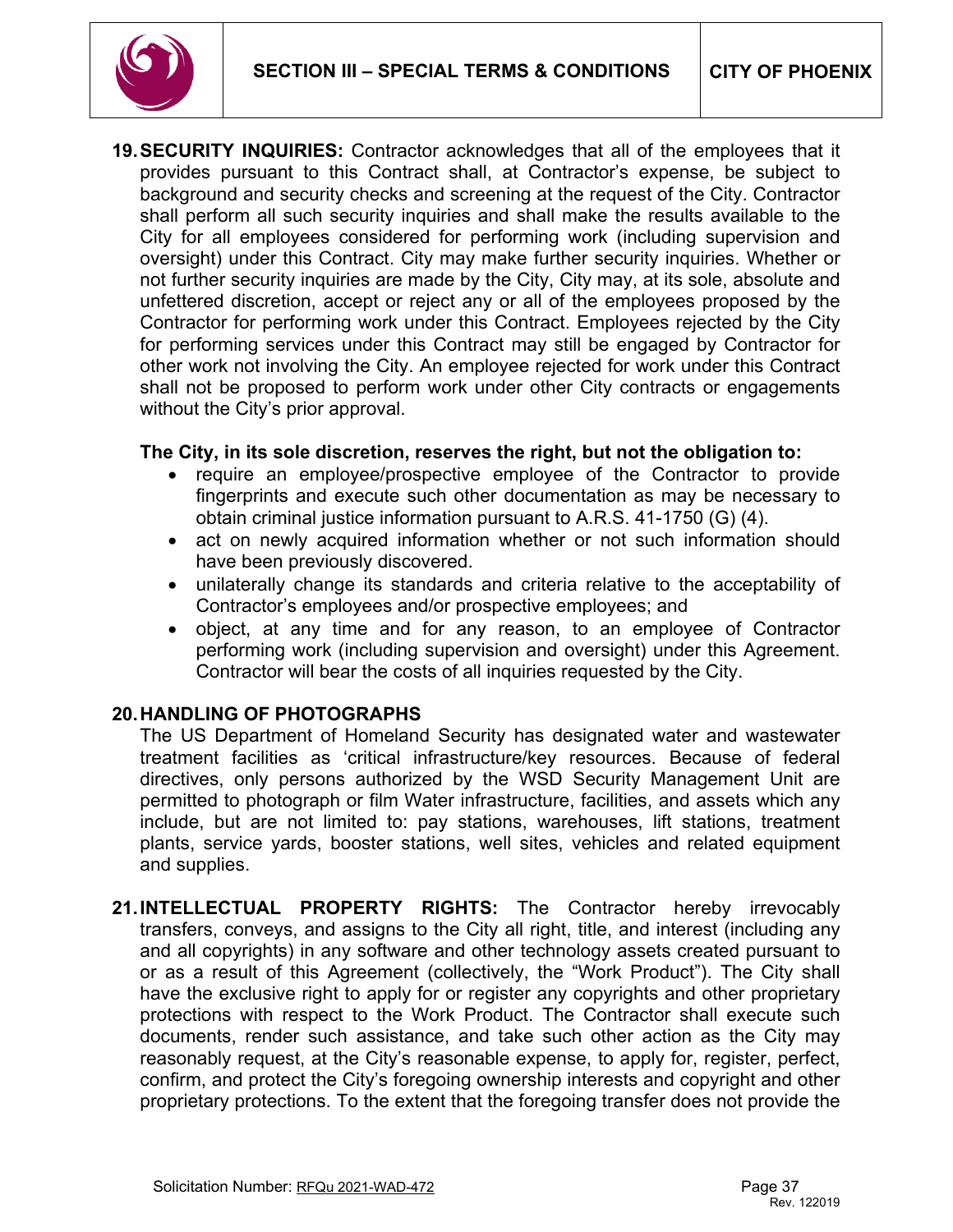**19. SECURITY INQUIRIES:** Contractor acknowledges that all of the employees that it provides pursuant to this Contract shall, at Contractor's expense, be subject to background and security checks and screening at the request of the City. Contractor shall perform all such security inquiries and shall make the results available to the City for all employees considered for performing work (including supervision and oversight) under this Contract. City may make further security inquiries. Whether or not further security inquiries are made by the City, City may, at its sole, absolute and unfettered discretion, accept or reject any or all of the employees proposed by the Contractor for performing work under this Contract. Employees rejected by the City for performing services under this Contract may still be engaged by Contractor for other work not involving the City. An employee rejected for work under this Contract shall not be proposed to perform work under other City contracts or engagements without the City's prior approval.

**The City, in its sole discretion, reserves the right, but not the obligation to:**

- require an employee/prospective employee of the Contractor to provide fingerprints and execute such other documentation as may be necessary to obtain criminal justice information pursuant to A.R.S. 41-1750 (G) (4).
- act on newly acquired information whether or not such information should have been previously discovered.
- unilaterally change its standards and criteria relative to the acceptability of Contractor's employees and/or prospective employees; and
- object, at any time and for any reason, to an employee of Contractor performing work (including supervision and oversight) under this Agreement. Contractor will bear the costs of all inquiries requested by the City.

**20. HANDLING OF PHOTOGRAPHS**

The US Department of Homeland Security has designated water and wastewater treatment facilities as 'critical infrastructure/key resources. Because of federal directives, only persons authorized by the WSD Security Management Unit are permitted to photograph or film Water infrastructure, facilities, and assets which any include, but are not limited to: pay stations, warehouses, lift stations, treatment plants, service yards, booster stations, well sites, vehicles and related equipment and supplies.

**21. INTELLECTUAL PROPERTY RIGHTS:** The Contractor hereby irrevocably transfers, conveys, and assigns to the City all right, title, and interest (including any and all copyrights) in any software and other technology assets created pursuant to or as a result of this Agreement (collectively, the "Work Product"). The City shall have the exclusive right to apply for or register any copyrights and other proprietary protections with respect to the Work Product. The Contractor shall execute such documents, render such assistance, and take such other action as the City may reasonably request, at the City's reasonable expense, to apply for, register, perfect, confirm, and protect the City's foregoing ownership interests and copyright and other proprietary protections. To the extent that the foregoing transfer does not provide the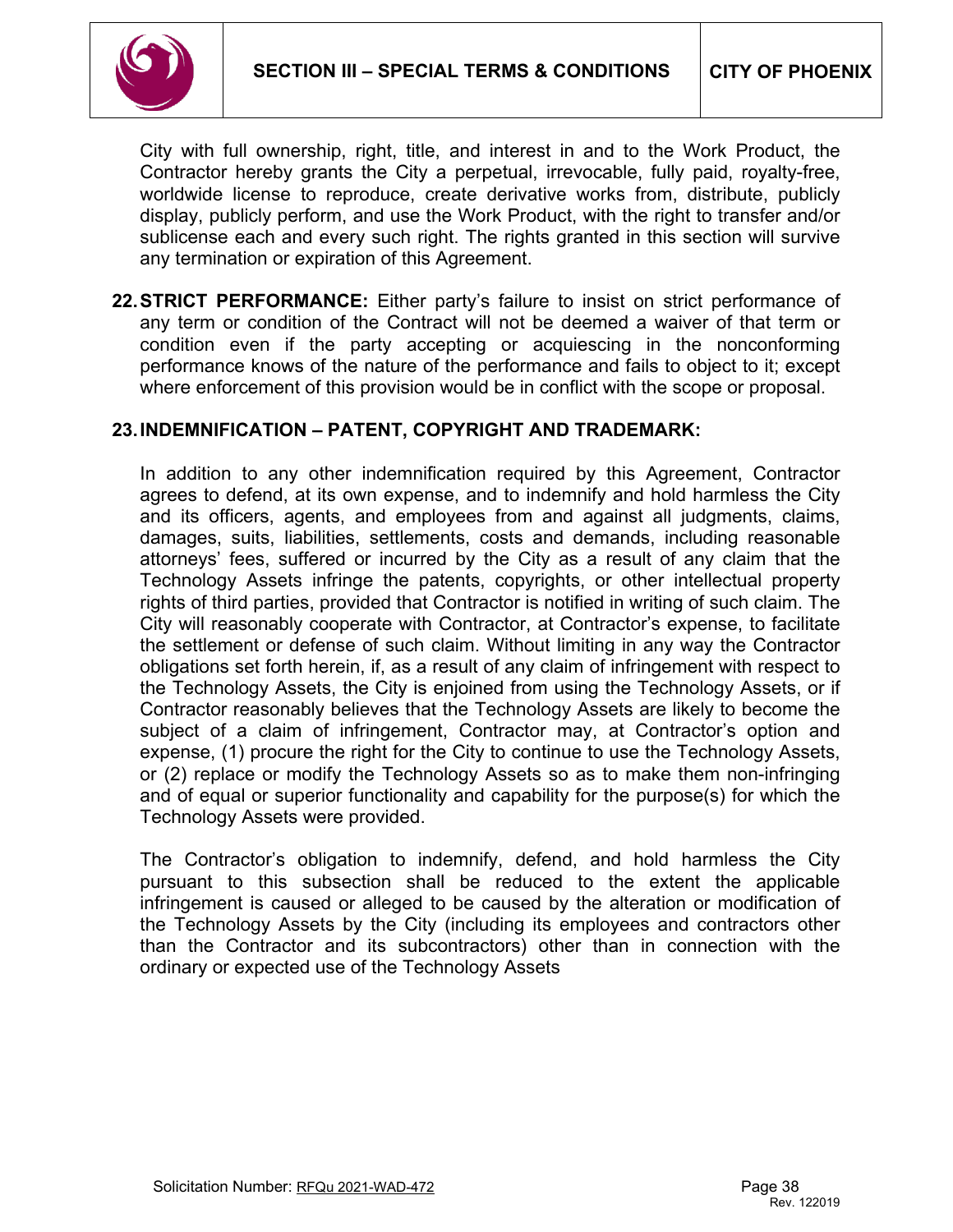City with full ownership, right, title, and interest in and to the Work Product, the Contractor hereby grants the City a perpetual, irrevocable, fully paid, royalty-free, worldwide license to reproduce, create derivative works from, distribute, publicly display, publicly perform, and use the Work Product, with the right to transfer and/or sublicense each and every such right. The rights granted in this section will survive any termination or expiration of this Agreement.

**22. STRICT PERFORMANCE:** Either party's failure to insist on strict performance of any term or condition of the Contract will not be deemed a waiver of that term or condition even if the party accepting or acquiescing in the nonconforming performance knows of the nature of the performance and fails to object to it; except where enforcement of this provision would be in conflict with the scope or proposal.

**23. INDEMNIFICATION – PATENT, COPYRIGHT AND TRADEMARK:**

In addition to any other indemnification required by this Agreement, Contractor agrees to defend, at its own expense, and to indemnify and hold harmless the City and its officers, agents, and employees from and against all judgments, claims, damages, suits, liabilities, settlements, costs and demands, including reasonable attorneys' fees, suffered or incurred by the City as a result of any claim that the Technology Assets infringe the patents, copyrights, or other intellectual property rights of third parties, provided that Contractor is notified in writing of such claim. The City will reasonably cooperate with Contractor, at Contractor's expense, to facilitate the settlement or defense of such claim. Without limiting in any way the Contractor obligations set forth herein, if, as a result of any claim of infringement with respect to the Technology Assets, the City is enjoined from using the Technology Assets, or if Contractor reasonably believes that the Technology Assets are likely to become the subject of a claim of infringement, Contractor may, at Contractor's option and expense, (1) procure the right for the City to continue to use the Technology Assets, or (2) replace or modify the Technology Assets so as to make them non-infringing and of equal or superior functionality and capability for the purpose(s) for which the Technology Assets were provided.

The Contractor's obligation to indemnify, defend, and hold harmless the City pursuant to this subsection shall be reduced to the extent the applicable infringement is caused or alleged to be caused by the alteration or modification of the Technology Assets by the City (including its employees and contractors other than the Contractor and its subcontractors) other than in connection with the ordinary or expected use of the Technology Assets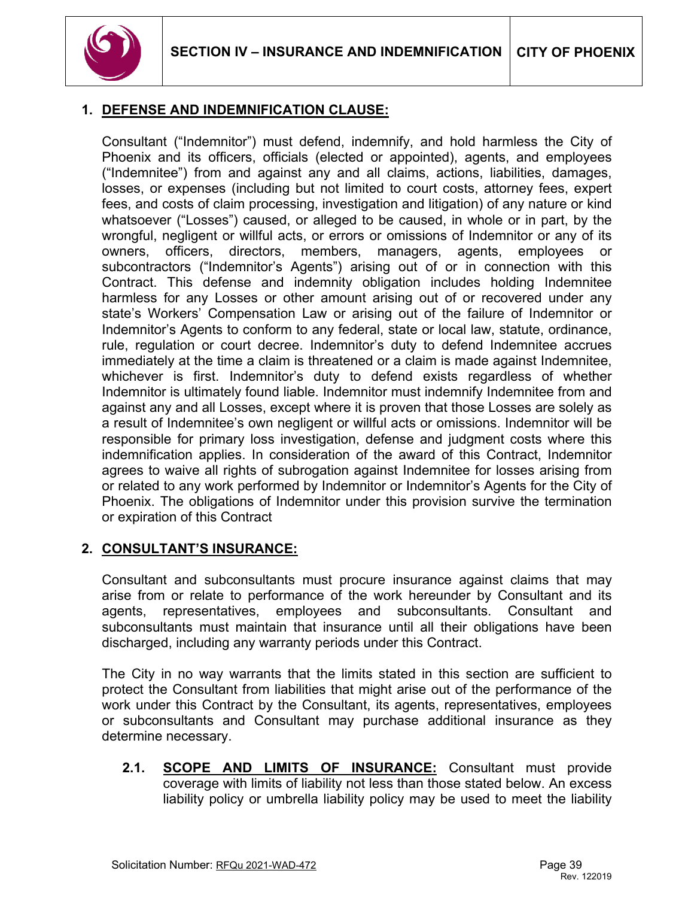## 1. DEFENSE AND INDEMNIFICATION CLAUSE:

Consultant ("Indemnitor") must defend, indemnify, and hold harmless the City of Phoenix and its officers, officials (elected or appointed), agents, and employees ("Indemnitee") from and against any and all claims, actions, liabilities, damages, losses, or expenses (including but not limited to court costs, attorney fees, expert fees, and costs of claim processing, investigation and litigation) of any nature or kind whatsoever ("Losses") caused, or alleged to be caused, in whole or in part, by the wrongful, negligent or willful acts, or errors or omissions of Indemnitor or any of its owners, officers, directors, members, managers, agents, employees or subcontractors ("Indemnitor's Agents") arising out of or in connection with this Contract. This defense and indemnity obligation includes holding Indemnitee harmless for any Losses or other amount arising out of or recovered under any state's Workers' Compensation Law or arising out of the failure of Indemnitor or Indemnitor's Agents to conform to any federal, state or local law, statute, ordinance, rule, regulation or court decree. Indemnitor's duty to defend Indemnitee accrues immediately at the time a claim is threatened or a claim is made against Indemnitee, whichever is first. Indemnitor's duty to defend exists regardless of whether Indemnitor is ultimately found liable. Indemnitor must indemnify Indemnitee from and against any and all Losses, except where it is proven that those Losses are solely as a result of Indemnitee's own negligent or willful acts or omissions. Indemnitor will be responsible for primary loss investigation, defense and judgment costs where this indemnification applies. In consideration of the award of this Contract, Indemnitor agrees to waive all rights of subrogation against Indemnitee for losses arising from or related to any work performed by Indemnitor or Indemnitor's Agents for the City of Phoenix. The obligations of Indemnitor under this provision survive the termination or expiration of this Contract

## 2. CONSULTANT'S INSURANCE:

Consultant and subconsultants must procure insurance against claims that may arise from or relate to performance of the work hereunder by Consultant and its agents, representatives, employees and subconsultants. Consultant and subconsultants must maintain that insurance until all their obligations have been discharged, including any warranty periods under this Contract.

The City in no way warrants that the limits stated in this section are sufficient to protect the Consultant from liabilities that might arise out of the performance of the work under this Contract by the Consultant, its agents, representatives, employees or subconsultants and Consultant may purchase additional insurance as they determine necessary.

**2.1. SCOPE AND LIMITS OF INSURANCE:** Consultant must provide coverage with limits of liability not less than those stated below. An excess liability policy or umbrella liability policy may be used to meet the liability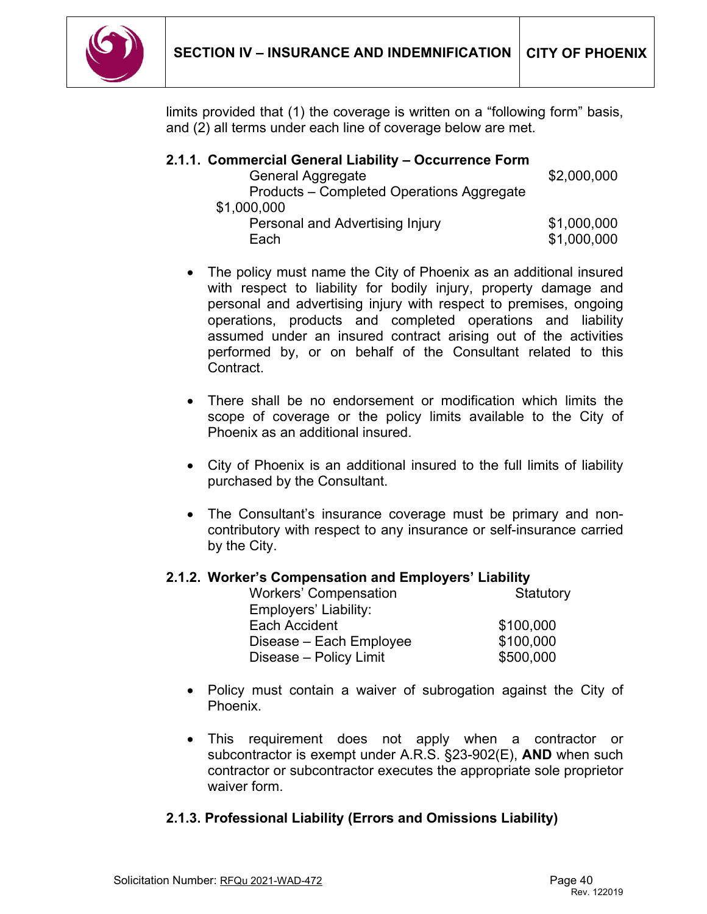limits provided that (1) the coverage is written on a "following form" basis, and (2) all terms under each line of coverage below are met.

### 2.1.1. Commercial General Liability – Occurrence Form

| | |
|---|---|
| General Aggregate | $2,000,000 |
| Products – Completed Operations Aggregate | $1,000,000 |
| Personal and Advertising Injury | $1,000,000 |
| Each | $1,000,000 |

- The policy must name the City of Phoenix as an additional insured with respect to liability for bodily injury, property damage and personal and advertising injury with respect to premises, ongoing operations, products and completed operations and liability assumed under an insured contract arising out of the activities performed by, or on behalf of the Consultant related to this Contract.

- There shall be no endorsement or modification which limits the scope of coverage or the policy limits available to the City of Phoenix as an additional insured.

- City of Phoenix is an additional insured to the full limits of liability purchased by the Consultant.

- The Consultant's insurance coverage must be primary and non-contributory with respect to any insurance or self-insurance carried by the City.

### 2.1.2. Worker's Compensation and Employers' Liability

| | |
|---|---|
| Workers' Compensation | Statutory |
| Employers' Liability: | |
| Each Accident | $100,000 |
| Disease – Each Employee | $100,000 |
| Disease – Policy Limit | $500,000 |

- Policy must contain a waiver of subrogation against the City of Phoenix.

- This requirement does not apply when a contractor or subcontractor is exempt under A.R.S. §23-902(E), **AND** when such contractor or subcontractor executes the appropriate sole proprietor waiver form.

### 2.1.3. Professional Liability (Errors and Omissions Liability)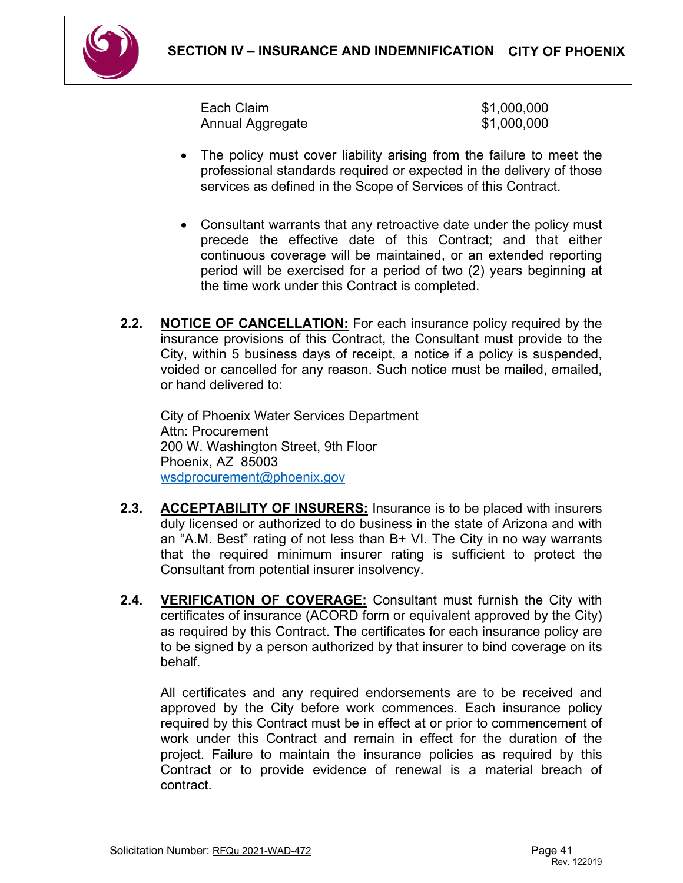| | |
|---|---|
| Each Claim | $1,000,000 |
| Annual Aggregate | $1,000,000 |

- The policy must cover liability arising from the failure to meet the professional standards required or expected in the delivery of those services as defined in the Scope of Services of this Contract.

- Consultant warrants that any retroactive date under the policy must precede the effective date of this Contract; and that either continuous coverage will be maintained, or an extended reporting period will be exercised for a period of two (2) years beginning at the time work under this Contract is completed.

**2.2. NOTICE OF CANCELLATION:** For each insurance policy required by the insurance provisions of this Contract, the Consultant must provide to the City, within 5 business days of receipt, a notice if a policy is suspended, voided or cancelled for any reason. Such notice must be mailed, emailed, or hand delivered to:

City of Phoenix Water Services Department
Attn: Procurement
200 W. Washington Street, 9th Floor
Phoenix, AZ 85003
wsdprocurement@phoenix.gov

**2.3. ACCEPTABILITY OF INSURERS:** Insurance is to be placed with insurers duly licensed or authorized to do business in the state of Arizona and with an "A.M. Best" rating of not less than B+ VI. The City in no way warrants that the required minimum insurer rating is sufficient to protect the Consultant from potential insurer insolvency.

**2.4. VERIFICATION OF COVERAGE:** Consultant must furnish the City with certificates of insurance (ACORD form or equivalent approved by the City) as required by this Contract. The certificates for each insurance policy are to be signed by a person authorized by that insurer to bind coverage on its behalf.

All certificates and any required endorsements are to be received and approved by the City before work commences. Each insurance policy required by this Contract must be in effect at or prior to commencement of work under this Contract and remain in effect for the duration of the project. Failure to maintain the insurance policies as required by this Contract or to provide evidence of renewal is a material breach of contract.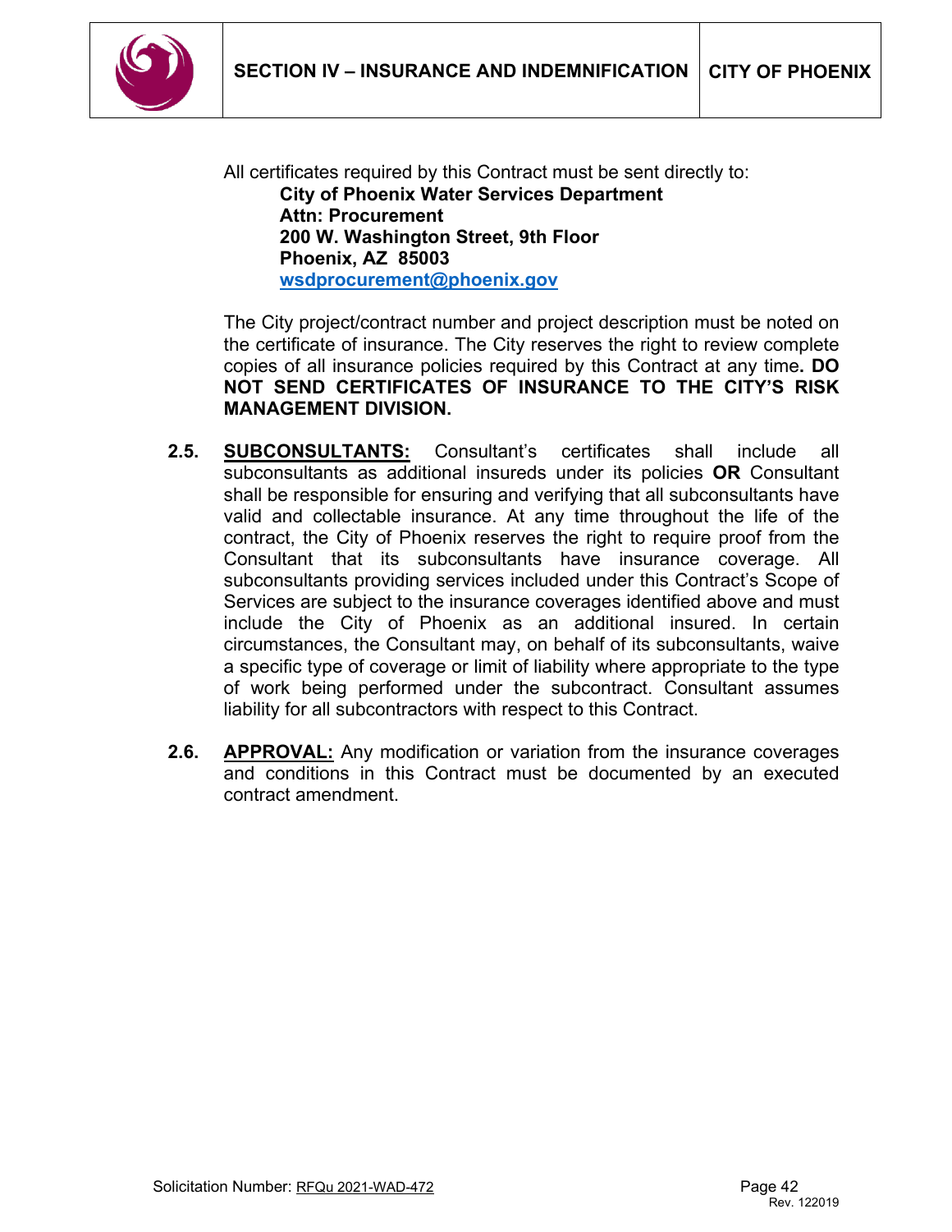All certificates required by this Contract must be sent directly to:

**City of Phoenix Water Services Department**
**Attn: Procurement**
**200 W. Washington Street, 9th Floor**
**Phoenix, AZ 85003**
**wsdprocurement@phoenix.gov**

The City project/contract number and project description must be noted on the certificate of insurance. The City reserves the right to review complete copies of all insurance policies required by this Contract at any time**. DO NOT SEND CERTIFICATES OF INSURANCE TO THE CITY'S RISK MANAGEMENT DIVISION.**

**2.5. SUBCONSULTANTS:** Consultant's certificates shall include all subconsultants as additional insureds under its policies **OR** Consultant shall be responsible for ensuring and verifying that all subconsultants have valid and collectable insurance. At any time throughout the life of the contract, the City of Phoenix reserves the right to require proof from the Consultant that its subconsultants have insurance coverage. All subconsultants providing services included under this Contract's Scope of Services are subject to the insurance coverages identified above and must include the City of Phoenix as an additional insured. In certain circumstances, the Consultant may, on behalf of its subconsultants, waive a specific type of coverage or limit of liability where appropriate to the type of work being performed under the subcontract. Consultant assumes liability for all subcontractors with respect to this Contract.

**2.6. APPROVAL:** Any modification or variation from the insurance coverages and conditions in this Contract must be documented by an executed contract amendment.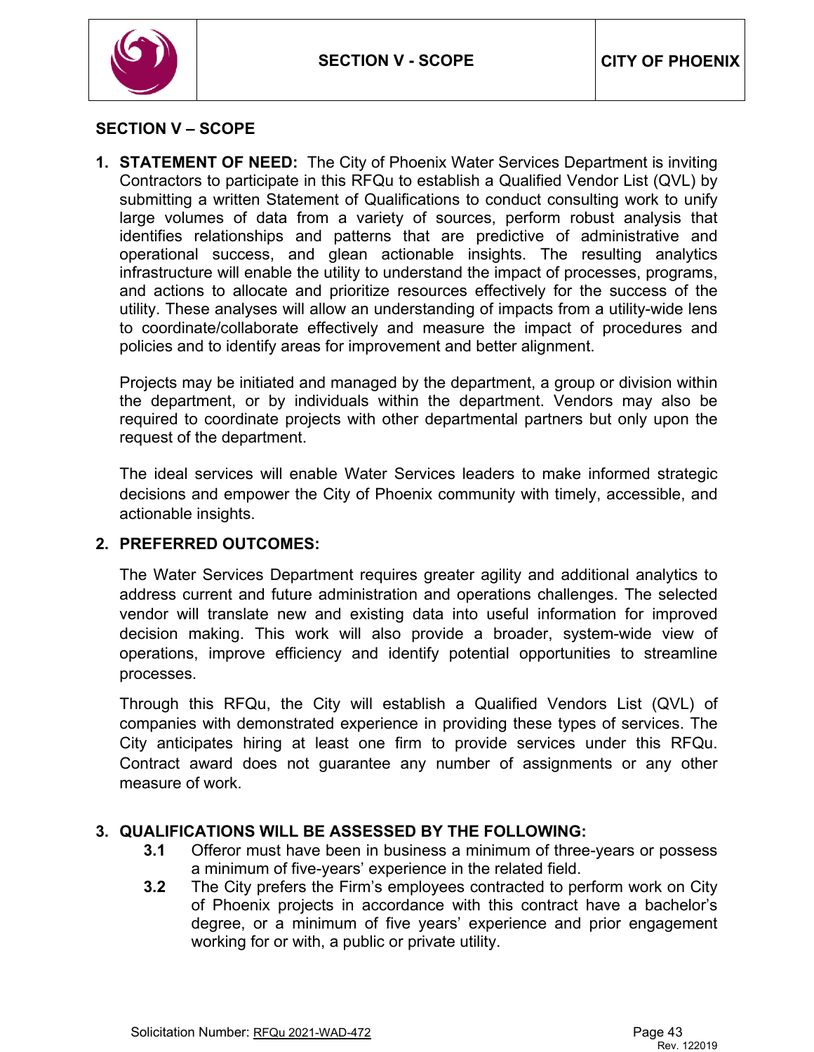## SECTION V – SCOPE

1. **STATEMENT OF NEED:** The City of Phoenix Water Services Department is inviting Contractors to participate in this RFQu to establish a Qualified Vendor List (QVL) by submitting a written Statement of Qualifications to conduct consulting work to unify large volumes of data from a variety of sources, perform robust analysis that identifies relationships and patterns that are predictive of administrative and operational success, and glean actionable insights. The resulting analytics infrastructure will enable the utility to understand the impact of processes, programs, and actions to allocate and prioritize resources effectively for the success of the utility. These analyses will allow an understanding of impacts from a utility-wide lens to coordinate/collaborate effectively and measure the impact of procedures and policies and to identify areas for improvement and better alignment.

   Projects may be initiated and managed by the department, a group or division within the department, or by individuals within the department. Vendors may also be required to coordinate projects with other departmental partners but only upon the request of the department.

   The ideal services will enable Water Services leaders to make informed strategic decisions and empower the City of Phoenix community with timely, accessible, and actionable insights.

2. **PREFERRED OUTCOMES:**

   The Water Services Department requires greater agility and additional analytics to address current and future administration and operations challenges. The selected vendor will translate new and existing data into useful information for improved decision making. This work will also provide a broader, system-wide view of operations, improve efficiency and identify potential opportunities to streamline processes.

   Through this RFQu, the City will establish a Qualified Vendors List (QVL) of companies with demonstrated experience in providing these types of services. The City anticipates hiring at least one firm to provide services under this RFQu. Contract award does not guarantee any number of assignments or any other measure of work.

3. **QUALIFICATIONS WILL BE ASSESSED BY THE FOLLOWING:**

   **3.1** Offeror must have been in business a minimum of three-years or possess a minimum of five-years' experience in the related field.

   **3.2** The City prefers the Firm's employees contracted to perform work on City of Phoenix projects in accordance with this contract have a bachelor's degree, or a minimum of five years' experience and prior engagement working for or with, a public or private utility.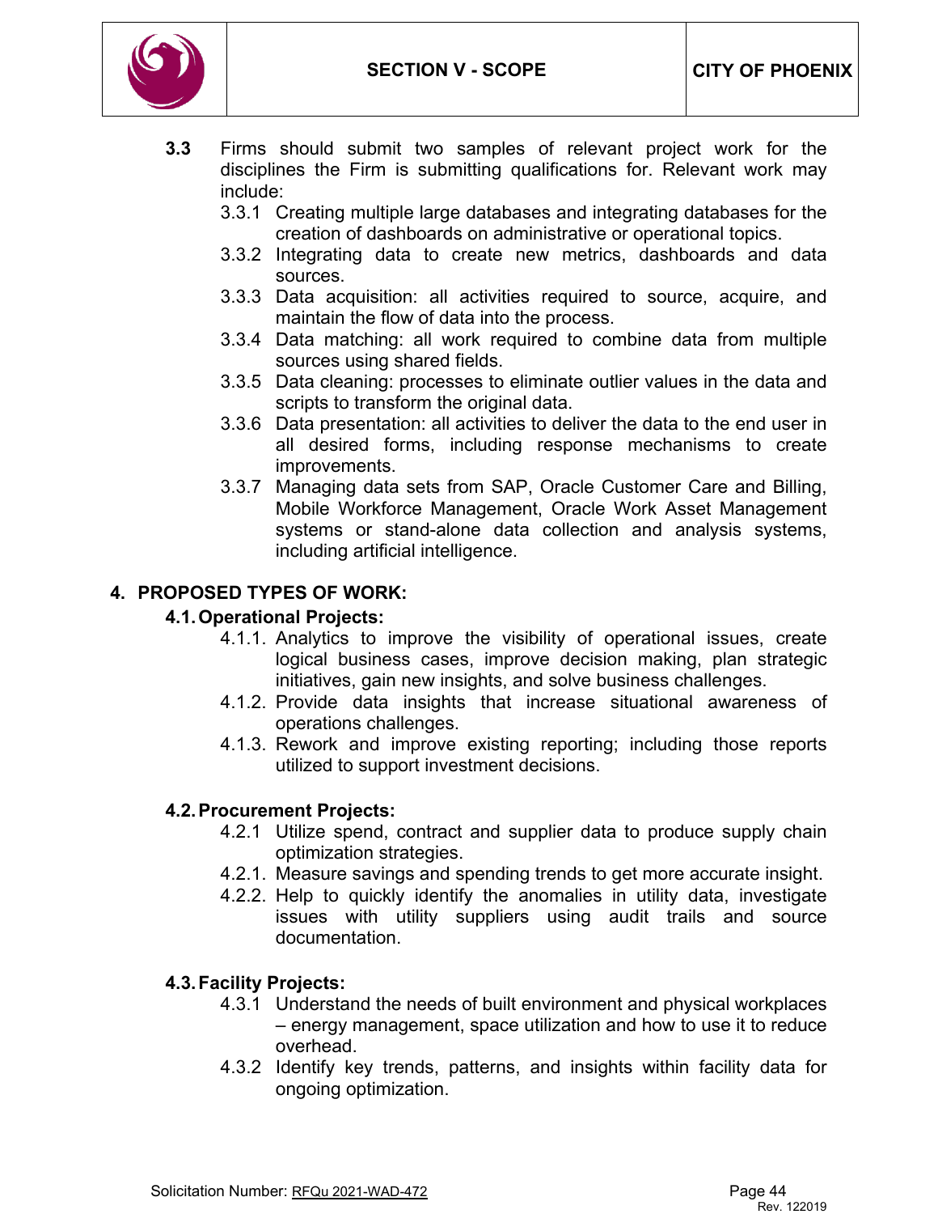**3.3** Firms should submit two samples of relevant project work for the disciplines the Firm is submitting qualifications for. Relevant work may include:

- 3.3.1 Creating multiple large databases and integrating databases for the creation of dashboards on administrative or operational topics.
- 3.3.2 Integrating data to create new metrics, dashboards and data sources.
- 3.3.3 Data acquisition: all activities required to source, acquire, and maintain the flow of data into the process.
- 3.3.4 Data matching: all work required to combine data from multiple sources using shared fields.
- 3.3.5 Data cleaning: processes to eliminate outlier values in the data and scripts to transform the original data.
- 3.3.6 Data presentation: all activities to deliver the data to the end user in all desired forms, including response mechanisms to create improvements.
- 3.3.7 Managing data sets from SAP, Oracle Customer Care and Billing, Mobile Workforce Management, Oracle Work Asset Management systems or stand-alone data collection and analysis systems, including artificial intelligence.

## 4. PROPOSED TYPES OF WORK:

### 4.1. Operational Projects:

- 4.1.1. Analytics to improve the visibility of operational issues, create logical business cases, improve decision making, plan strategic initiatives, gain new insights, and solve business challenges.
- 4.1.2. Provide data insights that increase situational awareness of operations challenges.
- 4.1.3. Rework and improve existing reporting; including those reports utilized to support investment decisions.

### 4.2. Procurement Projects:

- 4.2.1 Utilize spend, contract and supplier data to produce supply chain optimization strategies.
- 4.2.1. Measure savings and spending trends to get more accurate insight.
- 4.2.2. Help to quickly identify the anomalies in utility data, investigate issues with utility suppliers using audit trails and source documentation.

### 4.3. Facility Projects:

- 4.3.1 Understand the needs of built environment and physical workplaces – energy management, space utilization and how to use it to reduce overhead.
- 4.3.2 Identify key trends, patterns, and insights within facility data for ongoing optimization.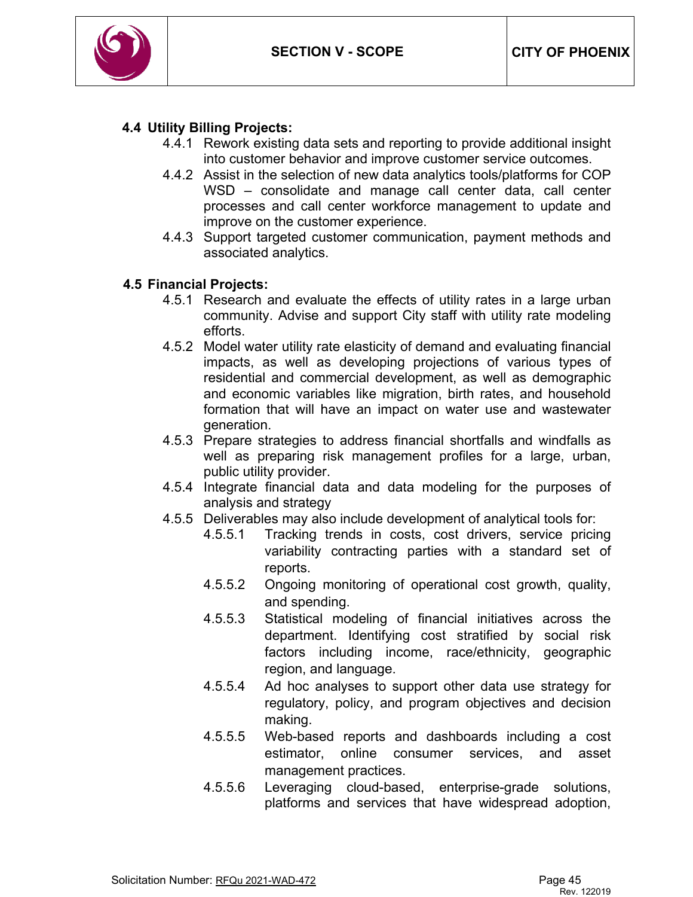### 4.4 Utility Billing Projects:

- 4.4.1 Rework existing data sets and reporting to provide additional insight into customer behavior and improve customer service outcomes.
- 4.4.2 Assist in the selection of new data analytics tools/platforms for COP WSD – consolidate and manage call center data, call center processes and call center workforce management to update and improve on the customer experience.
- 4.4.3 Support targeted customer communication, payment methods and associated analytics.

### 4.5 Financial Projects:

- 4.5.1 Research and evaluate the effects of utility rates in a large urban community. Advise and support City staff with utility rate modeling efforts.
- 4.5.2 Model water utility rate elasticity of demand and evaluating financial impacts, as well as developing projections of various types of residential and commercial development, as well as demographic and economic variables like migration, birth rates, and household formation that will have an impact on water use and wastewater generation.
- 4.5.3 Prepare strategies to address financial shortfalls and windfalls as well as preparing risk management profiles for a large, urban, public utility provider.
- 4.5.4 Integrate financial data and data modeling for the purposes of analysis and strategy
- 4.5.5 Deliverables may also include development of analytical tools for:
  - 4.5.5.1 Tracking trends in costs, cost drivers, service pricing variability contracting parties with a standard set of reports.
  - 4.5.5.2 Ongoing monitoring of operational cost growth, quality, and spending.
  - 4.5.5.3 Statistical modeling of financial initiatives across the department. Identifying cost stratified by social risk factors including income, race/ethnicity, geographic region, and language.
  - 4.5.5.4 Ad hoc analyses to support other data use strategy for regulatory, policy, and program objectives and decision making.
  - 4.5.5.5 Web-based reports and dashboards including a cost estimator, online consumer services, and asset management practices.
  - 4.5.5.6 Leveraging cloud-based, enterprise-grade solutions, platforms and services that have widespread adoption,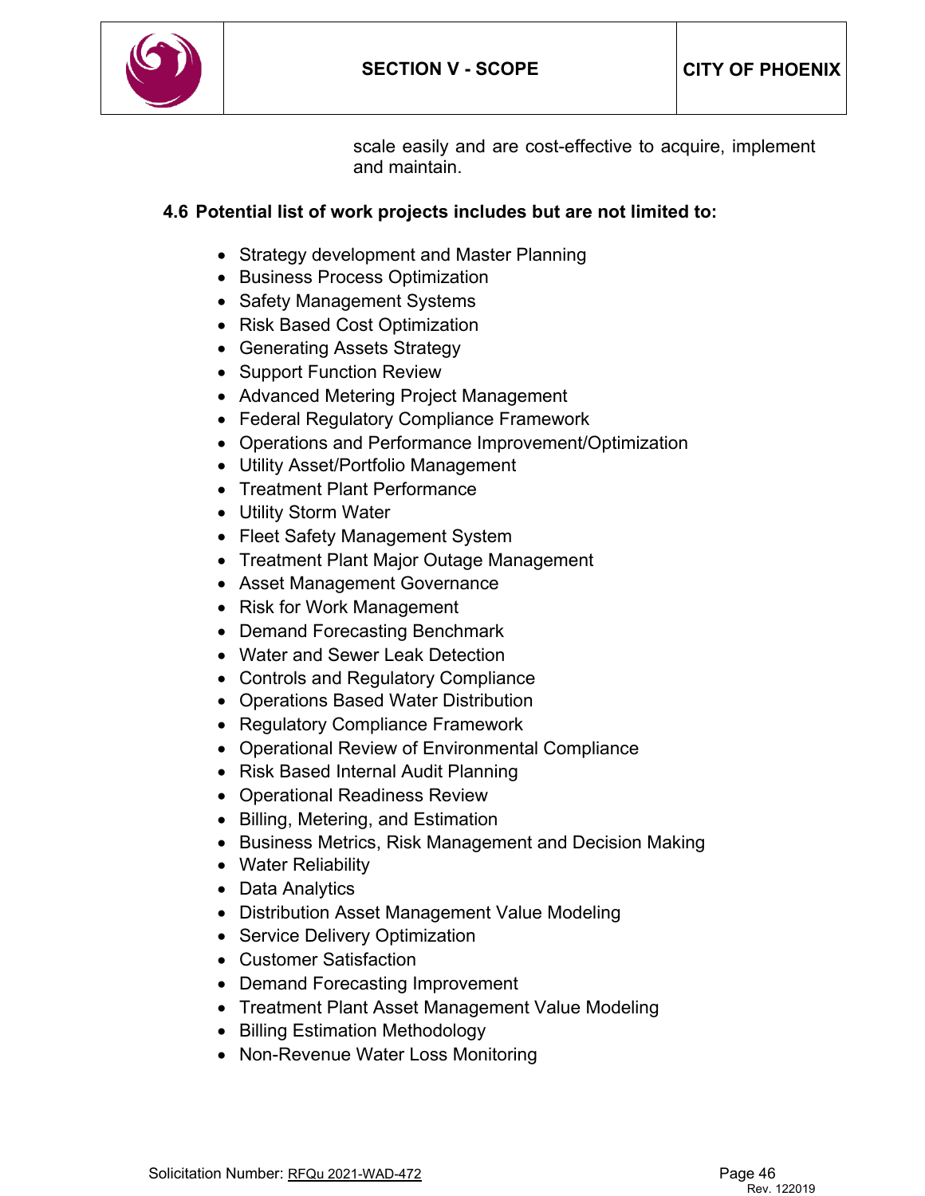scale easily and are cost-effective to acquire, implement and maintain.

**4.6 Potential list of work projects includes but are not limited to:**

- Strategy development and Master Planning
- Business Process Optimization
- Safety Management Systems
- Risk Based Cost Optimization
- Generating Assets Strategy
- Support Function Review
- Advanced Metering Project Management
- Federal Regulatory Compliance Framework
- Operations and Performance Improvement/Optimization
- Utility Asset/Portfolio Management
- Treatment Plant Performance
- Utility Storm Water
- Fleet Safety Management System
- Treatment Plant Major Outage Management
- Asset Management Governance
- Risk for Work Management
- Demand Forecasting Benchmark
- Water and Sewer Leak Detection
- Controls and Regulatory Compliance
- Operations Based Water Distribution
- Regulatory Compliance Framework
- Operational Review of Environmental Compliance
- Risk Based Internal Audit Planning
- Operational Readiness Review
- Billing, Metering, and Estimation
- Business Metrics, Risk Management and Decision Making
- Water Reliability
- Data Analytics
- Distribution Asset Management Value Modeling
- Service Delivery Optimization
- Customer Satisfaction
- Demand Forecasting Improvement
- Treatment Plant Asset Management Value Modeling
- Billing Estimation Methodology
- Non-Revenue Water Loss Monitoring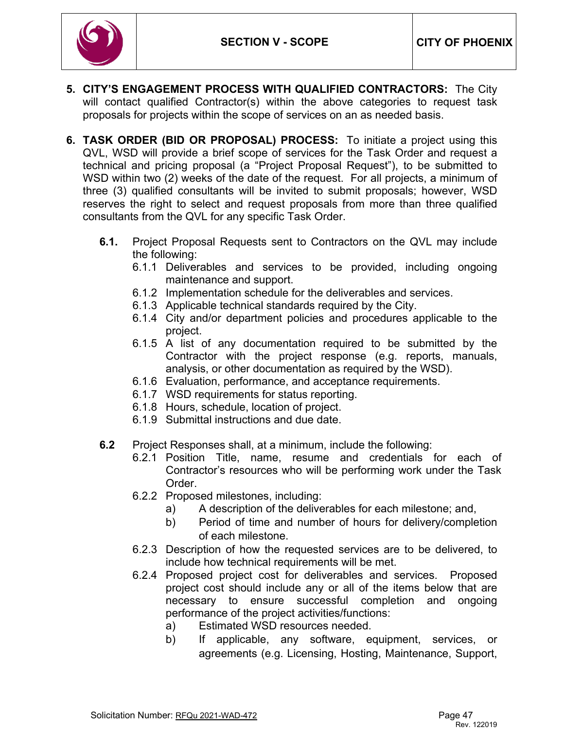5. **CITY'S ENGAGEMENT PROCESS WITH QUALIFIED CONTRACTORS:** The City will contact qualified Contractor(s) within the above categories to request task proposals for projects within the scope of services on an as needed basis.

6. **TASK ORDER (BID OR PROPOSAL) PROCESS:** To initiate a project using this QVL, WSD will provide a brief scope of services for the Task Order and request a technical and pricing proposal (a "Project Proposal Request"), to be submitted to WSD within two (2) weeks of the date of the request. For all projects, a minimum of three (3) qualified consultants will be invited to submit proposals; however, WSD reserves the right to select and request proposals from more than three qualified consultants from the QVL for any specific Task Order.

   **6.1.** Project Proposal Requests sent to Contractors on the QVL may include the following:

   - 6.1.1 Deliverables and services to be provided, including ongoing maintenance and support.
   - 6.1.2 Implementation schedule for the deliverables and services.
   - 6.1.3 Applicable technical standards required by the City.
   - 6.1.4 City and/or department policies and procedures applicable to the project.
   - 6.1.5 A list of any documentation required to be submitted by the Contractor with the project response (e.g. reports, manuals, analysis, or other documentation as required by the WSD).
   - 6.1.6 Evaluation, performance, and acceptance requirements.
   - 6.1.7 WSD requirements for status reporting.
   - 6.1.8 Hours, schedule, location of project.
   - 6.1.9 Submittal instructions and due date.

   **6.2** Project Responses shall, at a minimum, include the following:

   - 6.2.1 Position Title, name, resume and credentials for each of Contractor's resources who will be performing work under the Task Order.
   - 6.2.2 Proposed milestones, including:
     - a) A description of the deliverables for each milestone; and,
     - b) Period of time and number of hours for delivery/completion of each milestone.
   - 6.2.3 Description of how the requested services are to be delivered, to include how technical requirements will be met.
   - 6.2.4 Proposed project cost for deliverables and services. Proposed project cost should include any or all of the items below that are necessary to ensure successful completion and ongoing performance of the project activities/functions:
     - a) Estimated WSD resources needed.
     - b) If applicable, any software, equipment, services, or agreements (e.g. Licensing, Hosting, Maintenance, Support,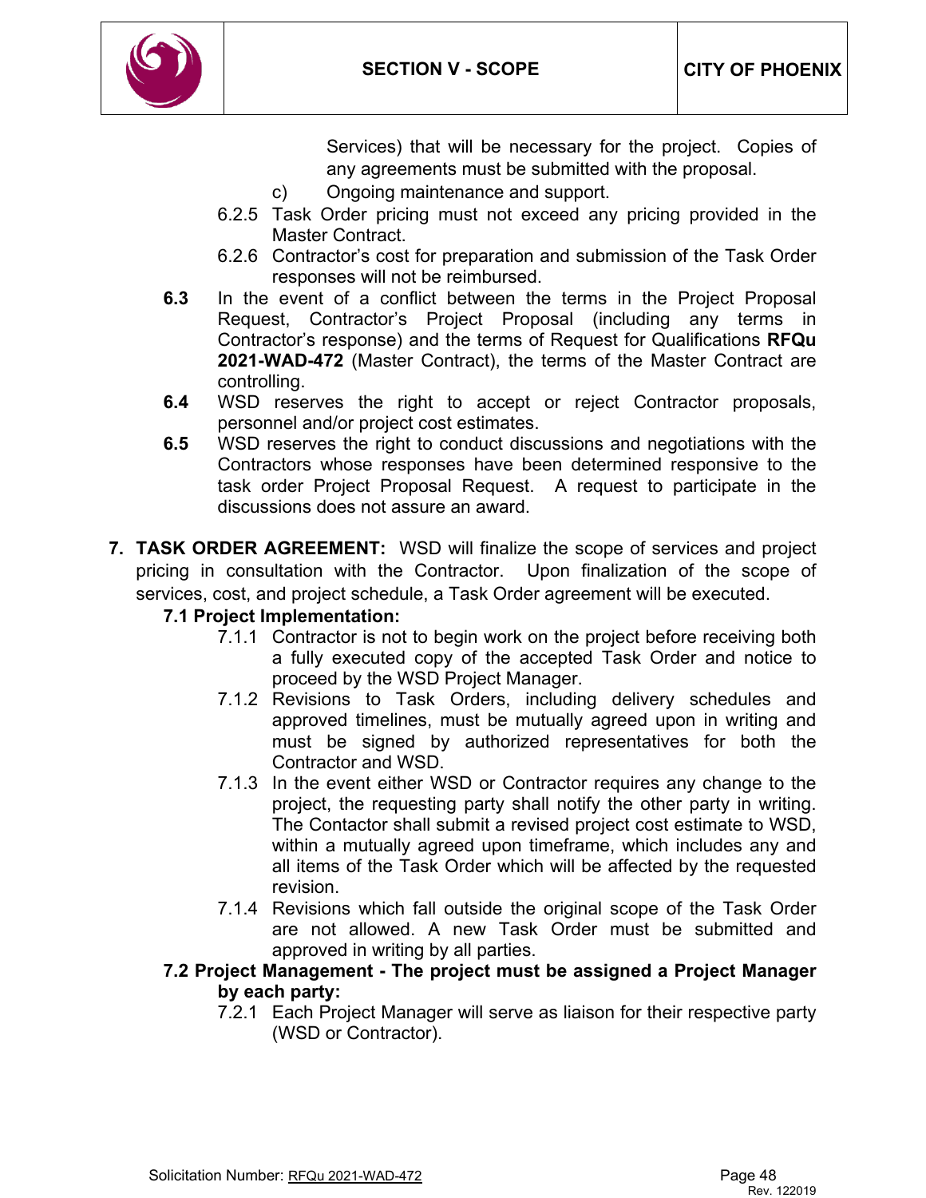Services) that will be necessary for the project. Copies of any agreements must be submitted with the proposal.

c) Ongoing maintenance and support.

6.2.5 Task Order pricing must not exceed any pricing provided in the Master Contract.

6.2.6 Contractor's cost for preparation and submission of the Task Order responses will not be reimbursed.

**6.3** In the event of a conflict between the terms in the Project Proposal Request, Contractor's Project Proposal (including any terms in Contractor's response) and the terms of Request for Qualifications **RFQu 2021-WAD-472** (Master Contract), the terms of the Master Contract are controlling.

**6.4** WSD reserves the right to accept or reject Contractor proposals, personnel and/or project cost estimates.

**6.5** WSD reserves the right to conduct discussions and negotiations with the Contractors whose responses have been determined responsive to the task order Project Proposal Request. A request to participate in the discussions does not assure an award.

**7. TASK ORDER AGREEMENT:** WSD will finalize the scope of services and project pricing in consultation with the Contractor. Upon finalization of the scope of services, cost, and project schedule, a Task Order agreement will be executed.

**7.1 Project Implementation:**

7.1.1 Contractor is not to begin work on the project before receiving both a fully executed copy of the accepted Task Order and notice to proceed by the WSD Project Manager.

7.1.2 Revisions to Task Orders, including delivery schedules and approved timelines, must be mutually agreed upon in writing and must be signed by authorized representatives for both the Contractor and WSD.

7.1.3 In the event either WSD or Contractor requires any change to the project, the requesting party shall notify the other party in writing. The Contactor shall submit a revised project cost estimate to WSD, within a mutually agreed upon timeframe, which includes any and all items of the Task Order which will be affected by the requested revision.

7.1.4 Revisions which fall outside the original scope of the Task Order are not allowed. A new Task Order must be submitted and approved in writing by all parties.

**7.2 Project Management - The project must be assigned a Project Manager by each party:**

7.2.1 Each Project Manager will serve as liaison for their respective party (WSD or Contractor).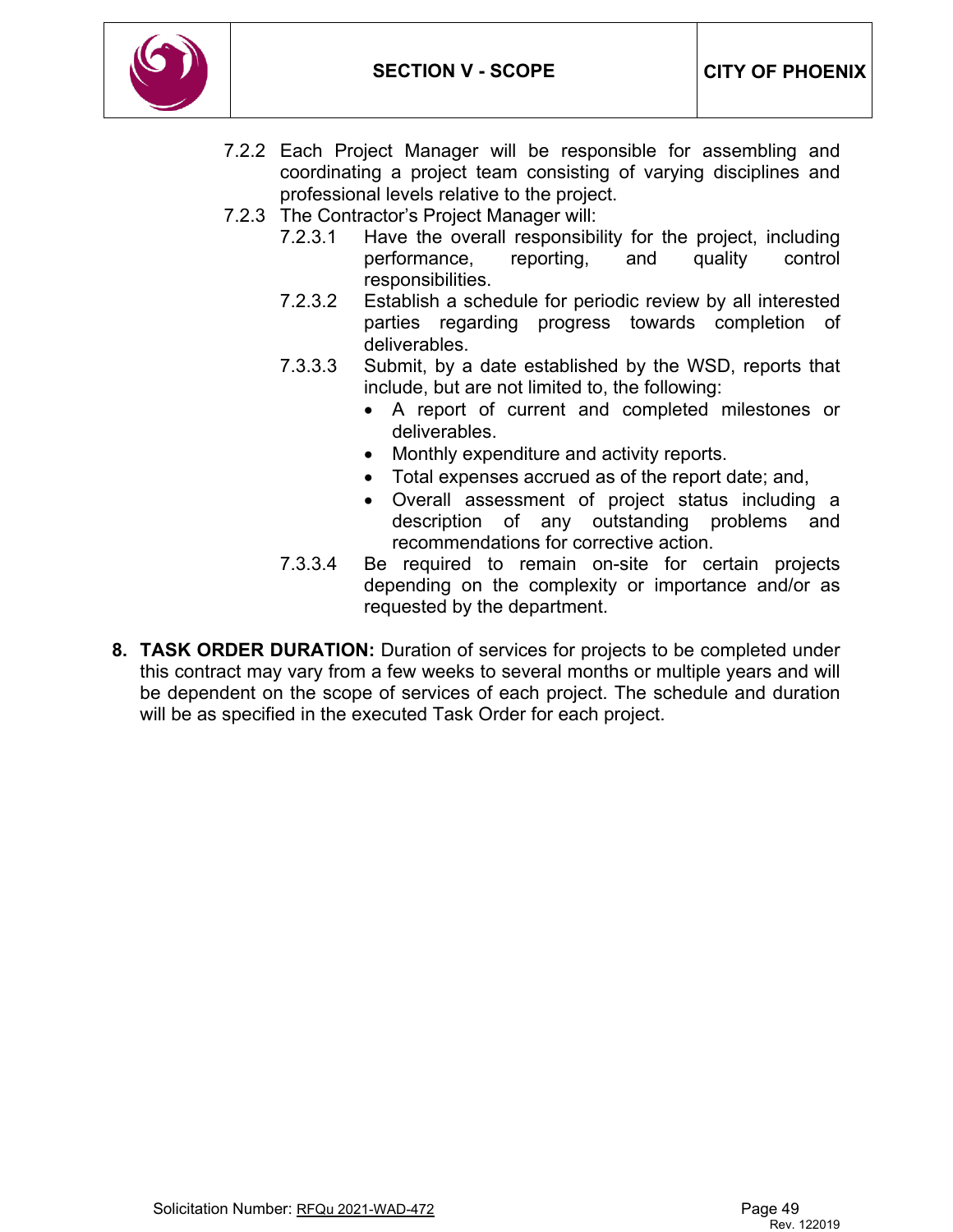7.2.2 Each Project Manager will be responsible for assembling and coordinating a project team consisting of varying disciplines and professional levels relative to the project.

7.2.3 The Contractor's Project Manager will:

- 7.2.3.1 Have the overall responsibility for the project, including performance, reporting, and quality control responsibilities.
- 7.2.3.2 Establish a schedule for periodic review by all interested parties regarding progress towards completion of deliverables.
- 7.3.3.3 Submit, by a date established by the WSD, reports that include, but are not limited to, the following:
  - A report of current and completed milestones or deliverables.
  - Monthly expenditure and activity reports.
  - Total expenses accrued as of the report date; and,
  - Overall assessment of project status including a description of any outstanding problems and recommendations for corrective action.
- 7.3.3.4 Be required to remain on-site for certain projects depending on the complexity or importance and/or as requested by the department.

8. **TASK ORDER DURATION:** Duration of services for projects to be completed under this contract may vary from a few weeks to several months or multiple years and will be dependent on the scope of services of each project. The schedule and duration will be as specified in the executed Task Order for each project.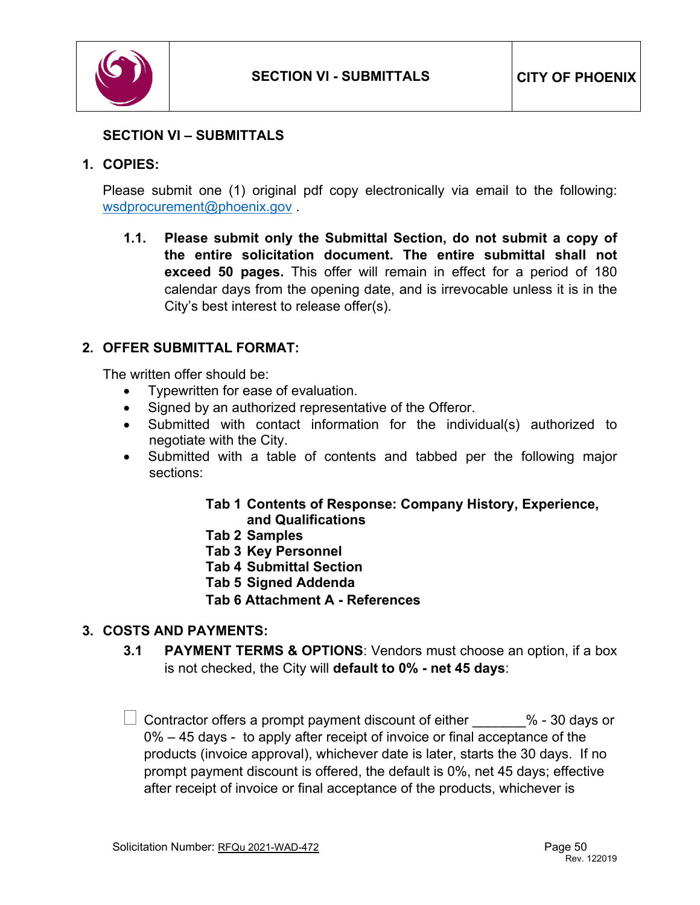## SECTION VI – SUBMITTALS

### 1. COPIES:

Please submit one (1) original pdf copy electronically via email to the following: wsdprocurement@phoenix.gov .

**1.1. Please submit only the Submittal Section, do not submit a copy of the entire solicitation document. The entire submittal shall not exceed 50 pages.** This offer will remain in effect for a period of 180 calendar days from the opening date, and is irrevocable unless it is in the City's best interest to release offer(s).

### 2. OFFER SUBMITTAL FORMAT:

The written offer should be:

- Typewritten for ease of evaluation.
- Signed by an authorized representative of the Offeror.
- Submitted with contact information for the individual(s) authorized to negotiate with the City.
- Submitted with a table of contents and tabbed per the following major sections:

**Tab 1 Contents of Response: Company History, Experience, and Qualifications**
**Tab 2 Samples**
**Tab 3 Key Personnel**
**Tab 4 Submittal Section**
**Tab 5 Signed Addenda**
**Tab 6 Attachment A - References**

### 3. COSTS AND PAYMENTS:

**3.1 PAYMENT TERMS & OPTIONS**: Vendors must choose an option, if a box is not checked, the City will **default to 0% - net 45 days**:

☐ Contractor offers a prompt payment discount of either _______% - 30 days or 0% – 45 days - to apply after receipt of invoice or final acceptance of the products (invoice approval), whichever date is later, starts the 30 days. If no prompt payment discount is offered, the default is 0%, net 45 days; effective after receipt of invoice or final acceptance of the products, whichever is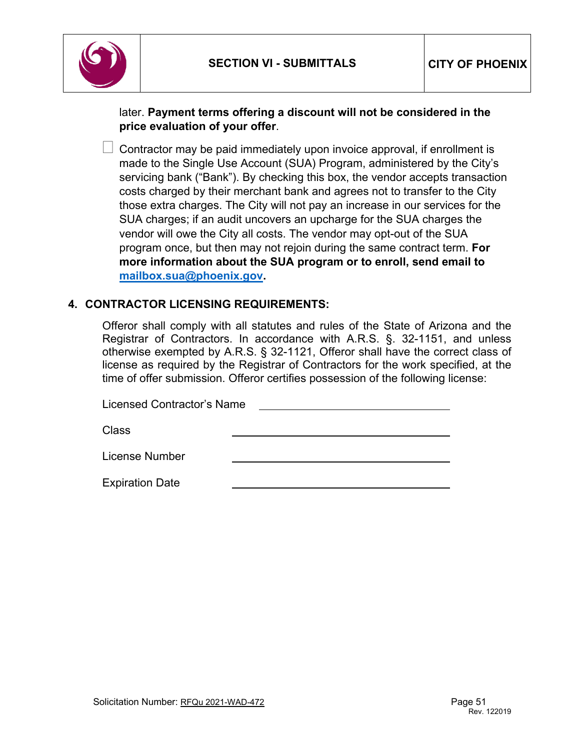later. **Payment terms offering a discount will not be considered in the price evaluation of your offer**.

☐ Contractor may be paid immediately upon invoice approval, if enrollment is made to the Single Use Account (SUA) Program, administered by the City's servicing bank ("Bank"). By checking this box, the vendor accepts transaction costs charged by their merchant bank and agrees not to transfer to the City those extra charges. The City will not pay an increase in our services for the SUA charges; if an audit uncovers an upcharge for the SUA charges the vendor will owe the City all costs. The vendor may opt-out of the SUA program once, but then may not rejoin during the same contract term. **For more information about the SUA program or to enroll, send email to [mailbox.sua@phoenix.gov](mailto:mailbox.sua@phoenix.gov).**

## 4. CONTRACTOR LICENSING REQUIREMENTS:

Offeror shall comply with all statutes and rules of the State of Arizona and the Registrar of Contractors. In accordance with A.R.S. §. 32-1151, and unless otherwise exempted by A.R.S. § 32-1121, Offeror shall have the correct class of license as required by the Registrar of Contractors for the work specified, at the time of offer submission. Offeror certifies possession of the following license:

Licensed Contractor's Name \_\_\_\_\_\_\_\_\_\_\_\_\_\_\_\_\_\_\_\_\_\_\_\_\_\_\_\_\_\_

Class \_\_\_\_\_\_\_\_\_\_\_\_\_\_\_\_\_\_\_\_\_\_\_\_\_\_\_\_\_\_

License Number \_\_\_\_\_\_\_\_\_\_\_\_\_\_\_\_\_\_\_\_\_\_\_\_\_\_\_\_\_\_

Expiration Date \_\_\_\_\_\_\_\_\_\_\_\_\_\_\_\_\_\_\_\_\_\_\_\_\_\_\_\_\_\_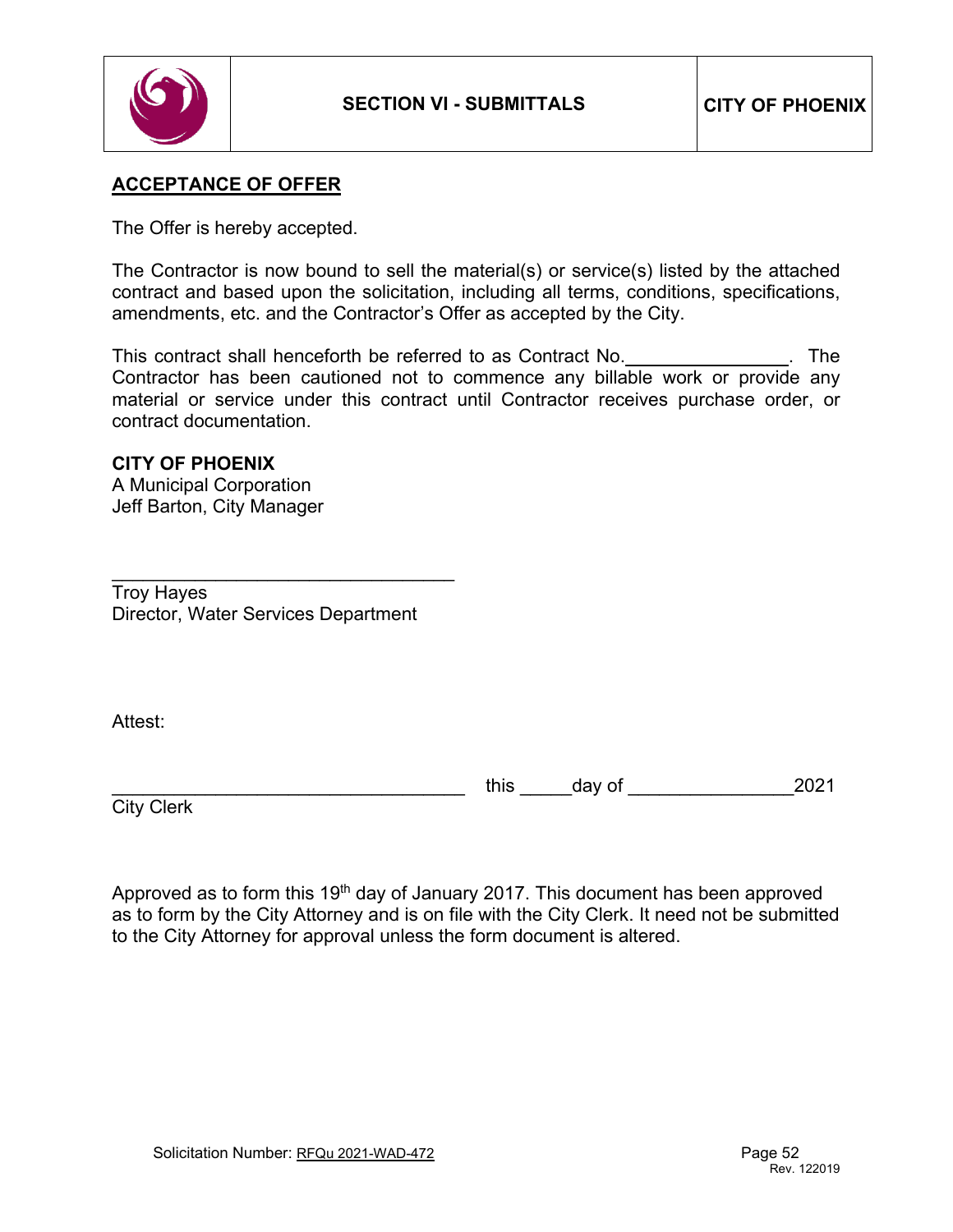## ACCEPTANCE OF OFFER

The Offer is hereby accepted.

The Contractor is now bound to sell the material(s) or service(s) listed by the attached contract and based upon the solicitation, including all terms, conditions, specifications, amendments, etc. and the Contractor's Offer as accepted by the City.

This contract shall henceforth be referred to as Contract No.________________. The Contractor has been cautioned not to commence any billable work or provide any material or service under this contract until Contractor receives purchase order, or contract documentation.

**CITY OF PHOENIX**
A Municipal Corporation
Jeff Barton, City Manager

__________________________________
Troy Hayes
Director, Water Services Department

Attest:

__________________________________ this _____day of ________________2021
City Clerk

Approved as to form this 19th day of January 2017. This document has been approved as to form by the City Attorney and is on file with the City Clerk. It need not be submitted to the City Attorney for approval unless the form document is altered.

Solicitation Number: RFQu 2021-WAD-472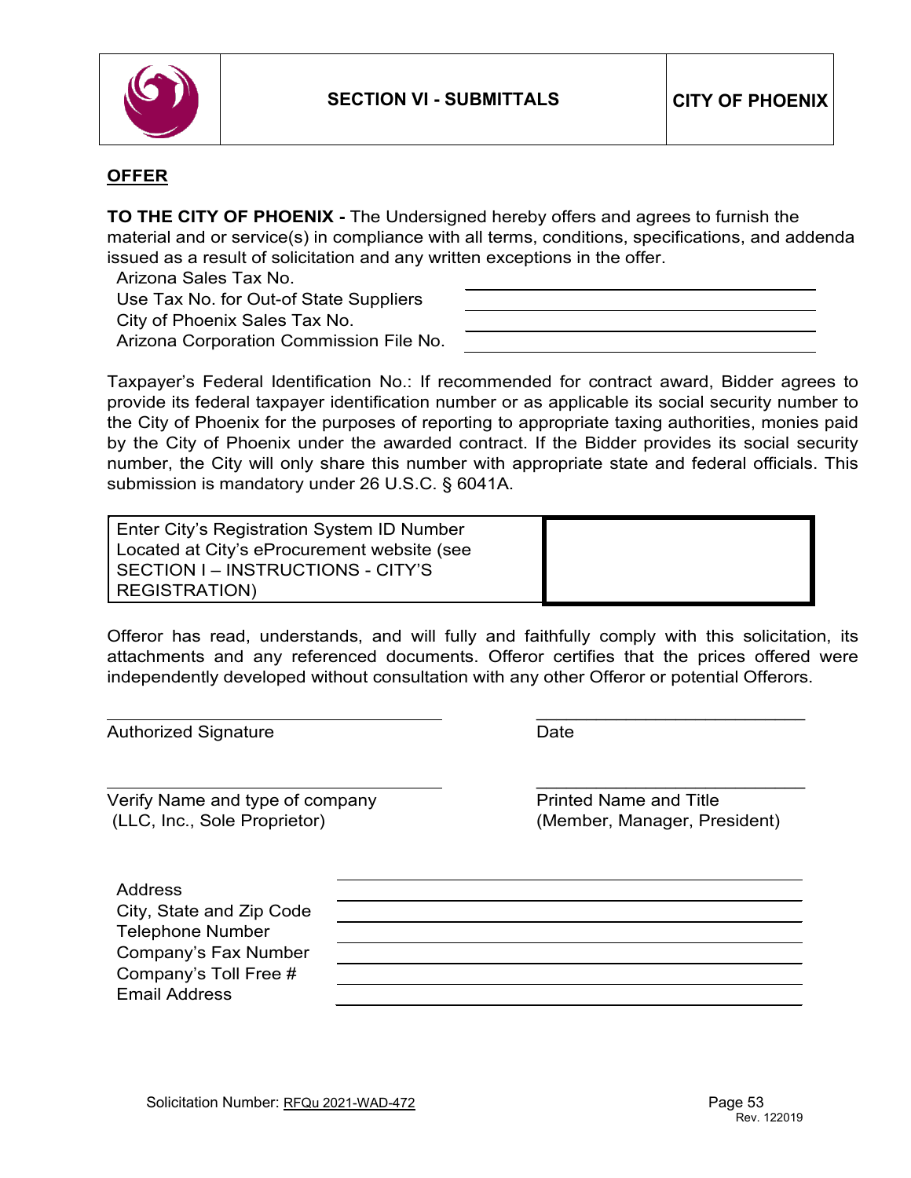# SECTION VI - SUBMITTALS

**CITY OF PHOENIX**

**OFFER**

**TO THE CITY OF PHOENIX -** The Undersigned hereby offers and agrees to furnish the material and or service(s) in compliance with all terms, conditions, specifications, and addenda issued as a result of solicitation and any written exceptions in the offer.

| | |
|---|---|
| Arizona Sales Tax No. | |
| Use Tax No. for Out-of State Suppliers | |
| City of Phoenix Sales Tax No. | |
| Arizona Corporation Commission File No. | |

Taxpayer's Federal Identification No.: If recommended for contract award, Bidder agrees to provide its federal taxpayer identification number or as applicable its social security number to the City of Phoenix for the purposes of reporting to appropriate taxing authorities, monies paid by the City of Phoenix under the awarded contract. If the Bidder provides its social security number, the City will only share this number with appropriate state and federal officials. This submission is mandatory under 26 U.S.C. § 6041A.

| | |
|---|---|
| Enter City's Registration System ID Number Located at City's eProcurement website (see SECTION I – INSTRUCTIONS - CITY'S REGISTRATION) | |

Offeror has read, understands, and will fully and faithfully comply with this solicitation, its attachments and any referenced documents. Offeror certifies that the prices offered were independently developed without consultation with any other Offeror or potential Offerors.

| | |
|---|---|
| \_\_\_\_\_\_\_\_\_\_\_\_\_\_\_\_\_\_\_\_\_\_\_\_\_\_\_\_ | \_\_\_\_\_\_\_\_\_\_\_\_\_\_\_\_\_\_\_\_\_\_\_\_\_\_\_\_ |
| Authorized Signature | Date |
| \_\_\_\_\_\_\_\_\_\_\_\_\_\_\_\_\_\_\_\_\_\_\_\_\_\_\_\_ | \_\_\_\_\_\_\_\_\_\_\_\_\_\_\_\_\_\_\_\_\_\_\_\_\_\_\_\_ |
| Verify Name and type of company (LLC, Inc., Sole Proprietor) | Printed Name and Title (Member, Manager, President) |

| | |
|---|---|
| Address | |
| City, State and Zip Code | |
| Telephone Number | |
| Company's Fax Number | |
| Company's Toll Free # | |
| Email Address | |

Solicitation Number: RFQu 2021-WAD-472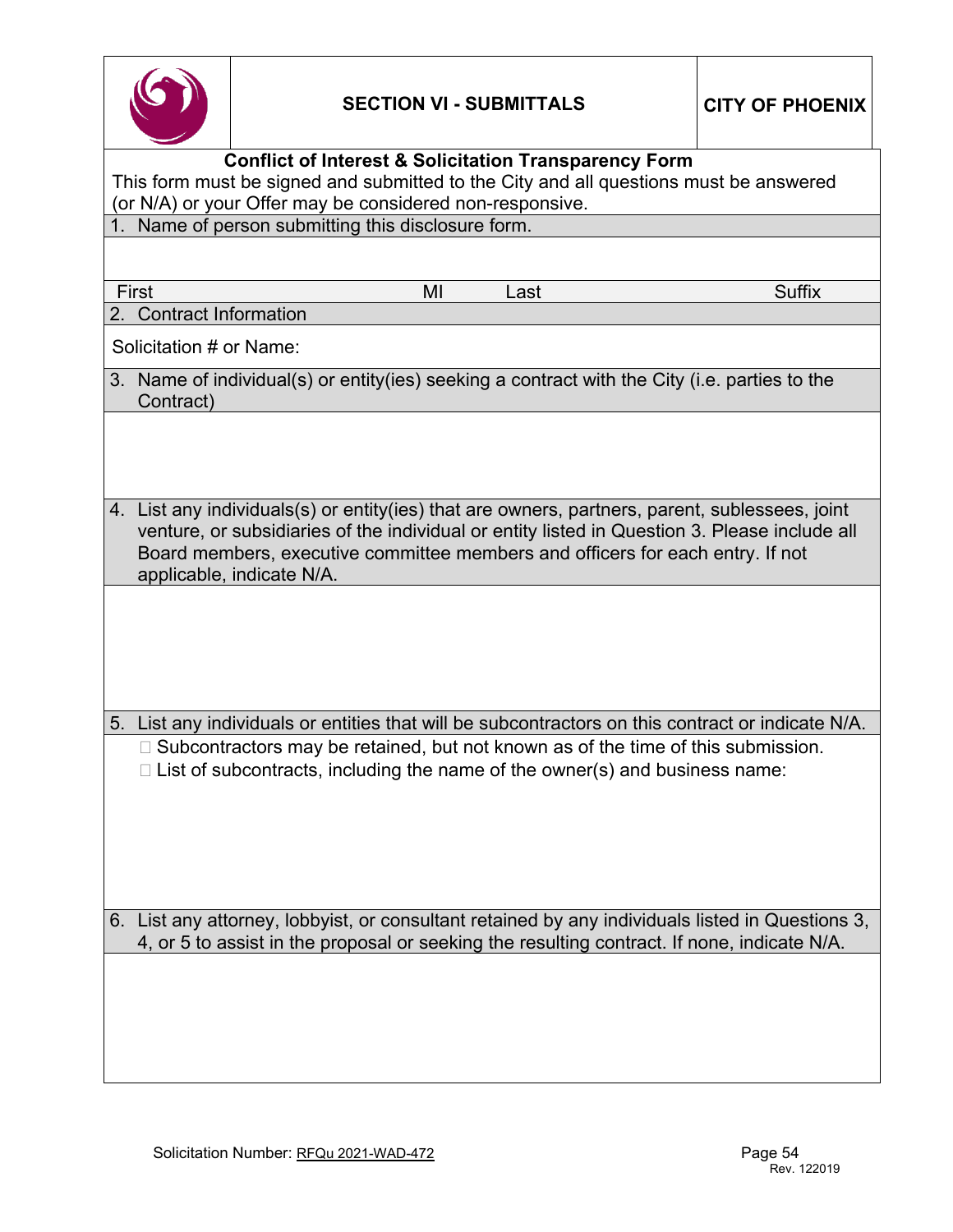**SECTION VI - SUBMITTALS** | **CITY OF PHOENIX**

## Conflict of Interest & Solicitation Transparency Form

This form must be signed and submitted to the City and all questions must be answered (or N/A) or your Offer may be considered non-responsive.

1. Name of person submitting this disclosure form.

| First | MI | Last | Suffix |
|---|---|---|---|
| | | | |

2. Contract Information

Solicitation # or Name:

3. Name of individual(s) or entity(ies) seeking a contract with the City (i.e. parties to the Contract)

4. List any individuals(s) or entity(ies) that are owners, partners, parent, sublessees, joint venture, or subsidiaries of the individual or entity listed in Question 3. Please include all Board members, executive committee members and officers for each entry. If not applicable, indicate N/A.

5. List any individuals or entities that will be subcontractors on this contract or indicate N/A.

☐ Subcontractors may be retained, but not known as of the time of this submission.

☐ List of subcontracts, including the name of the owner(s) and business name:

6. List any attorney, lobbyist, or consultant retained by any individuals listed in Questions 3, 4, or 5 to assist in the proposal or seeking the resulting contract. If none, indicate N/A.

Solicitation Number: RFQu 2021-WAD-472

Rev. 122019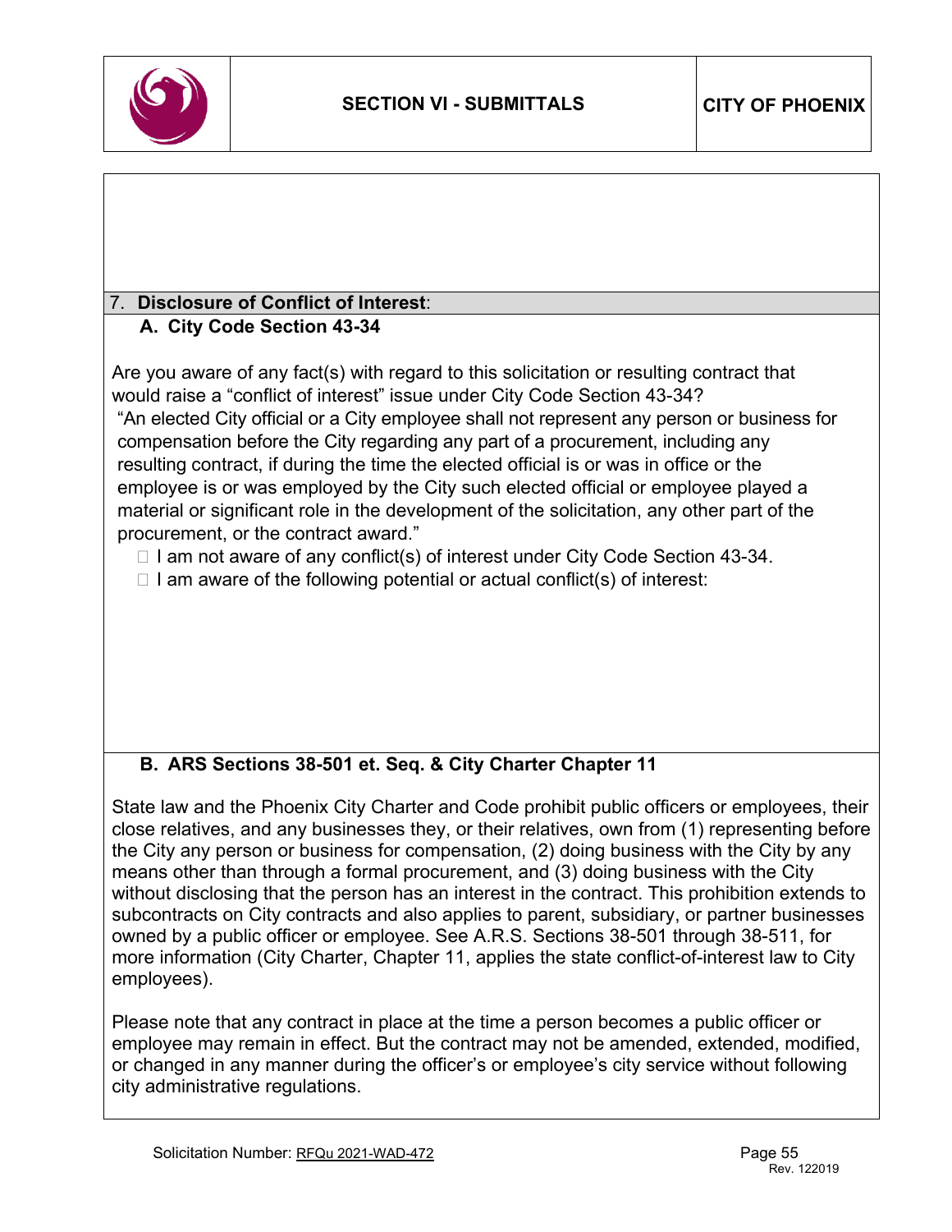## 7. Disclosure of Conflict of Interest:

### A. City Code Section 43-34

Are you aware of any fact(s) with regard to this solicitation or resulting contract that would raise a "conflict of interest" issue under City Code Section 43-34?

"An elected City official or a City employee shall not represent any person or business for compensation before the City regarding any part of a procurement, including any resulting contract, if during the time the elected official is or was in office or the employee is or was employed by the City such elected official or employee played a material or significant role in the development of the solicitation, any other part of the procurement, or the contract award."

- ☐ I am not aware of any conflict(s) of interest under City Code Section 43-34.
- ☐ I am aware of the following potential or actual conflict(s) of interest:

### B. ARS Sections 38-501 et. Seq. & City Charter Chapter 11

State law and the Phoenix City Charter and Code prohibit public officers or employees, their close relatives, and any businesses they, or their relatives, own from (1) representing before the City any person or business for compensation, (2) doing business with the City by any means other than through a formal procurement, and (3) doing business with the City without disclosing that the person has an interest in the contract. This prohibition extends to subcontracts on City contracts and also applies to parent, subsidiary, or partner businesses owned by a public officer or employee. See A.R.S. Sections 38-501 through 38-511, for more information (City Charter, Chapter 11, applies the state conflict-of-interest law to City employees).

Please note that any contract in place at the time a person becomes a public officer or employee may remain in effect. But the contract may not be amended, extended, modified, or changed in any manner during the officer's or employee's city service without following city administrative regulations.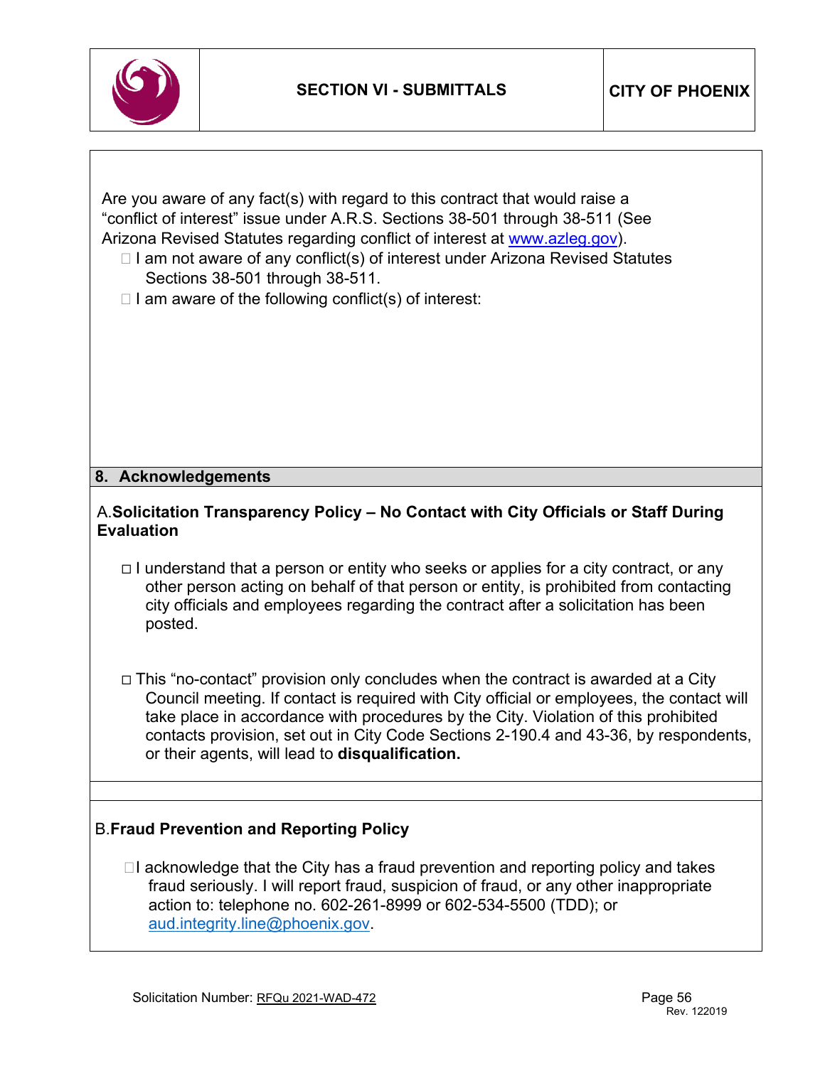Are you aware of any fact(s) with regard to this contract that would raise a "conflict of interest" issue under A.R.S. Sections 38-501 through 38-511 (See Arizona Revised Statutes regarding conflict of interest at www.azleg.gov).

- ☐ I am not aware of any conflict(s) of interest under Arizona Revised Statutes Sections 38-501 through 38-511.
- ☐ I am aware of the following conflict(s) of interest:

## 8. Acknowledgements

### A. Solicitation Transparency Policy – No Contact with City Officials or Staff During Evaluation

- ☐ I understand that a person or entity who seeks or applies for a city contract, or any other person acting on behalf of that person or entity, is prohibited from contacting city officials and employees regarding the contract after a solicitation has been posted.

- ☐ This "no-contact" provision only concludes when the contract is awarded at a City Council meeting. If contact is required with City official or employees, the contact will take place in accordance with procedures by the City. Violation of this prohibited contacts provision, set out in City Code Sections 2-190.4 and 43-36, by respondents, or their agents, will lead to **disqualification.**

### B. Fraud Prevention and Reporting Policy

- ☐ I acknowledge that the City has a fraud prevention and reporting policy and takes fraud seriously. I will report fraud, suspicion of fraud, or any other inappropriate action to: telephone no. 602-261-8999 or 602-534-5500 (TDD); or aud.integrity.line@phoenix.gov.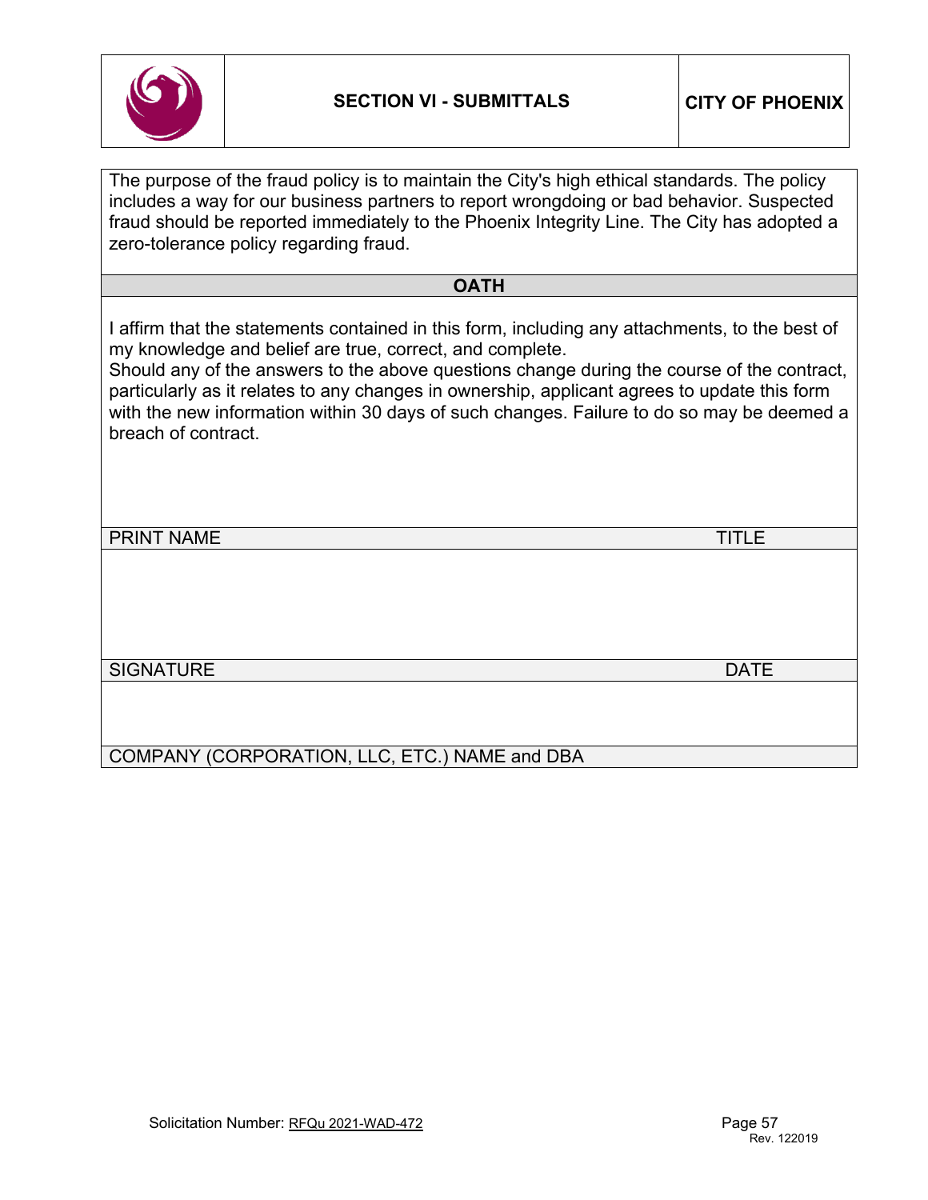The purpose of the fraud policy is to maintain the City's high ethical standards. The policy includes a way for our business partners to report wrongdoing or bad behavior. Suspected fraud should be reported immediately to the Phoenix Integrity Line. The City has adopted a zero-tolerance policy regarding fraud.

## OATH

I affirm that the statements contained in this form, including any attachments, to the best of my knowledge and belief are true, correct, and complete.

Should any of the answers to the above questions change during the course of the contract, particularly as it relates to any changes in ownership, applicant agrees to update this form with the new information within 30 days of such changes. Failure to do so may be deemed a breach of contract.

| PRINT NAME | TITLE |
|---|---|
| | |
| SIGNATURE | DATE |
| | |
| COMPANY (CORPORATION, LLC, ETC.) NAME and DBA | |

Solicitation Number: RFQu 2021-WAD-472

Rev. 122019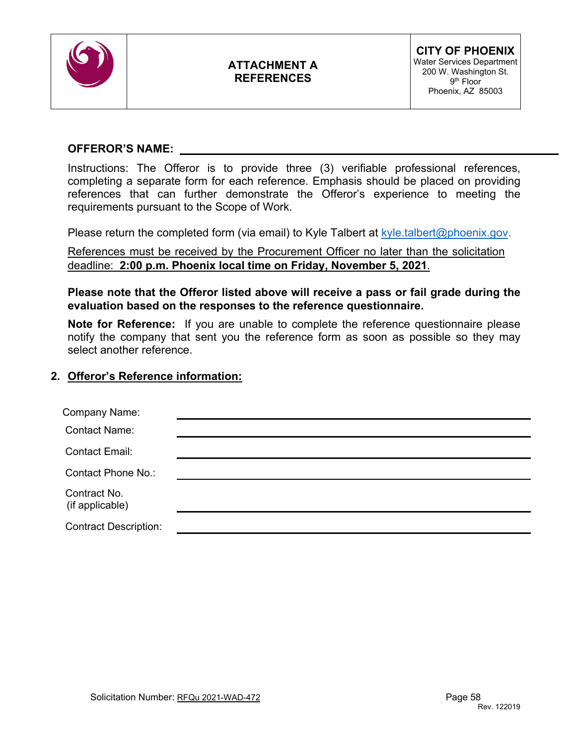| | ATTACHMENT A<br>REFERENCES | **CITY OF PHOENIX**<br>Water Services Department<br>200 W. Washington St.<br>9th Floor<br>Phoenix, AZ 85003 |
|---|---|---|

**OFFEROR'S NAME:** ______________________________________________

Instructions: The Offeror is to provide three (3) verifiable professional references, completing a separate form for each reference. Emphasis should be placed on providing references that can further demonstrate the Offeror's experience to meeting the requirements pursuant to the Scope of Work.

Please return the completed form (via email) to Kyle Talbert at kyle.talbert@phoenix.gov.

References must be received by the Procurement Officer no later than the solicitation deadline: **2:00 p.m. Phoenix local time on Friday, November 5, 2021**.

**Please note that the Offeror listed above will receive a pass or fail grade during the evaluation based on the responses to the reference questionnaire.**

**Note for Reference:** If you are unable to complete the reference questionnaire please notify the company that sent you the reference form as soon as possible so they may select another reference.

2. **Offeror's Reference information:**

Company Name: ______________________________________________

Contact Name: ______________________________________________

Contact Email: ______________________________________________

Contact Phone No.: ______________________________________________

Contract No. (if applicable) ______________________________________________

Contract Description: ______________________________________________

Solicitation Number: RFQu 2021-WAD-472

Rev. 122019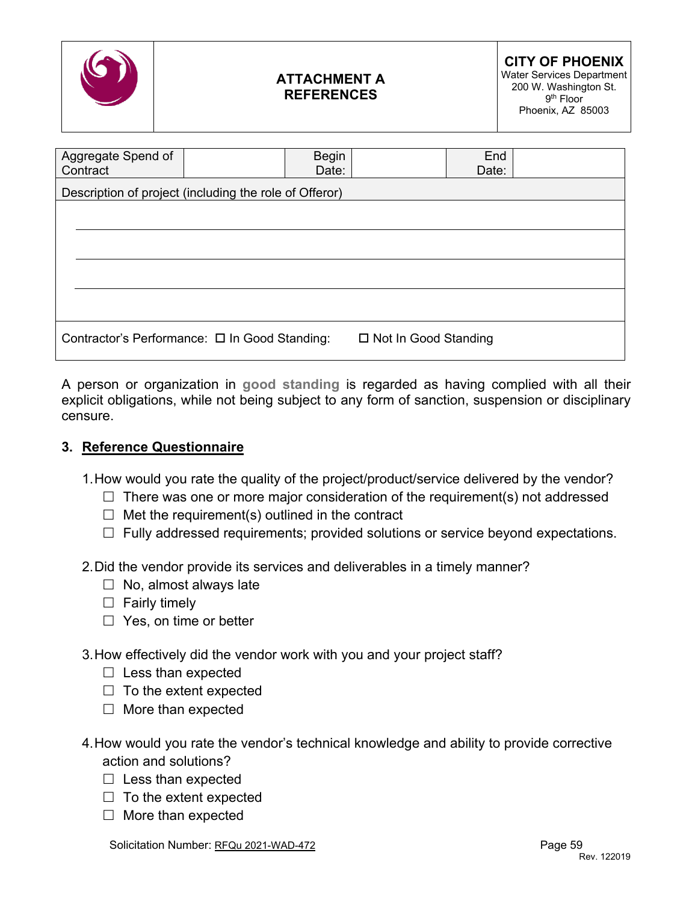| | ATTACHMENT A<br>REFERENCES | CITY OF PHOENIX<br>Water Services Department<br>200 W. Washington St.<br>9th Floor<br>Phoenix, AZ 85003 |
|---|---|---|

| Aggregate Spend of Contract | | Begin Date: | | End Date: | |
|---|---|---|---|---|---|
| Description of project (including the role of Offeror) | | | | | |
| | | | | | |
| Contractor's Performance: ☐ In Good Standing: ☐ Not In Good Standing | | | | | |

A person or organization in **good standing** is regarded as having complied with all their explicit obligations, while not being subject to any form of sanction, suspension or disciplinary censure.

## 3. Reference Questionnaire

1. How would you rate the quality of the project/product/service delivered by the vendor?
   - ☐ There was one or more major consideration of the requirement(s) not addressed
   - ☐ Met the requirement(s) outlined in the contract
   - ☐ Fully addressed requirements; provided solutions or service beyond expectations.

2. Did the vendor provide its services and deliverables in a timely manner?
   - ☐ No, almost always late
   - ☐ Fairly timely
   - ☐ Yes, on time or better

3. How effectively did the vendor work with you and your project staff?
   - ☐ Less than expected
   - ☐ To the extent expected
   - ☐ More than expected

4. How would you rate the vendor's technical knowledge and ability to provide corrective action and solutions?
   - ☐ Less than expected
   - ☐ To the extent expected
   - ☐ More than expected

Solicitation Number: RFQu 2021-WAD-472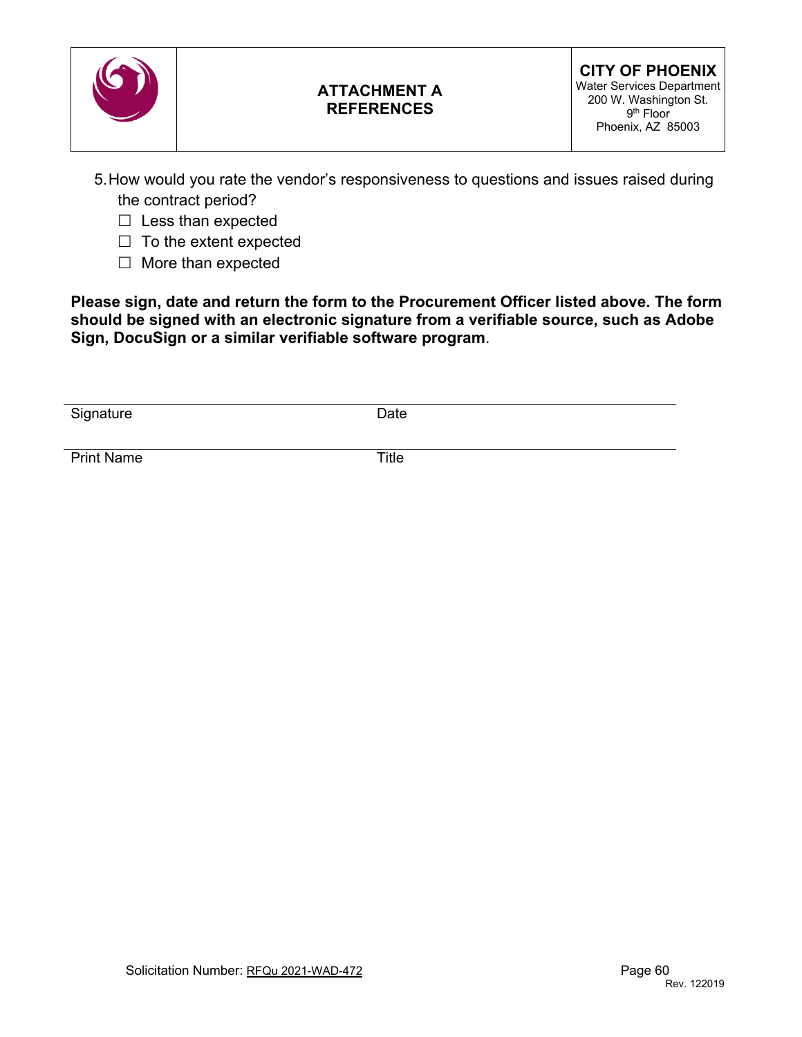| | ATTACHMENT A<br>REFERENCES | **CITY OF PHOENIX**<br>Water Services Department<br>200 W. Washington St.<br>9th Floor<br>Phoenix, AZ 85003 |
|---|---|---|

5. How would you rate the vendor's responsiveness to questions and issues raised during the contract period?
   - ☐ Less than expected
   - ☐ To the extent expected
   - ☐ More than expected

**Please sign, date and return the form to the Procurement Officer listed above. The form should be signed with an electronic signature from a verifiable source, such as Adobe Sign, DocuSign or a similar verifiable software program**.

| | |
|---|---|
| Signature | Date |
| Print Name | Title |

Solicitation Number: RFQu 2021-WAD-472

Rev. 122019